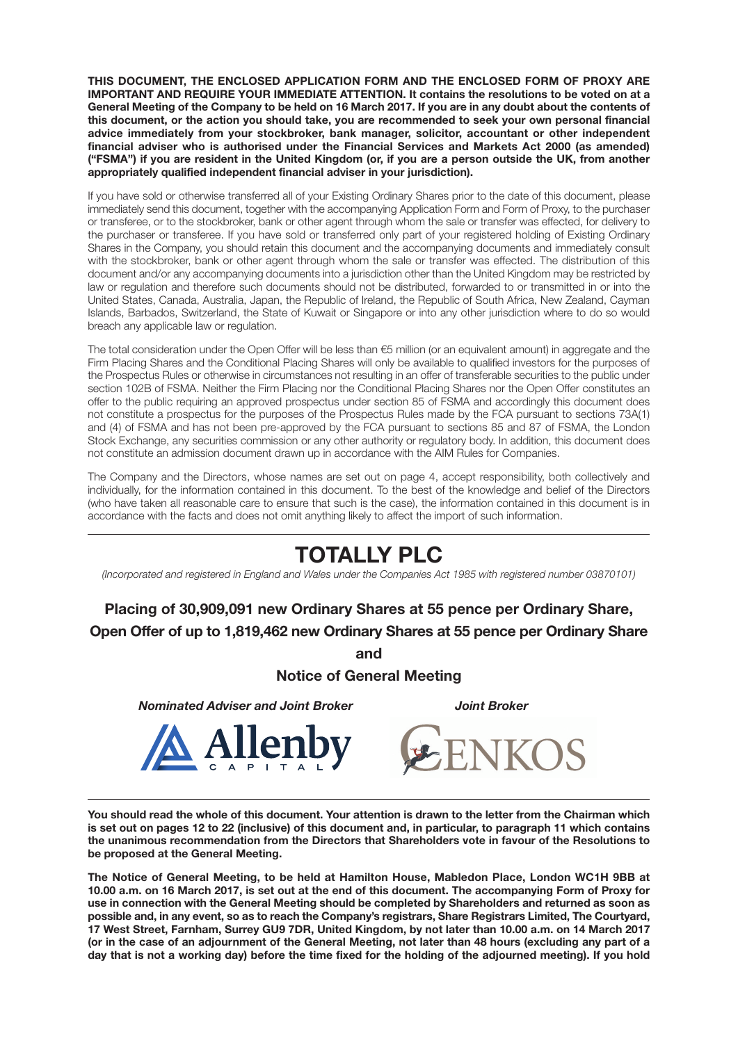**THIS DOCUMENT, THE ENCLOSED APPLICATION FORM AND THE ENCLOSED FORM OF PROXY ARE IMPORTANT AND REQUIRE YOUR IMMEDIATE ATTENTION. It contains the resolutions to be voted on at a General Meeting of the Company to be held on 16 March 2017. If you are in any doubt about the contents of this document, or the action you should take, you are recommended to seek your own personal financial advice immediately from your stockbroker, bank manager, solicitor, accountant or other independent financial adviser who is authorised under the Financial Services and Markets Act 2000 (as amended) ("FSMA") if you are resident in the United Kingdom (or, if you are a person outside the UK, from another appropriately qualified independent financial adviser in your jurisdiction).**

If you have sold or otherwise transferred all of your Existing Ordinary Shares prior to the date of this document, please immediately send this document, together with the accompanying Application Form and Form of Proxy, to the purchaser or transferee, or to the stockbroker, bank or other agent through whom the sale or transfer was effected, for delivery to the purchaser or transferee. If you have sold or transferred only part of your registered holding of Existing Ordinary Shares in the Company, you should retain this document and the accompanying documents and immediately consult with the stockbroker, bank or other agent through whom the sale or transfer was effected. The distribution of this document and/or any accompanying documents into a jurisdiction other than the United Kingdom may be restricted by law or regulation and therefore such documents should not be distributed, forwarded to or transmitted in or into the United States, Canada, Australia, Japan, the Republic of Ireland, the Republic of South Africa, New Zealand, Cayman Islands, Barbados, Switzerland, the State of Kuwait or Singapore or into any other jurisdiction where to do so would breach any applicable law or regulation.

The total consideration under the Open Offer will be less than €5 million (or an equivalent amount) in aggregate and the Firm Placing Shares and the Conditional Placing Shares will only be available to qualified investors for the purposes of the Prospectus Rules or otherwise in circumstances not resulting in an offer of transferable securities to the public under section 102B of FSMA. Neither the Firm Placing nor the Conditional Placing Shares nor the Open Offer constitutes an offer to the public requiring an approved prospectus under section 85 of FSMA and accordingly this document does not constitute a prospectus for the purposes of the Prospectus Rules made by the FCA pursuant to sections 73A(1) and (4) of FSMA and has not been pre-approved by the FCA pursuant to sections 85 and 87 of FSMA, the London Stock Exchange, any securities commission or any other authority or regulatory body. In addition, this document does not constitute an admission document drawn up in accordance with the AIM Rules for Companies.

The Company and the Directors, whose names are set out on page 4, accept responsibility, both collectively and individually, for the information contained in this document. To the best of the knowledge and belief of the Directors (who have taken all reasonable care to ensure that such is the case), the information contained in this document is in accordance with the facts and does not omit anything likely to affect the import of such information.

# TOTALLY PLC

*(Incorporated and registered in England and Wales under the Companies Act 1985 with registered number 03870101)*

## Placing of 30,909,091 new Ordinary Shares at 55 pence per Ordinary Share, Open Offer of up to 1,819,462 new Ordinary Shares at 55 pence per Ordinary Share and Notice of General Meeting

***Nominated Adviser and Joint Broker***

Allenby Capital

***Joint Broker***

Cenkos

**You should read the whole of this document. Your attention is drawn to the letter from the Chairman which is set out on pages 12 to 22 (inclusive) of this document and, in particular, to paragraph 11 which contains the unanimous recommendation from the Directors that Shareholders vote in favour of the Resolutions to be proposed at the General Meeting.**

**The Notice of General Meeting, to be held at Hamilton House, Mabledon Place, London WC1H 9BB at 10.00 a.m. on 16 March 2017, is set out at the end of this document. The accompanying Form of Proxy for use in connection with the General Meeting should be completed by Shareholders and returned as soon as possible and, in any event, so as to reach the Company's registrars, Share Registrars Limited, The Courtyard, 17 West Street, Farnham, Surrey GU9 7DR, United Kingdom, by not later than 10.00 a.m. on 14 March 2017 (or in the case of an adjournment of the General Meeting, not later than 48 hours (excluding any part of a day that is not a working day) before the time fixed for the holding of the adjourned meeting). If you hold**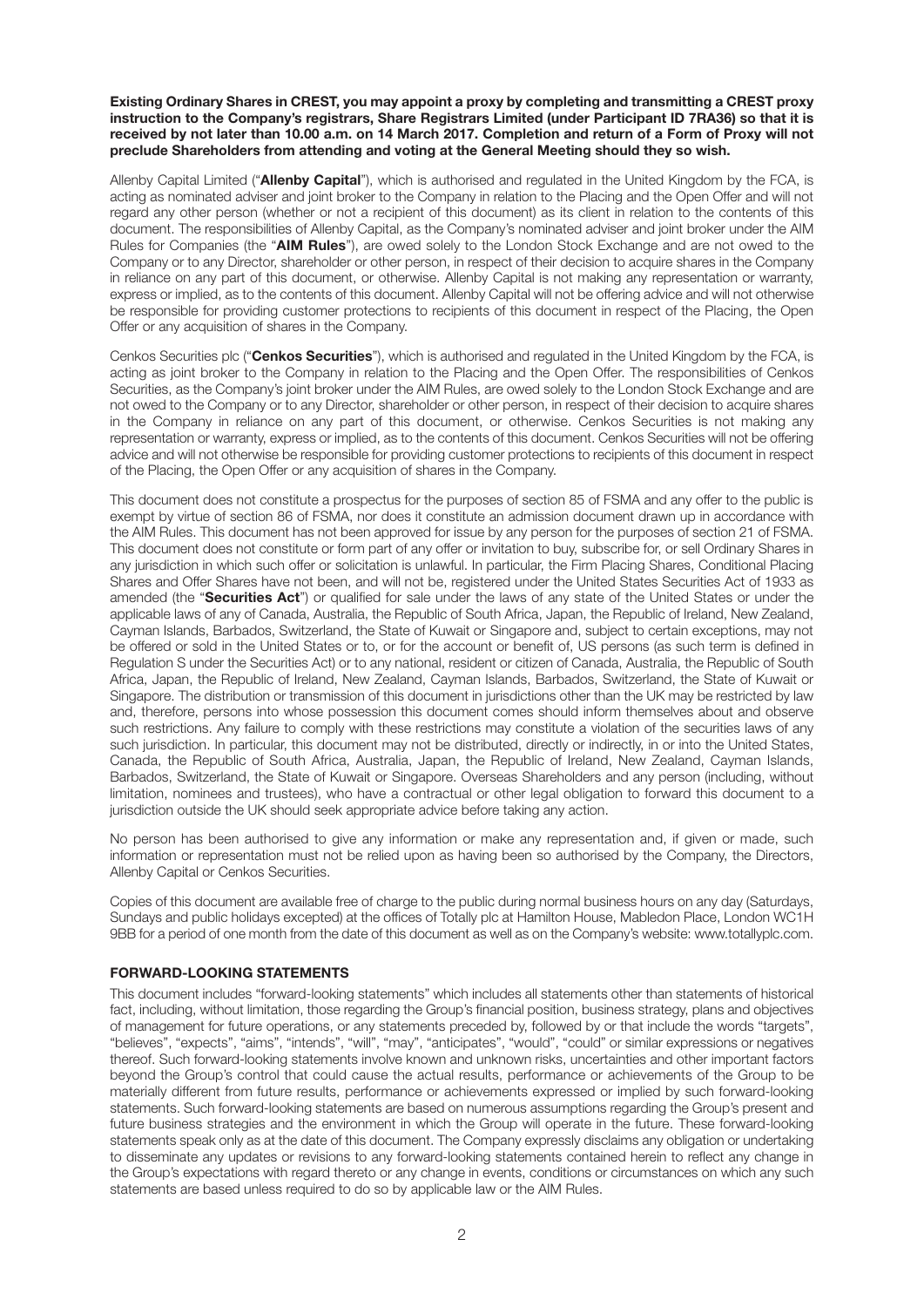**Existing Ordinary Shares in CREST, you may appoint a proxy by completing and transmitting a CREST proxy instruction to the Company's registrars, Share Registrars Limited (under Participant ID 7RA36) so that it is received by not later than 10.00 a.m. on 14 March 2017. Completion and return of a Form of Proxy will not preclude Shareholders from attending and voting at the General Meeting should they so wish.**

Allenby Capital Limited ("**Allenby Capital**"), which is authorised and regulated in the United Kingdom by the FCA, is acting as nominated adviser and joint broker to the Company in relation to the Placing and the Open Offer and will not regard any other person (whether or not a recipient of this document) as its client in relation to the contents of this document. The responsibilities of Allenby Capital, as the Company's nominated adviser and joint broker under the AIM Rules for Companies (the "**AIM Rules**"), are owed solely to the London Stock Exchange and are not owed to the Company or to any Director, shareholder or other person, in respect of their decision to acquire shares in the Company in reliance on any part of this document, or otherwise. Allenby Capital is not making any representation or warranty, express or implied, as to the contents of this document. Allenby Capital will not be offering advice and will not otherwise be responsible for providing customer protections to recipients of this document in respect of the Placing, the Open Offer or any acquisition of shares in the Company.

Cenkos Securities plc ("**Cenkos Securities**"), which is authorised and regulated in the United Kingdom by the FCA, is acting as joint broker to the Company in relation to the Placing and the Open Offer. The responsibilities of Cenkos Securities, as the Company's joint broker under the AIM Rules, are owed solely to the London Stock Exchange and are not owed to the Company or to any Director, shareholder or other person, in respect of their decision to acquire shares in the Company in reliance on any part of this document, or otherwise. Cenkos Securities is not making any representation or warranty, express or implied, as to the contents of this document. Cenkos Securities will not be offering advice and will not otherwise be responsible for providing customer protections to recipients of this document in respect of the Placing, the Open Offer or any acquisition of shares in the Company.

This document does not constitute a prospectus for the purposes of section 85 of FSMA and any offer to the public is exempt by virtue of section 86 of FSMA, nor does it constitute an admission document drawn up in accordance with the AIM Rules. This document has not been approved for issue by any person for the purposes of section 21 of FSMA. This document does not constitute or form part of any offer or invitation to buy, subscribe for, or sell Ordinary Shares in any jurisdiction in which such offer or solicitation is unlawful. In particular, the Firm Placing Shares, Conditional Placing Shares and Offer Shares have not been, and will not be, registered under the United States Securities Act of 1933 as amended (the "**Securities Act**") or qualified for sale under the laws of any state of the United States or under the applicable laws of any of Canada, Australia, the Republic of South Africa, Japan, the Republic of Ireland, New Zealand, Cayman Islands, Barbados, Switzerland, the State of Kuwait or Singapore and, subject to certain exceptions, may not be offered or sold in the United States or to, or for the account or benefit of, US persons (as such term is defined in Regulation S under the Securities Act) or to any national, resident or citizen of Canada, Australia, the Republic of South Africa, Japan, the Republic of Ireland, New Zealand, Cayman Islands, Barbados, Switzerland, the State of Kuwait or Singapore. The distribution or transmission of this document in jurisdictions other than the UK may be restricted by law and, therefore, persons into whose possession this document comes should inform themselves about and observe such restrictions. Any failure to comply with these restrictions may constitute a violation of the securities laws of any such jurisdiction. In particular, this document may not be distributed, directly or indirectly, in or into the United States, Canada, the Republic of South Africa, Australia, Japan, the Republic of Ireland, New Zealand, Cayman Islands, Barbados, Switzerland, the State of Kuwait or Singapore. Overseas Shareholders and any person (including, without limitation, nominees and trustees), who have a contractual or other legal obligation to forward this document to a jurisdiction outside the UK should seek appropriate advice before taking any action.

No person has been authorised to give any information or make any representation and, if given or made, such information or representation must not be relied upon as having been so authorised by the Company, the Directors, Allenby Capital or Cenkos Securities.

Copies of this document are available free of charge to the public during normal business hours on any day (Saturdays, Sundays and public holidays excepted) at the offices of Totally plc at Hamilton House, Mabledon Place, London WC1H 9BB for a period of one month from the date of this document as well as on the Company's website: www.totallyplc.com.

## FORWARD-LOOKING STATEMENTS

This document includes "forward-looking statements" which includes all statements other than statements of historical fact, including, without limitation, those regarding the Group's financial position, business strategy, plans and objectives of management for future operations, or any statements preceded by, followed by or that include the words "targets", "believes", "expects", "aims", "intends", "will", "may", "anticipates", "would", "could" or similar expressions or negatives thereof. Such forward-looking statements involve known and unknown risks, uncertainties and other important factors beyond the Group's control that could cause the actual results, performance or achievements of the Group to be materially different from future results, performance or achievements expressed or implied by such forward-looking statements. Such forward-looking statements are based on numerous assumptions regarding the Group's present and future business strategies and the environment in which the Group will operate in the future. These forward-looking statements speak only as at the date of this document. The Company expressly disclaims any obligation or undertaking to disseminate any updates or revisions to any forward-looking statements contained herein to reflect any change in the Group's expectations with regard thereto or any change in events, conditions or circumstances on which any such statements are based unless required to do so by applicable law or the AIM Rules.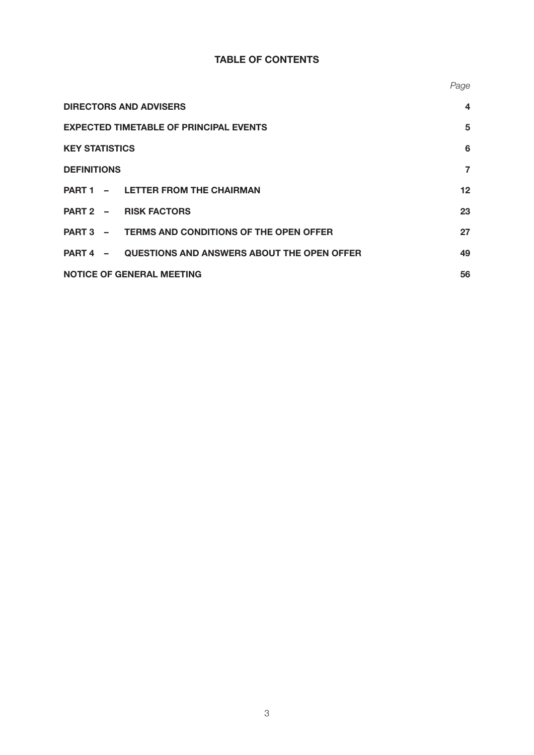# TABLE OF CONTENTS

| | *Page* |
|---|---|
| **DIRECTORS AND ADVISERS** | **4** |
| **EXPECTED TIMETABLE OF PRINCIPAL EVENTS** | **5** |
| **KEY STATISTICS** | **6** |
| **DEFINITIONS** | **7** |
| **PART 1 – LETTER FROM THE CHAIRMAN** | **12** |
| **PART 2 – RISK FACTORS** | **23** |
| **PART 3 – TERMS AND CONDITIONS OF THE OPEN OFFER** | **27** |
| **PART 4 – QUESTIONS AND ANSWERS ABOUT THE OPEN OFFER** | **49** |
| **NOTICE OF GENERAL MEETING** | **56** |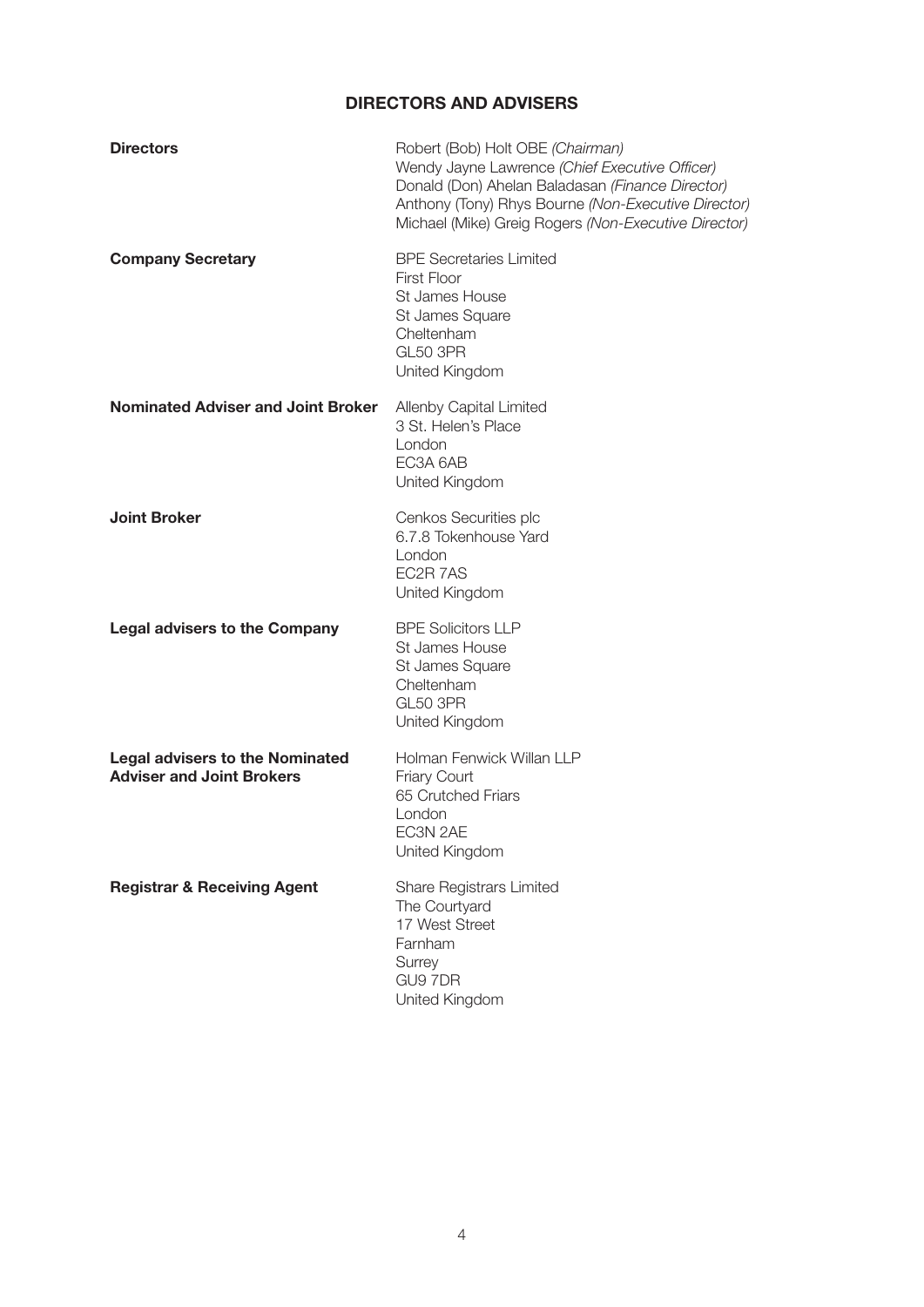## DIRECTORS AND ADVISERS

| | |
|---|---|
| **Directors** | Robert (Bob) Holt OBE *(Chairman)*<br>Wendy Jayne Lawrence *(Chief Executive Officer)*<br>Donald (Don) Ahelan Baladasan *(Finance Director)*<br>Anthony (Tony) Rhys Bourne *(Non-Executive Director)*<br>Michael (Mike) Greig Rogers *(Non-Executive Director)* |
| **Company Secretary** | BPE Secretaries Limited<br>First Floor<br>St James House<br>St James Square<br>Cheltenham<br>GL50 3PR<br>United Kingdom |
| **Nominated Adviser and Joint Broker** | Allenby Capital Limited<br>3 St. Helen's Place<br>London<br>EC3A 6AB<br>United Kingdom |
| **Joint Broker** | Cenkos Securities plc<br>6.7.8 Tokenhouse Yard<br>London<br>EC2R 7AS<br>United Kingdom |
| **Legal advisers to the Company** | BPE Solicitors LLP<br>St James House<br>St James Square<br>Cheltenham<br>GL50 3PR<br>United Kingdom |
| **Legal advisers to the Nominated Adviser and Joint Brokers** | Holman Fenwick Willan LLP<br>Friary Court<br>65 Crutched Friars<br>London<br>EC3N 2AE<br>United Kingdom |
| **Registrar & Receiving Agent** | Share Registrars Limited<br>The Courtyard<br>17 West Street<br>Farnham<br>Surrey<br>GU9 7DR<br>United Kingdom |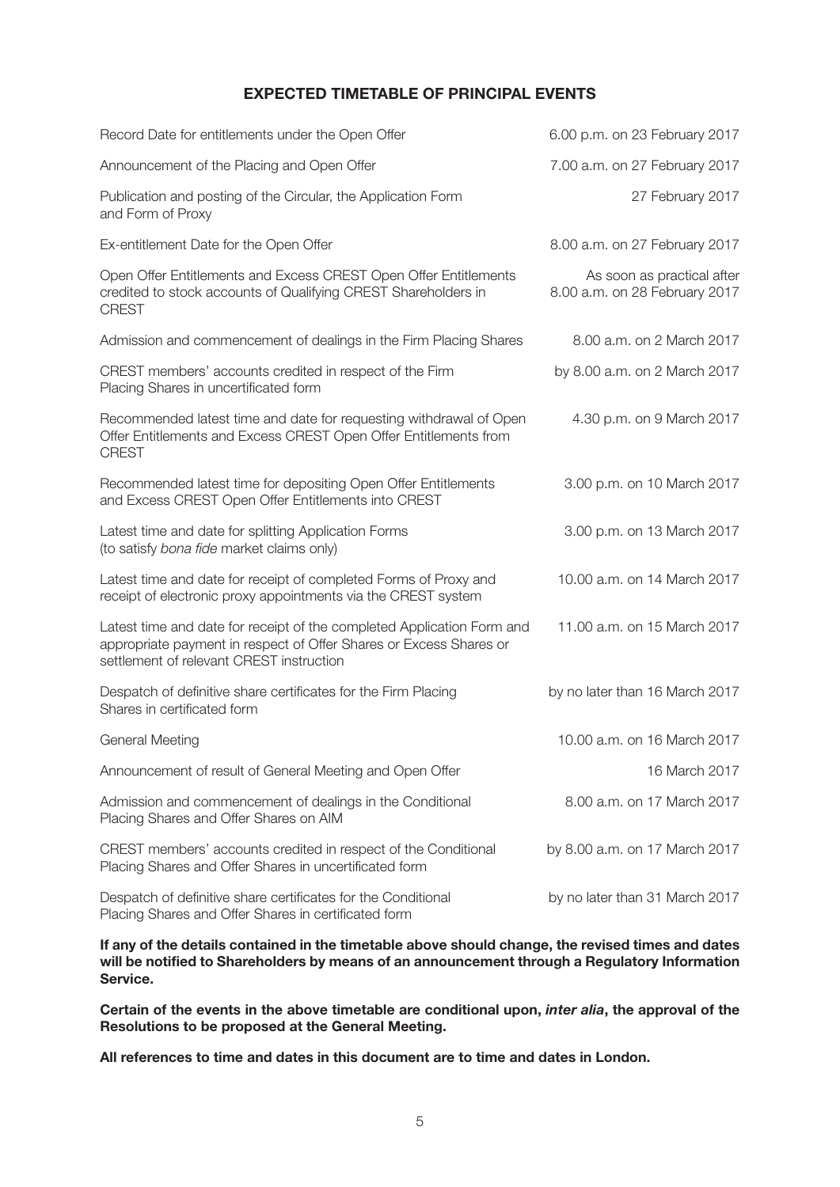## EXPECTED TIMETABLE OF PRINCIPAL EVENTS

| | |
|---|---|
| Record Date for entitlements under the Open Offer | 6.00 p.m. on 23 February 2017 |
| Announcement of the Placing and Open Offer | 7.00 a.m. on 27 February 2017 |
| Publication and posting of the Circular, the Application Form and Form of Proxy | 27 February 2017 |
| Ex-entitlement Date for the Open Offer | 8.00 a.m. on 27 February 2017 |
| Open Offer Entitlements and Excess CREST Open Offer Entitlements credited to stock accounts of Qualifying CREST Shareholders in CREST | As soon as practical after 8.00 a.m. on 28 February 2017 |
| Admission and commencement of dealings in the Firm Placing Shares | 8.00 a.m. on 2 March 2017 |
| CREST members' accounts credited in respect of the Firm Placing Shares in uncertificated form | by 8.00 a.m. on 2 March 2017 |
| Recommended latest time and date for requesting withdrawal of Open Offer Entitlements and Excess CREST Open Offer Entitlements from CREST | 4.30 p.m. on 9 March 2017 |
| Recommended latest time for depositing Open Offer Entitlements and Excess CREST Open Offer Entitlements into CREST | 3.00 p.m. on 10 March 2017 |
| Latest time and date for splitting Application Forms (to satisfy *bona fide* market claims only) | 3.00 p.m. on 13 March 2017 |
| Latest time and date for receipt of completed Forms of Proxy and receipt of electronic proxy appointments via the CREST system | 10.00 a.m. on 14 March 2017 |
| Latest time and date for receipt of the completed Application Form and appropriate payment in respect of Offer Shares or Excess Shares or settlement of relevant CREST instruction | 11.00 a.m. on 15 March 2017 |
| Despatch of definitive share certificates for the Firm Placing Shares in certificated form | by no later than 16 March 2017 |
| General Meeting | 10.00 a.m. on 16 March 2017 |
| Announcement of result of General Meeting and Open Offer | 16 March 2017 |
| Admission and commencement of dealings in the Conditional Placing Shares and Offer Shares on AIM | 8.00 a.m. on 17 March 2017 |
| CREST members' accounts credited in respect of the Conditional Placing Shares and Offer Shares in uncertificated form | by 8.00 a.m. on 17 March 2017 |
| Despatch of definitive share certificates for the Conditional Placing Shares and Offer Shares in certificated form | by no later than 31 March 2017 |

**If any of the details contained in the timetable above should change, the revised times and dates will be notified to Shareholders by means of an announcement through a Regulatory Information Service.**

**Certain of the events in the above timetable are conditional upon, *inter alia*, the approval of the Resolutions to be proposed at the General Meeting.**

**All references to time and dates in this document are to time and dates in London.**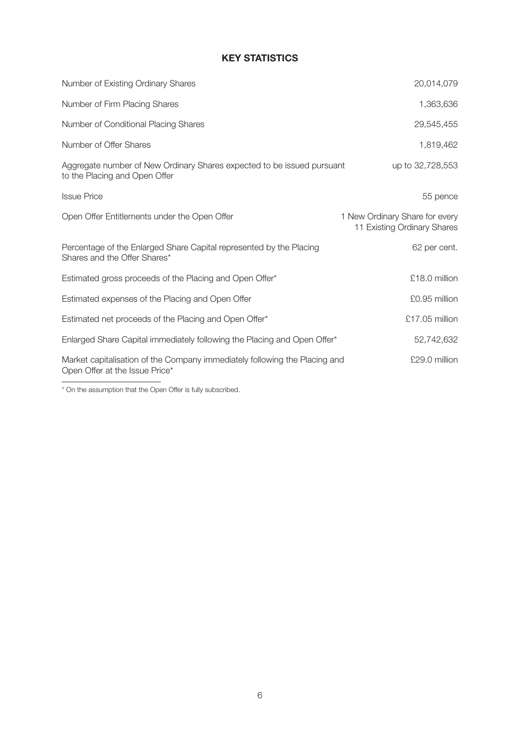## KEY STATISTICS

| | |
|---|---|
| Number of Existing Ordinary Shares | 20,014,079 |
| Number of Firm Placing Shares | 1,363,636 |
| Number of Conditional Placing Shares | 29,545,455 |
| Number of Offer Shares | 1,819,462 |
| Aggregate number of New Ordinary Shares expected to be issued pursuant to the Placing and Open Offer | up to 32,728,553 |
| Issue Price | 55 pence |
| Open Offer Entitlements under the Open Offer | 1 New Ordinary Share for every 11 Existing Ordinary Shares |
| Percentage of the Enlarged Share Capital represented by the Placing Shares and the Offer Shares* | 62 per cent. |
| Estimated gross proceeds of the Placing and Open Offer* | £18.0 million |
| Estimated expenses of the Placing and Open Offer | £0.95 million |
| Estimated net proceeds of the Placing and Open Offer* | £17.05 million |
| Enlarged Share Capital immediately following the Placing and Open Offer* | 52,742,632 |
| Market capitalisation of the Company immediately following the Placing and Open Offer at the Issue Price* | £29.0 million |

* On the assumption that the Open Offer is fully subscribed.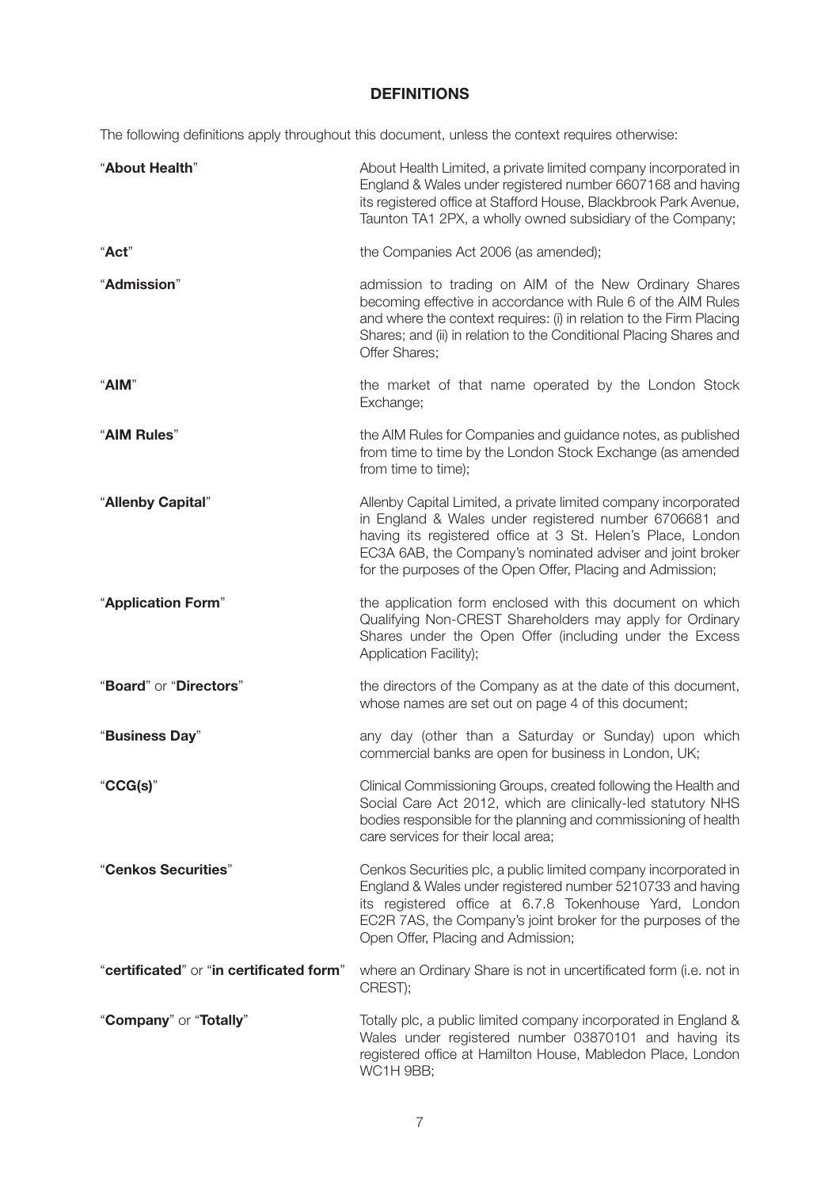## DEFINITIONS

The following definitions apply throughout this document, unless the context requires otherwise:

| | |
|---|---|
| "**About Health**" | About Health Limited, a private limited company incorporated in England & Wales under registered number 6607168 and having its registered office at Stafford House, Blackbrook Park Avenue, Taunton TA1 2PX, a wholly owned subsidiary of the Company; |
| "**Act**" | the Companies Act 2006 (as amended); |
| "**Admission**" | admission to trading on AIM of the New Ordinary Shares becoming effective in accordance with Rule 6 of the AIM Rules and where the context requires: (i) in relation to the Firm Placing Shares; and (ii) in relation to the Conditional Placing Shares and Offer Shares; |
| "**AIM**" | the market of that name operated by the London Stock Exchange; |
| "**AIM Rules**" | the AIM Rules for Companies and guidance notes, as published from time to time by the London Stock Exchange (as amended from time to time); |
| "**Allenby Capital**" | Allenby Capital Limited, a private limited company incorporated in England & Wales under registered number 6706681 and having its registered office at 3 St. Helen's Place, London EC3A 6AB, the Company's nominated adviser and joint broker for the purposes of the Open Offer, Placing and Admission; |
| "**Application Form**" | the application form enclosed with this document on which Qualifying Non-CREST Shareholders may apply for Ordinary Shares under the Open Offer (including under the Excess Application Facility); |
| "**Board**" or "**Directors**" | the directors of the Company as at the date of this document, whose names are set out on page 4 of this document; |
| "**Business Day**" | any day (other than a Saturday or Sunday) upon which commercial banks are open for business in London, UK; |
| "**CCG(s)**" | Clinical Commissioning Groups, created following the Health and Social Care Act 2012, which are clinically-led statutory NHS bodies responsible for the planning and commissioning of health care services for their local area; |
| "**Cenkos Securities**" | Cenkos Securities plc, a public limited company incorporated in England & Wales under registered number 5210733 and having its registered office at 6.7.8 Tokenhouse Yard, London EC2R 7AS, the Company's joint broker for the purposes of the Open Offer, Placing and Admission; |
| "**certificated**" or "**in certificated form**" | where an Ordinary Share is not in uncertificated form (i.e. not in CREST); |
| "**Company**" or "**Totally**" | Totally plc, a public limited company incorporated in England & Wales under registered number 03870101 and having its registered office at Hamilton House, Mabledon Place, London WC1H 9BB; |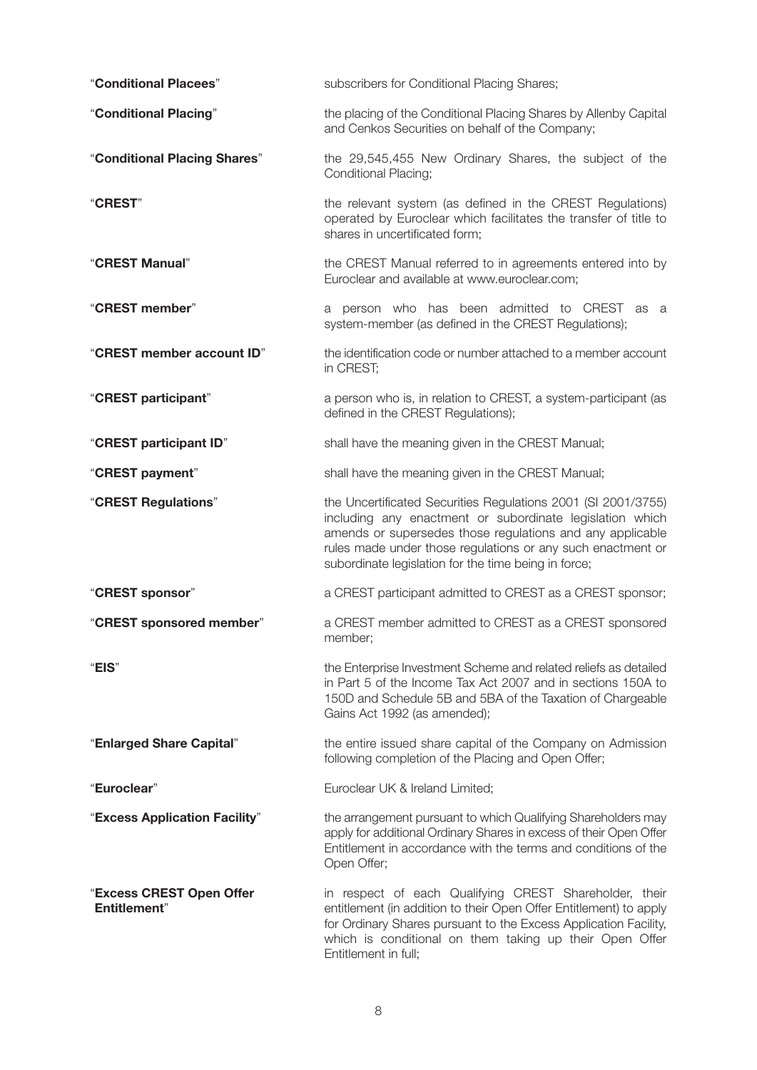| | |
|---|---|
| "**Conditional Placees**" | subscribers for Conditional Placing Shares; |
| "**Conditional Placing**" | the placing of the Conditional Placing Shares by Allenby Capital and Cenkos Securities on behalf of the Company; |
| "**Conditional Placing Shares**" | the 29,545,455 New Ordinary Shares, the subject of the Conditional Placing; |
| "**CREST**" | the relevant system (as defined in the CREST Regulations) operated by Euroclear which facilitates the transfer of title to shares in uncertificated form; |
| "**CREST Manual**" | the CREST Manual referred to in agreements entered into by Euroclear and available at www.euroclear.com; |
| "**CREST member**" | a person who has been admitted to CREST as a system-member (as defined in the CREST Regulations); |
| "**CREST member account ID**" | the identification code or number attached to a member account in CREST; |
| "**CREST participant**" | a person who is, in relation to CREST, a system-participant (as defined in the CREST Regulations); |
| "**CREST participant ID**" | shall have the meaning given in the CREST Manual; |
| "**CREST payment**" | shall have the meaning given in the CREST Manual; |
| "**CREST Regulations**" | the Uncertificated Securities Regulations 2001 (SI 2001/3755) including any enactment or subordinate legislation which amends or supersedes those regulations and any applicable rules made under those regulations or any such enactment or subordinate legislation for the time being in force; |
| "**CREST sponsor**" | a CREST participant admitted to CREST as a CREST sponsor; |
| "**CREST sponsored member**" | a CREST member admitted to CREST as a CREST sponsored member; |
| "**EIS**" | the Enterprise Investment Scheme and related reliefs as detailed in Part 5 of the Income Tax Act 2007 and in sections 150A to 150D and Schedule 5B and 5BA of the Taxation of Chargeable Gains Act 1992 (as amended); |
| "**Enlarged Share Capital**" | the entire issued share capital of the Company on Admission following completion of the Placing and Open Offer; |
| "**Euroclear**" | Euroclear UK & Ireland Limited; |
| "**Excess Application Facility**" | the arrangement pursuant to which Qualifying Shareholders may apply for additional Ordinary Shares in excess of their Open Offer Entitlement in accordance with the terms and conditions of the Open Offer; |
| "**Excess CREST Open Offer Entitlement**" | in respect of each Qualifying CREST Shareholder, their entitlement (in addition to their Open Offer Entitlement) to apply for Ordinary Shares pursuant to the Excess Application Facility, which is conditional on them taking up their Open Offer Entitlement in full; |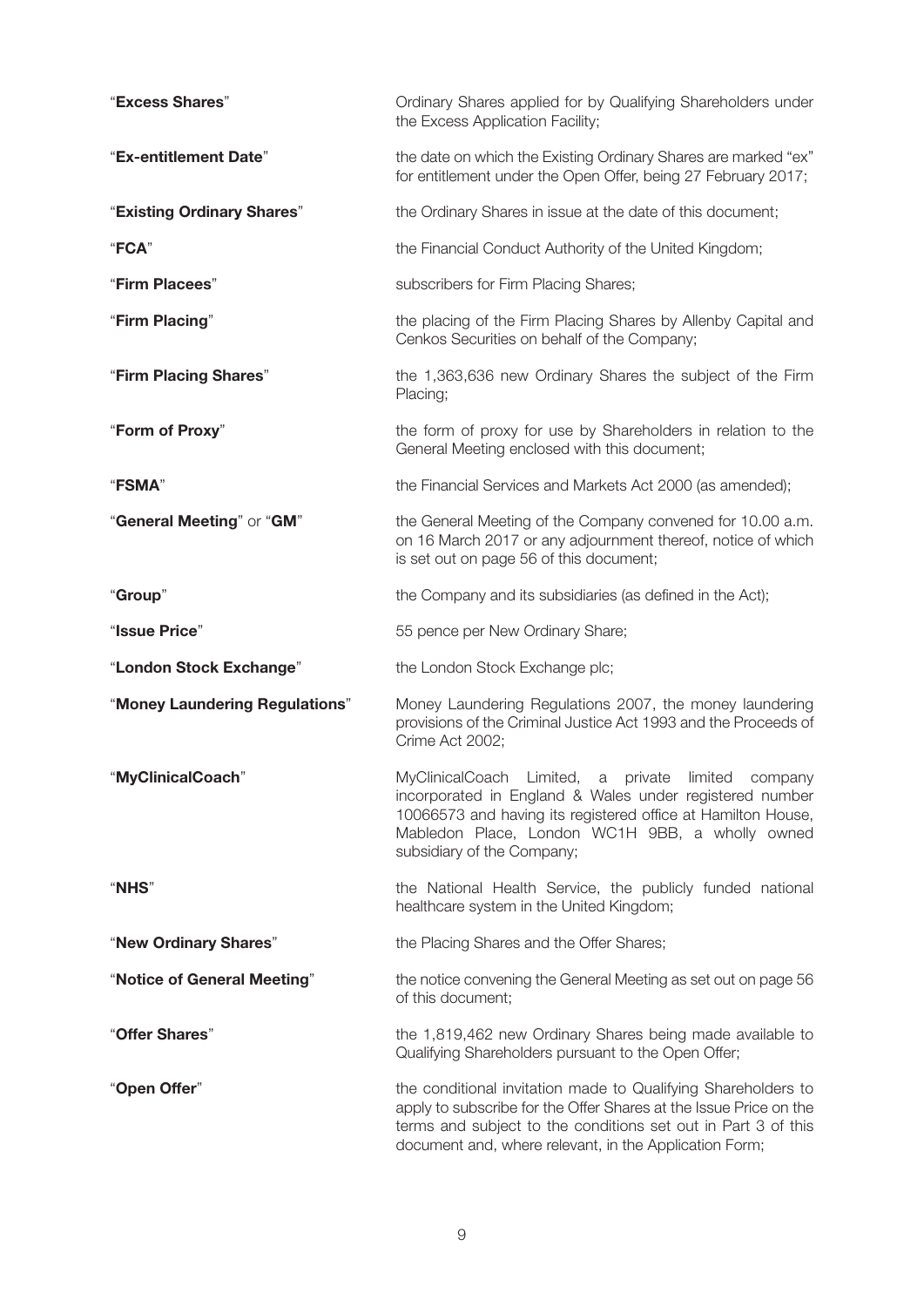| | |
|---|---|
| "**Excess Shares**" | Ordinary Shares applied for by Qualifying Shareholders under the Excess Application Facility; |
| "**Ex-entitlement Date**" | the date on which the Existing Ordinary Shares are marked "ex" for entitlement under the Open Offer, being 27 February 2017; |
| "**Existing Ordinary Shares**" | the Ordinary Shares in issue at the date of this document; |
| "**FCA**" | the Financial Conduct Authority of the United Kingdom; |
| "**Firm Placees**" | subscribers for Firm Placing Shares; |
| "**Firm Placing**" | the placing of the Firm Placing Shares by Allenby Capital and Cenkos Securities on behalf of the Company; |
| "**Firm Placing Shares**" | the 1,363,636 new Ordinary Shares the subject of the Firm Placing; |
| "**Form of Proxy**" | the form of proxy for use by Shareholders in relation to the General Meeting enclosed with this document; |
| "**FSMA**" | the Financial Services and Markets Act 2000 (as amended); |
| "**General Meeting**" or "**GM**" | the General Meeting of the Company convened for 10.00 a.m. on 16 March 2017 or any adjournment thereof, notice of which is set out on page 56 of this document; |
| "**Group**" | the Company and its subsidiaries (as defined in the Act); |
| "**Issue Price**" | 55 pence per New Ordinary Share; |
| "**London Stock Exchange**" | the London Stock Exchange plc; |
| "**Money Laundering Regulations**" | Money Laundering Regulations 2007, the money laundering provisions of the Criminal Justice Act 1993 and the Proceeds of Crime Act 2002; |
| "**MyClinicalCoach**" | MyClinicalCoach Limited, a private limited company incorporated in England & Wales under registered number 10066573 and having its registered office at Hamilton House, Mabledon Place, London WC1H 9BB, a wholly owned subsidiary of the Company; |
| "**NHS**" | the National Health Service, the publicly funded national healthcare system in the United Kingdom; |
| "**New Ordinary Shares**" | the Placing Shares and the Offer Shares; |
| "**Notice of General Meeting**" | the notice convening the General Meeting as set out on page 56 of this document; |
| "**Offer Shares**" | the 1,819,462 new Ordinary Shares being made available to Qualifying Shareholders pursuant to the Open Offer; |
| "**Open Offer**" | the conditional invitation made to Qualifying Shareholders to apply to subscribe for the Offer Shares at the Issue Price on the terms and subject to the conditions set out in Part 3 of this document and, where relevant, in the Application Form; |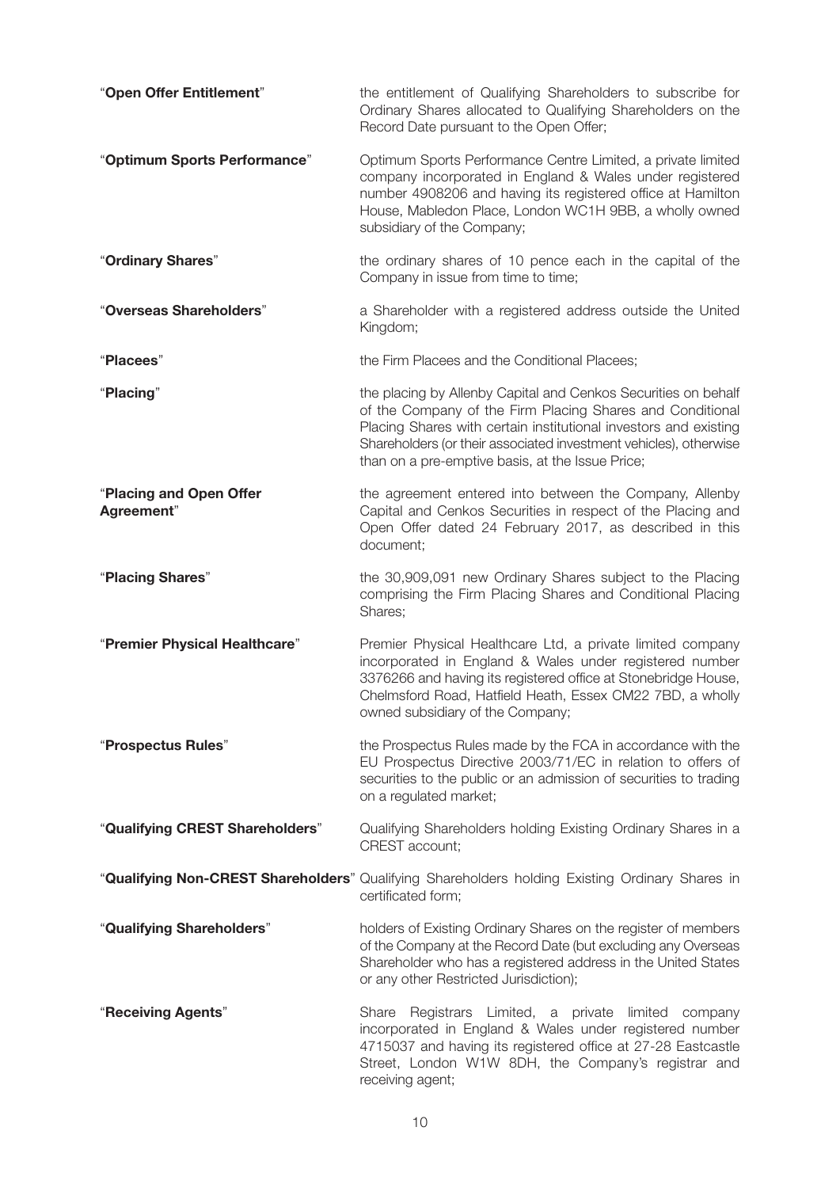| | |
|---|---|
| "**Open Offer Entitlement**" | the entitlement of Qualifying Shareholders to subscribe for Ordinary Shares allocated to Qualifying Shareholders on the Record Date pursuant to the Open Offer; |
| "**Optimum Sports Performance**" | Optimum Sports Performance Centre Limited, a private limited company incorporated in England & Wales under registered number 4908206 and having its registered office at Hamilton House, Mabledon Place, London WC1H 9BB, a wholly owned subsidiary of the Company; |
| "**Ordinary Shares**" | the ordinary shares of 10 pence each in the capital of the Company in issue from time to time; |
| "**Overseas Shareholders**" | a Shareholder with a registered address outside the United Kingdom; |
| "**Placees**" | the Firm Placees and the Conditional Placees; |
| "**Placing**" | the placing by Allenby Capital and Cenkos Securities on behalf of the Company of the Firm Placing Shares and Conditional Placing Shares with certain institutional investors and existing Shareholders (or their associated investment vehicles), otherwise than on a pre-emptive basis, at the Issue Price; |
| "**Placing and Open Offer Agreement**" | the agreement entered into between the Company, Allenby Capital and Cenkos Securities in respect of the Placing and Open Offer dated 24 February 2017, as described in this document; |
| "**Placing Shares**" | the 30,909,091 new Ordinary Shares subject to the Placing comprising the Firm Placing Shares and Conditional Placing Shares; |
| "**Premier Physical Healthcare**" | Premier Physical Healthcare Ltd, a private limited company incorporated in England & Wales under registered number 3376266 and having its registered office at Stonebridge House, Chelmsford Road, Hatfield Heath, Essex CM22 7BD, a wholly owned subsidiary of the Company; |
| "**Prospectus Rules**" | the Prospectus Rules made by the FCA in accordance with the EU Prospectus Directive 2003/71/EC in relation to offers of securities to the public or an admission of securities to trading on a regulated market; |
| "**Qualifying CREST Shareholders**" | Qualifying Shareholders holding Existing Ordinary Shares in a CREST account; |
| "**Qualifying Non-CREST Shareholders**" | Qualifying Shareholders holding Existing Ordinary Shares in certificated form; |
| "**Qualifying Shareholders**" | holders of Existing Ordinary Shares on the register of members of the Company at the Record Date (but excluding any Overseas Shareholder who has a registered address in the United States or any other Restricted Jurisdiction); |
| "**Receiving Agents**" | Share Registrars Limited, a private limited company incorporated in England & Wales under registered number 4715037 and having its registered office at 27-28 Eastcastle Street, London W1W 8DH, the Company's registrar and receiving agent; |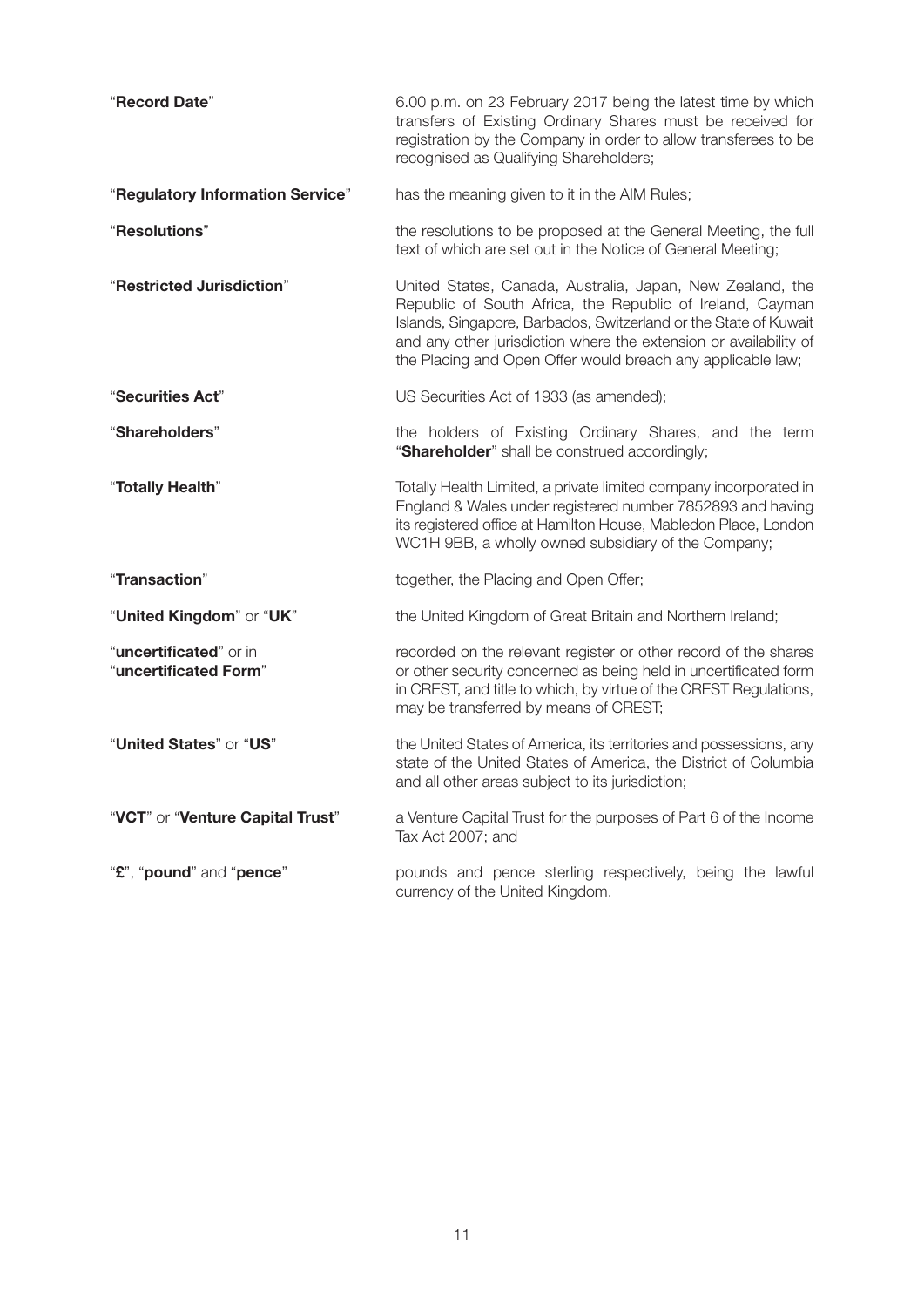| | |
|---|---|
| "**Record Date**" | 6.00 p.m. on 23 February 2017 being the latest time by which transfers of Existing Ordinary Shares must be received for registration by the Company in order to allow transferees to be recognised as Qualifying Shareholders; |
| "**Regulatory Information Service**" | has the meaning given to it in the AIM Rules; |
| "**Resolutions**" | the resolutions to be proposed at the General Meeting, the full text of which are set out in the Notice of General Meeting; |
| "**Restricted Jurisdiction**" | United States, Canada, Australia, Japan, New Zealand, the Republic of South Africa, the Republic of Ireland, Cayman Islands, Singapore, Barbados, Switzerland or the State of Kuwait and any other jurisdiction where the extension or availability of the Placing and Open Offer would breach any applicable law; |
| "**Securities Act**" | US Securities Act of 1933 (as amended); |
| "**Shareholders**" | the holders of Existing Ordinary Shares, and the term "**Shareholder**" shall be construed accordingly; |
| "**Totally Health**" | Totally Health Limited, a private limited company incorporated in England & Wales under registered number 7852893 and having its registered office at Hamilton House, Mabledon Place, London WC1H 9BB, a wholly owned subsidiary of the Company; |
| "**Transaction**" | together, the Placing and Open Offer; |
| "**United Kingdom**" or "**UK**" | the United Kingdom of Great Britain and Northern Ireland; |
| "**uncertificated**" or in "**uncertificated Form**" | recorded on the relevant register or other record of the shares or other security concerned as being held in uncertificated form in CREST, and title to which, by virtue of the CREST Regulations, may be transferred by means of CREST; |
| "**United States**" or "**US**" | the United States of America, its territories and possessions, any state of the United States of America, the District of Columbia and all other areas subject to its jurisdiction; |
| "**VCT**" or "**Venture Capital Trust**" | a Venture Capital Trust for the purposes of Part 6 of the Income Tax Act 2007; and |
| "**£**", "**pound**" and "**pence**" | pounds and pence sterling respectively, being the lawful currency of the United Kingdom. |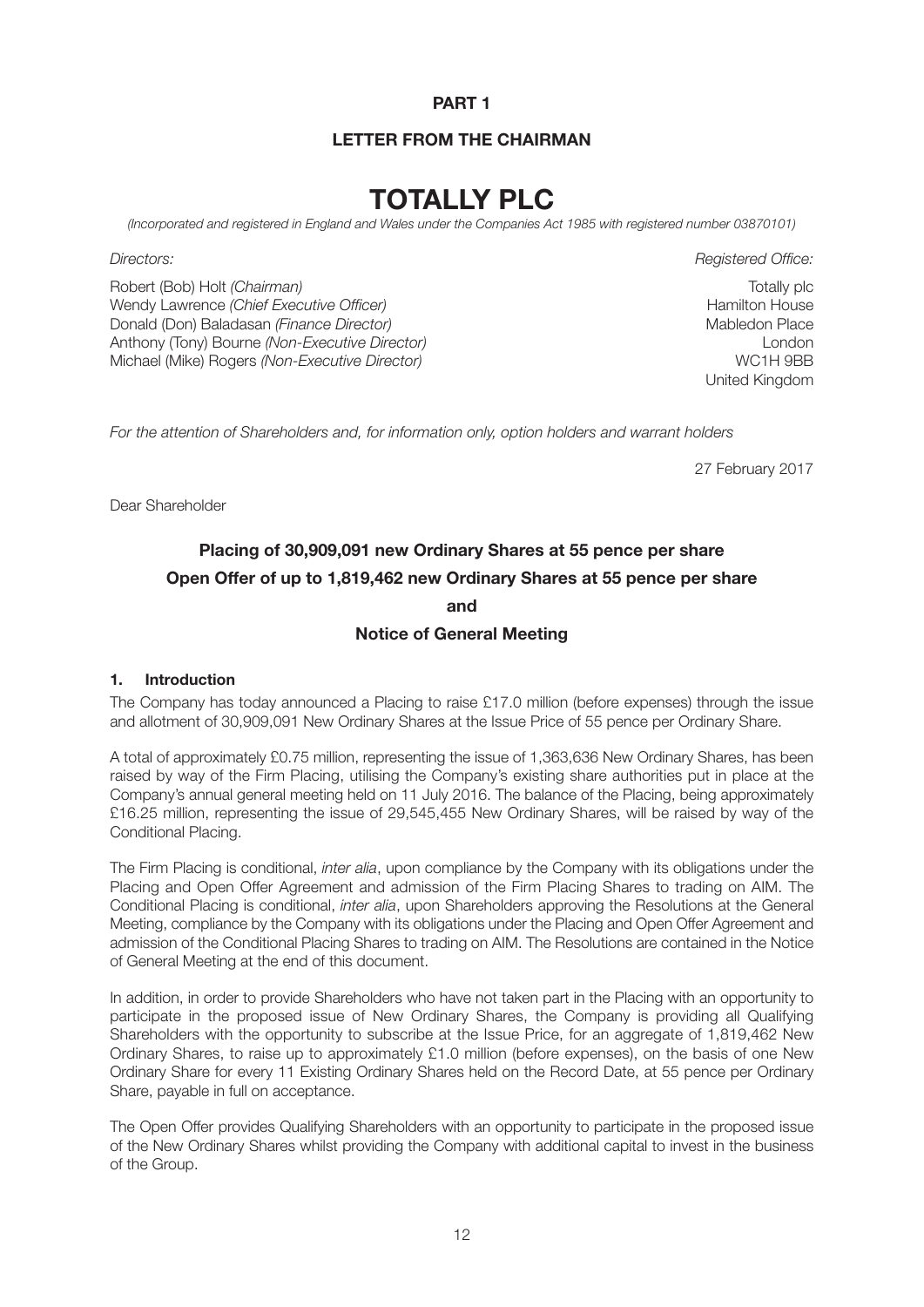**PART 1**

**LETTER FROM THE CHAIRMAN**

# TOTALLY PLC

*(Incorporated and registered in England and Wales under the Companies Act 1985 with registered number 03870101)*

| *Directors:* | *Registered Office:* |
|---|---|
| Robert (Bob) Holt *(Chairman)* | Totally plc |
| Wendy Lawrence *(Chief Executive Officer)* | Hamilton House |
| Donald (Don) Baladasan *(Finance Director)* | Mabledon Place |
| Anthony (Tony) Bourne *(Non-Executive Director)* | London |
| Michael (Mike) Rogers *(Non-Executive Director)* | WC1H 9BB |
| | United Kingdom |

*For the attention of Shareholders and, for information only, option holders and warrant holders*

27 February 2017

Dear Shareholder

## Placing of 30,909,091 new Ordinary Shares at 55 pence per share
## Open Offer of up to 1,819,462 new Ordinary Shares at 55 pence per share
## and
## Notice of General Meeting

### 1. Introduction

The Company has today announced a Placing to raise £17.0 million (before expenses) through the issue and allotment of 30,909,091 New Ordinary Shares at the Issue Price of 55 pence per Ordinary Share.

A total of approximately £0.75 million, representing the issue of 1,363,636 New Ordinary Shares, has been raised by way of the Firm Placing, utilising the Company's existing share authorities put in place at the Company's annual general meeting held on 11 July 2016. The balance of the Placing, being approximately £16.25 million, representing the issue of 29,545,455 New Ordinary Shares, will be raised by way of the Conditional Placing.

The Firm Placing is conditional, *inter alia*, upon compliance by the Company with its obligations under the Placing and Open Offer Agreement and admission of the Firm Placing Shares to trading on AIM. The Conditional Placing is conditional, *inter alia*, upon Shareholders approving the Resolutions at the General Meeting, compliance by the Company with its obligations under the Placing and Open Offer Agreement and admission of the Conditional Placing Shares to trading on AIM. The Resolutions are contained in the Notice of General Meeting at the end of this document.

In addition, in order to provide Shareholders who have not taken part in the Placing with an opportunity to participate in the proposed issue of New Ordinary Shares, the Company is providing all Qualifying Shareholders with the opportunity to subscribe at the Issue Price, for an aggregate of 1,819,462 New Ordinary Shares, to raise up to approximately £1.0 million (before expenses), on the basis of one New Ordinary Share for every 11 Existing Ordinary Shares held on the Record Date, at 55 pence per Ordinary Share, payable in full on acceptance.

The Open Offer provides Qualifying Shareholders with an opportunity to participate in the proposed issue of the New Ordinary Shares whilst providing the Company with additional capital to invest in the business of the Group.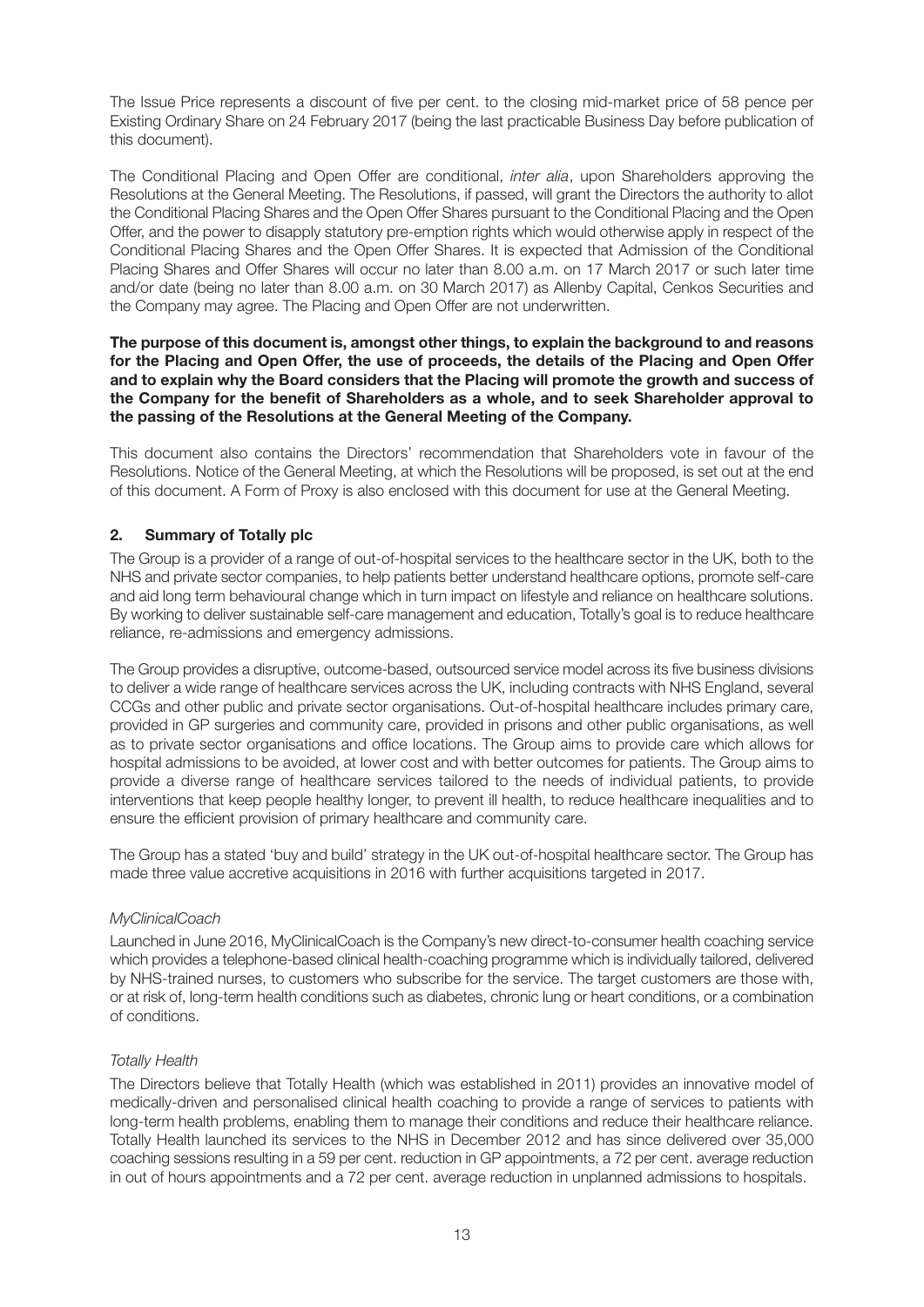The Issue Price represents a discount of five per cent. to the closing mid-market price of 58 pence per Existing Ordinary Share on 24 February 2017 (being the last practicable Business Day before publication of this document).

The Conditional Placing and Open Offer are conditional, *inter alia*, upon Shareholders approving the Resolutions at the General Meeting. The Resolutions, if passed, will grant the Directors the authority to allot the Conditional Placing Shares and the Open Offer Shares pursuant to the Conditional Placing and the Open Offer, and the power to disapply statutory pre-emption rights which would otherwise apply in respect of the Conditional Placing Shares and the Open Offer Shares. It is expected that Admission of the Conditional Placing Shares and Offer Shares will occur no later than 8.00 a.m. on 17 March 2017 or such later time and/or date (being no later than 8.00 a.m. on 30 March 2017) as Allenby Capital, Cenkos Securities and the Company may agree. The Placing and Open Offer are not underwritten.

**The purpose of this document is, amongst other things, to explain the background to and reasons for the Placing and Open Offer, the use of proceeds, the details of the Placing and Open Offer and to explain why the Board considers that the Placing will promote the growth and success of the Company for the benefit of Shareholders as a whole, and to seek Shareholder approval to the passing of the Resolutions at the General Meeting of the Company.**

This document also contains the Directors' recommendation that Shareholders vote in favour of the Resolutions. Notice of the General Meeting, at which the Resolutions will be proposed, is set out at the end of this document. A Form of Proxy is also enclosed with this document for use at the General Meeting.

## 2. Summary of Totally plc

The Group is a provider of a range of out-of-hospital services to the healthcare sector in the UK, both to the NHS and private sector companies, to help patients better understand healthcare options, promote self-care and aid long term behavioural change which in turn impact on lifestyle and reliance on healthcare solutions. By working to deliver sustainable self-care management and education, Totally's goal is to reduce healthcare reliance, re-admissions and emergency admissions.

The Group provides a disruptive, outcome-based, outsourced service model across its five business divisions to deliver a wide range of healthcare services across the UK, including contracts with NHS England, several CCGs and other public and private sector organisations. Out-of-hospital healthcare includes primary care, provided in GP surgeries and community care, provided in prisons and other public organisations, as well as to private sector organisations and office locations. The Group aims to provide care which allows for hospital admissions to be avoided, at lower cost and with better outcomes for patients. The Group aims to provide a diverse range of healthcare services tailored to the needs of individual patients, to provide interventions that keep people healthy longer, to prevent ill health, to reduce healthcare inequalities and to ensure the efficient provision of primary healthcare and community care.

The Group has a stated 'buy and build' strategy in the UK out-of-hospital healthcare sector. The Group has made three value accretive acquisitions in 2016 with further acquisitions targeted in 2017.

*MyClinicalCoach*

Launched in June 2016, MyClinicalCoach is the Company's new direct-to-consumer health coaching service which provides a telephone-based clinical health-coaching programme which is individually tailored, delivered by NHS-trained nurses, to customers who subscribe for the service. The target customers are those with, or at risk of, long-term health conditions such as diabetes, chronic lung or heart conditions, or a combination of conditions.

*Totally Health*

The Directors believe that Totally Health (which was established in 2011) provides an innovative model of medically-driven and personalised clinical health coaching to provide a range of services to patients with long-term health problems, enabling them to manage their conditions and reduce their healthcare reliance. Totally Health launched its services to the NHS in December 2012 and has since delivered over 35,000 coaching sessions resulting in a 59 per cent. reduction in GP appointments, a 72 per cent. average reduction in out of hours appointments and a 72 per cent. average reduction in unplanned admissions to hospitals.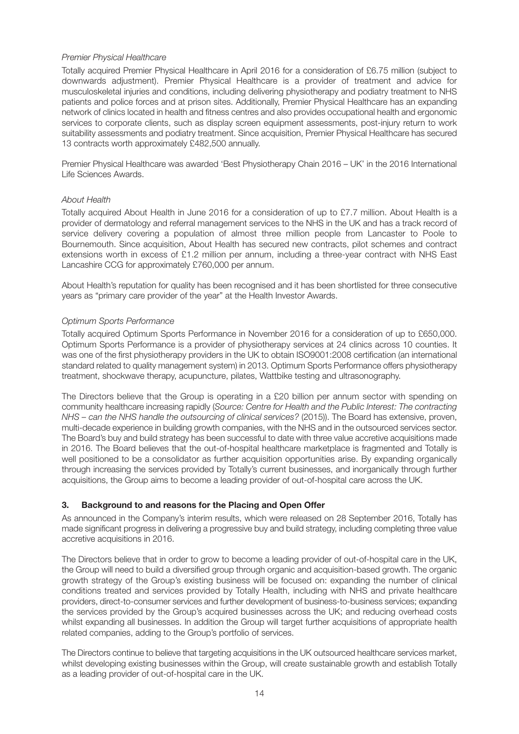*Premier Physical Healthcare*

Totally acquired Premier Physical Healthcare in April 2016 for a consideration of £6.75 million (subject to downwards adjustment). Premier Physical Healthcare is a provider of treatment and advice for musculoskeletal injuries and conditions, including delivering physiotherapy and podiatry treatment to NHS patients and police forces and at prison sites. Additionally, Premier Physical Healthcare has an expanding network of clinics located in health and fitness centres and also provides occupational health and ergonomic services to corporate clients, such as display screen equipment assessments, post-injury return to work suitability assessments and podiatry treatment. Since acquisition, Premier Physical Healthcare has secured 13 contracts worth approximately £482,500 annually.

Premier Physical Healthcare was awarded 'Best Physiotherapy Chain 2016 – UK' in the 2016 International Life Sciences Awards.

*About Health*

Totally acquired About Health in June 2016 for a consideration of up to £7.7 million. About Health is a provider of dermatology and referral management services to the NHS in the UK and has a track record of service delivery covering a population of almost three million people from Lancaster to Poole to Bournemouth. Since acquisition, About Health has secured new contracts, pilot schemes and contract extensions worth in excess of £1.2 million per annum, including a three-year contract with NHS East Lancashire CCG for approximately £760,000 per annum.

About Health's reputation for quality has been recognised and it has been shortlisted for three consecutive years as "primary care provider of the year" at the Health Investor Awards.

*Optimum Sports Performance*

Totally acquired Optimum Sports Performance in November 2016 for a consideration of up to £650,000. Optimum Sports Performance is a provider of physiotherapy services at 24 clinics across 10 counties. It was one of the first physiotherapy providers in the UK to obtain ISO9001:2008 certification (an international standard related to quality management system) in 2013. Optimum Sports Performance offers physiotherapy treatment, shockwave therapy, acupuncture, pilates, Wattbike testing and ultrasonography.

The Directors believe that the Group is operating in a £20 billion per annum sector with spending on community healthcare increasing rapidly (*Source: Centre for Health and the Public Interest: The contracting NHS – can the NHS handle the outsourcing of clinical services?* (2015)). The Board has extensive, proven, multi-decade experience in building growth companies, with the NHS and in the outsourced services sector. The Board's buy and build strategy has been successful to date with three value accretive acquisitions made in 2016. The Board believes that the out-of-hospital healthcare marketplace is fragmented and Totally is well positioned to be a consolidator as further acquisition opportunities arise. By expanding organically through increasing the services provided by Totally's current businesses, and inorganically through further acquisitions, the Group aims to become a leading provider of out-of-hospital care across the UK.

## 3. Background to and reasons for the Placing and Open Offer

As announced in the Company's interim results, which were released on 28 September 2016, Totally has made significant progress in delivering a progressive buy and build strategy, including completing three value accretive acquisitions in 2016.

The Directors believe that in order to grow to become a leading provider of out-of-hospital care in the UK, the Group will need to build a diversified group through organic and acquisition-based growth. The organic growth strategy of the Group's existing business will be focused on: expanding the number of clinical conditions treated and services provided by Totally Health, including with NHS and private healthcare providers, direct-to-consumer services and further development of business-to-business services; expanding the services provided by the Group's acquired businesses across the UK; and reducing overhead costs whilst expanding all businesses. In addition the Group will target further acquisitions of appropriate health related companies, adding to the Group's portfolio of services.

The Directors continue to believe that targeting acquisitions in the UK outsourced healthcare services market, whilst developing existing businesses within the Group, will create sustainable growth and establish Totally as a leading provider of out-of-hospital care in the UK.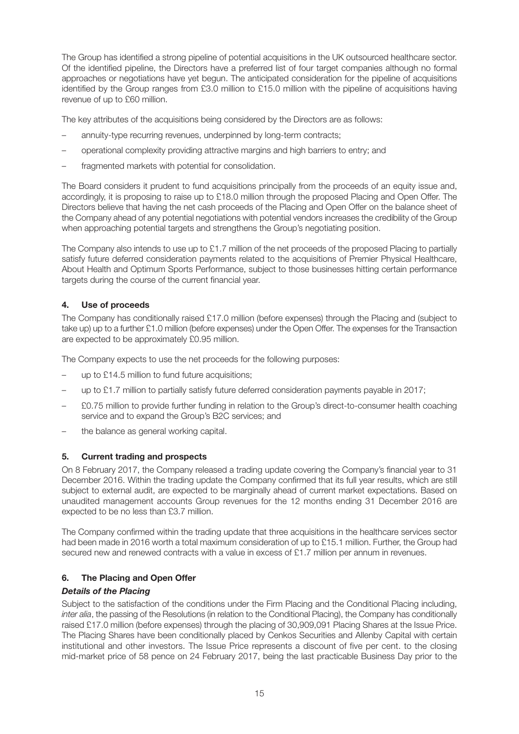The Group has identified a strong pipeline of potential acquisitions in the UK outsourced healthcare sector. Of the identified pipeline, the Directors have a preferred list of four target companies although no formal approaches or negotiations have yet begun. The anticipated consideration for the pipeline of acquisitions identified by the Group ranges from £3.0 million to £15.0 million with the pipeline of acquisitions having revenue of up to £60 million.

The key attributes of the acquisitions being considered by the Directors are as follows:

- annuity-type recurring revenues, underpinned by long-term contracts;
- operational complexity providing attractive margins and high barriers to entry; and
- fragmented markets with potential for consolidation.

The Board considers it prudent to fund acquisitions principally from the proceeds of an equity issue and, accordingly, it is proposing to raise up to £18.0 million through the proposed Placing and Open Offer. The Directors believe that having the net cash proceeds of the Placing and Open Offer on the balance sheet of the Company ahead of any potential negotiations with potential vendors increases the credibility of the Group when approaching potential targets and strengthens the Group's negotiating position.

The Company also intends to use up to £1.7 million of the net proceeds of the proposed Placing to partially satisfy future deferred consideration payments related to the acquisitions of Premier Physical Healthcare, About Health and Optimum Sports Performance, subject to those businesses hitting certain performance targets during the course of the current financial year.

## 4. Use of proceeds

The Company has conditionally raised £17.0 million (before expenses) through the Placing and (subject to take up) up to a further £1.0 million (before expenses) under the Open Offer. The expenses for the Transaction are expected to be approximately £0.95 million.

The Company expects to use the net proceeds for the following purposes:

- up to £14.5 million to fund future acquisitions;
- up to £1.7 million to partially satisfy future deferred consideration payments payable in 2017;
- £0.75 million to provide further funding in relation to the Group's direct-to-consumer health coaching service and to expand the Group's B2C services; and
- the balance as general working capital.

## 5. Current trading and prospects

On 8 February 2017, the Company released a trading update covering the Company's financial year to 31 December 2016. Within the trading update the Company confirmed that its full year results, which are still subject to external audit, are expected to be marginally ahead of current market expectations. Based on unaudited management accounts Group revenues for the 12 months ending 31 December 2016 are expected to be no less than £3.7 million.

The Company confirmed within the trading update that three acquisitions in the healthcare services sector had been made in 2016 worth a total maximum consideration of up to £15.1 million. Further, the Group had secured new and renewed contracts with a value in excess of £1.7 million per annum in revenues.

## 6. The Placing and Open Offer

### *Details of the Placing*

Subject to the satisfaction of the conditions under the Firm Placing and the Conditional Placing including, *inter alia*, the passing of the Resolutions (in relation to the Conditional Placing), the Company has conditionally raised £17.0 million (before expenses) through the placing of 30,909,091 Placing Shares at the Issue Price. The Placing Shares have been conditionally placed by Cenkos Securities and Allenby Capital with certain institutional and other investors. The Issue Price represents a discount of five per cent. to the closing mid-market price of 58 pence on 24 February 2017, being the last practicable Business Day prior to the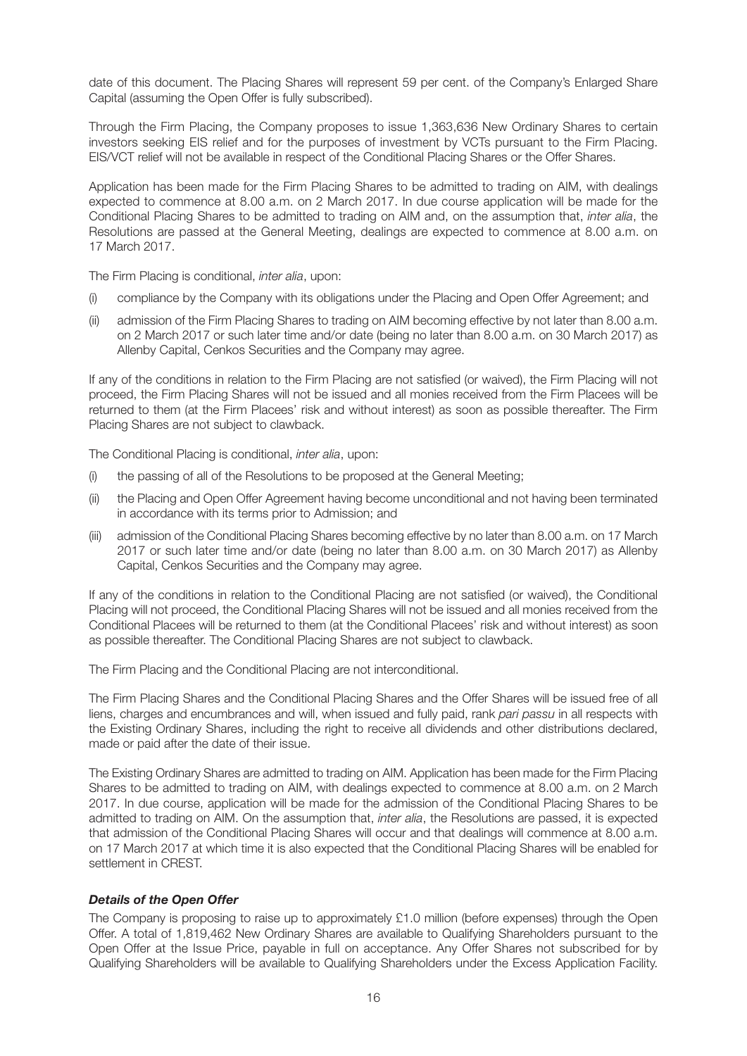date of this document. The Placing Shares will represent 59 per cent. of the Company's Enlarged Share Capital (assuming the Open Offer is fully subscribed).

Through the Firm Placing, the Company proposes to issue 1,363,636 New Ordinary Shares to certain investors seeking EIS relief and for the purposes of investment by VCTs pursuant to the Firm Placing. EIS/VCT relief will not be available in respect of the Conditional Placing Shares or the Offer Shares.

Application has been made for the Firm Placing Shares to be admitted to trading on AIM, with dealings expected to commence at 8.00 a.m. on 2 March 2017. In due course application will be made for the Conditional Placing Shares to be admitted to trading on AIM and, on the assumption that, *inter alia*, the Resolutions are passed at the General Meeting, dealings are expected to commence at 8.00 a.m. on 17 March 2017.

The Firm Placing is conditional, *inter alia*, upon:

(i) compliance by the Company with its obligations under the Placing and Open Offer Agreement; and

(ii) admission of the Firm Placing Shares to trading on AIM becoming effective by not later than 8.00 a.m. on 2 March 2017 or such later time and/or date (being no later than 8.00 a.m. on 30 March 2017) as Allenby Capital, Cenkos Securities and the Company may agree.

If any of the conditions in relation to the Firm Placing are not satisfied (or waived), the Firm Placing will not proceed, the Firm Placing Shares will not be issued and all monies received from the Firm Placees will be returned to them (at the Firm Placees' risk and without interest) as soon as possible thereafter. The Firm Placing Shares are not subject to clawback.

The Conditional Placing is conditional, *inter alia*, upon:

(i) the passing of all of the Resolutions to be proposed at the General Meeting;

(ii) the Placing and Open Offer Agreement having become unconditional and not having been terminated in accordance with its terms prior to Admission; and

(iii) admission of the Conditional Placing Shares becoming effective by no later than 8.00 a.m. on 17 March 2017 or such later time and/or date (being no later than 8.00 a.m. on 30 March 2017) as Allenby Capital, Cenkos Securities and the Company may agree.

If any of the conditions in relation to the Conditional Placing are not satisfied (or waived), the Conditional Placing will not proceed, the Conditional Placing Shares will not be issued and all monies received from the Conditional Placees will be returned to them (at the Conditional Placees' risk and without interest) as soon as possible thereafter. The Conditional Placing Shares are not subject to clawback.

The Firm Placing and the Conditional Placing are not interconditional.

The Firm Placing Shares and the Conditional Placing Shares and the Offer Shares will be issued free of all liens, charges and encumbrances and will, when issued and fully paid, rank *pari passu* in all respects with the Existing Ordinary Shares, including the right to receive all dividends and other distributions declared, made or paid after the date of their issue.

The Existing Ordinary Shares are admitted to trading on AIM. Application has been made for the Firm Placing Shares to be admitted to trading on AIM, with dealings expected to commence at 8.00 a.m. on 2 March 2017. In due course, application will be made for the admission of the Conditional Placing Shares to be admitted to trading on AIM. On the assumption that, *inter alia*, the Resolutions are passed, it is expected that admission of the Conditional Placing Shares will occur and that dealings will commence at 8.00 a.m. on 17 March 2017 at which time it is also expected that the Conditional Placing Shares will be enabled for settlement in CREST.

***Details of the Open Offer***

The Company is proposing to raise up to approximately £1.0 million (before expenses) through the Open Offer. A total of 1,819,462 New Ordinary Shares are available to Qualifying Shareholders pursuant to the Open Offer at the Issue Price, payable in full on acceptance. Any Offer Shares not subscribed for by Qualifying Shareholders will be available to Qualifying Shareholders under the Excess Application Facility.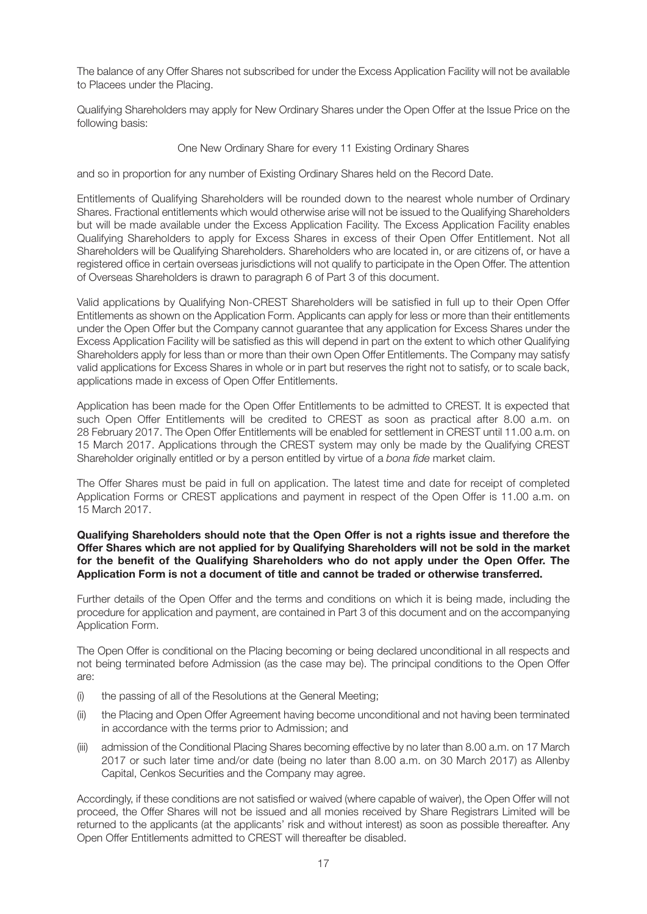The balance of any Offer Shares not subscribed for under the Excess Application Facility will not be available to Placees under the Placing.

Qualifying Shareholders may apply for New Ordinary Shares under the Open Offer at the Issue Price on the following basis:

One New Ordinary Share for every 11 Existing Ordinary Shares

and so in proportion for any number of Existing Ordinary Shares held on the Record Date.

Entitlements of Qualifying Shareholders will be rounded down to the nearest whole number of Ordinary Shares. Fractional entitlements which would otherwise arise will not be issued to the Qualifying Shareholders but will be made available under the Excess Application Facility. The Excess Application Facility enables Qualifying Shareholders to apply for Excess Shares in excess of their Open Offer Entitlement. Not all Shareholders will be Qualifying Shareholders. Shareholders who are located in, or are citizens of, or have a registered office in certain overseas jurisdictions will not qualify to participate in the Open Offer. The attention of Overseas Shareholders is drawn to paragraph 6 of Part 3 of this document.

Valid applications by Qualifying Non-CREST Shareholders will be satisfied in full up to their Open Offer Entitlements as shown on the Application Form. Applicants can apply for less or more than their entitlements under the Open Offer but the Company cannot guarantee that any application for Excess Shares under the Excess Application Facility will be satisfied as this will depend in part on the extent to which other Qualifying Shareholders apply for less than or more than their own Open Offer Entitlements. The Company may satisfy valid applications for Excess Shares in whole or in part but reserves the right not to satisfy, or to scale back, applications made in excess of Open Offer Entitlements.

Application has been made for the Open Offer Entitlements to be admitted to CREST. It is expected that such Open Offer Entitlements will be credited to CREST as soon as practical after 8.00 a.m. on 28 February 2017. The Open Offer Entitlements will be enabled for settlement in CREST until 11.00 a.m. on 15 March 2017. Applications through the CREST system may only be made by the Qualifying CREST Shareholder originally entitled or by a person entitled by virtue of a *bona fide* market claim.

The Offer Shares must be paid in full on application. The latest time and date for receipt of completed Application Forms or CREST applications and payment in respect of the Open Offer is 11.00 a.m. on 15 March 2017.

**Qualifying Shareholders should note that the Open Offer is not a rights issue and therefore the Offer Shares which are not applied for by Qualifying Shareholders will not be sold in the market for the benefit of the Qualifying Shareholders who do not apply under the Open Offer. The Application Form is not a document of title and cannot be traded or otherwise transferred.**

Further details of the Open Offer and the terms and conditions on which it is being made, including the procedure for application and payment, are contained in Part 3 of this document and on the accompanying Application Form.

The Open Offer is conditional on the Placing becoming or being declared unconditional in all respects and not being terminated before Admission (as the case may be). The principal conditions to the Open Offer are:

(i) the passing of all of the Resolutions at the General Meeting;

(ii) the Placing and Open Offer Agreement having become unconditional and not having been terminated in accordance with the terms prior to Admission; and

(iii) admission of the Conditional Placing Shares becoming effective by no later than 8.00 a.m. on 17 March 2017 or such later time and/or date (being no later than 8.00 a.m. on 30 March 2017) as Allenby Capital, Cenkos Securities and the Company may agree.

Accordingly, if these conditions are not satisfied or waived (where capable of waiver), the Open Offer will not proceed, the Offer Shares will not be issued and all monies received by Share Registrars Limited will be returned to the applicants (at the applicants' risk and without interest) as soon as possible thereafter. Any Open Offer Entitlements admitted to CREST will thereafter be disabled.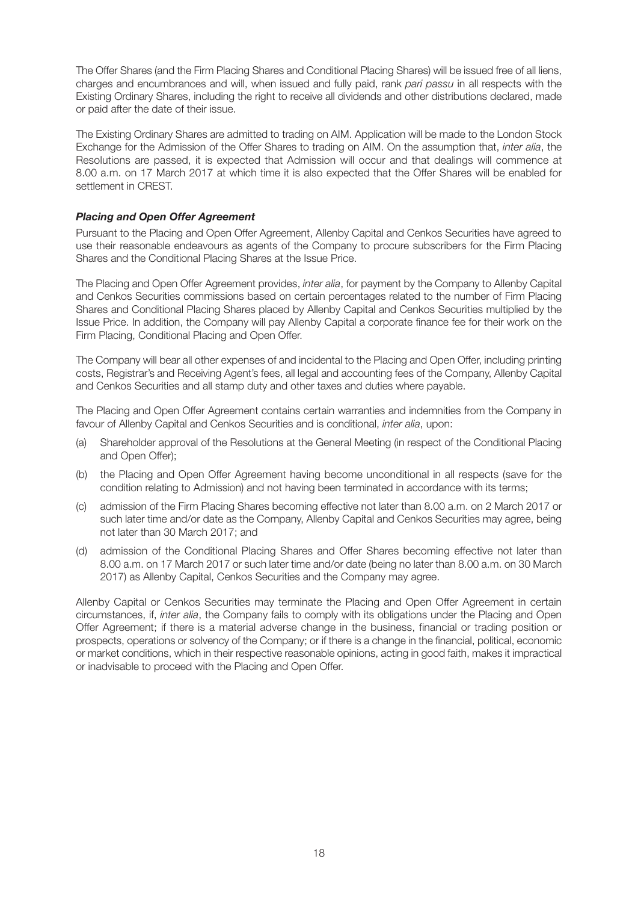The Offer Shares (and the Firm Placing Shares and Conditional Placing Shares) will be issued free of all liens, charges and encumbrances and will, when issued and fully paid, rank *pari passu* in all respects with the Existing Ordinary Shares, including the right to receive all dividends and other distributions declared, made or paid after the date of their issue.

The Existing Ordinary Shares are admitted to trading on AIM. Application will be made to the London Stock Exchange for the Admission of the Offer Shares to trading on AIM. On the assumption that, *inter alia*, the Resolutions are passed, it is expected that Admission will occur and that dealings will commence at 8.00 a.m. on 17 March 2017 at which time it is also expected that the Offer Shares will be enabled for settlement in CREST.

***Placing and Open Offer Agreement***

Pursuant to the Placing and Open Offer Agreement, Allenby Capital and Cenkos Securities have agreed to use their reasonable endeavours as agents of the Company to procure subscribers for the Firm Placing Shares and the Conditional Placing Shares at the Issue Price.

The Placing and Open Offer Agreement provides, *inter alia*, for payment by the Company to Allenby Capital and Cenkos Securities commissions based on certain percentages related to the number of Firm Placing Shares and Conditional Placing Shares placed by Allenby Capital and Cenkos Securities multiplied by the Issue Price. In addition, the Company will pay Allenby Capital a corporate finance fee for their work on the Firm Placing, Conditional Placing and Open Offer.

The Company will bear all other expenses of and incidental to the Placing and Open Offer, including printing costs, Registrar's and Receiving Agent's fees, all legal and accounting fees of the Company, Allenby Capital and Cenkos Securities and all stamp duty and other taxes and duties where payable.

The Placing and Open Offer Agreement contains certain warranties and indemnities from the Company in favour of Allenby Capital and Cenkos Securities and is conditional, *inter alia*, upon:

(a) Shareholder approval of the Resolutions at the General Meeting (in respect of the Conditional Placing and Open Offer);

(b) the Placing and Open Offer Agreement having become unconditional in all respects (save for the condition relating to Admission) and not having been terminated in accordance with its terms;

(c) admission of the Firm Placing Shares becoming effective not later than 8.00 a.m. on 2 March 2017 or such later time and/or date as the Company, Allenby Capital and Cenkos Securities may agree, being not later than 30 March 2017; and

(d) admission of the Conditional Placing Shares and Offer Shares becoming effective not later than 8.00 a.m. on 17 March 2017 or such later time and/or date (being no later than 8.00 a.m. on 30 March 2017) as Allenby Capital, Cenkos Securities and the Company may agree.

Allenby Capital or Cenkos Securities may terminate the Placing and Open Offer Agreement in certain circumstances, if, *inter alia*, the Company fails to comply with its obligations under the Placing and Open Offer Agreement; if there is a material adverse change in the business, financial or trading position or prospects, operations or solvency of the Company; or if there is a change in the financial, political, economic or market conditions, which in their respective reasonable opinions, acting in good faith, makes it impractical or inadvisable to proceed with the Placing and Open Offer.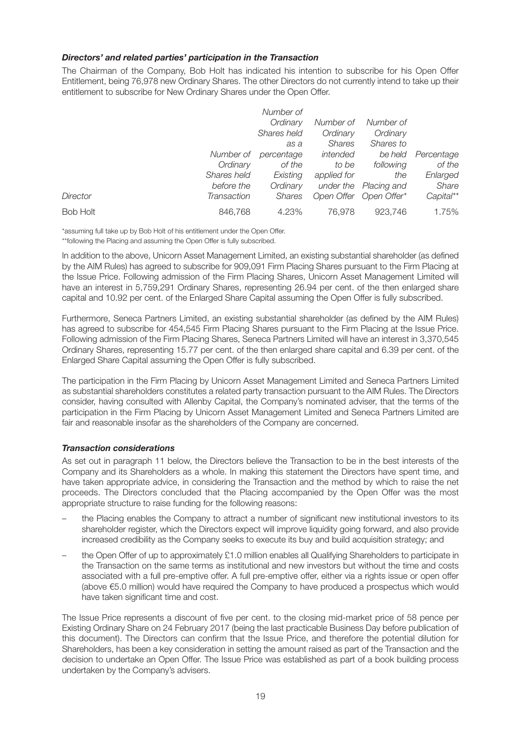### *Directors' and related parties' participation in the Transaction*

The Chairman of the Company, Bob Holt has indicated his intention to subscribe for his Open Offer Entitlement, being 76,978 new Ordinary Shares. The other Directors do not currently intend to take up their entitlement to subscribe for New Ordinary Shares under the Open Offer.

| *Director* | *Number of Ordinary Shares held before the Transaction* | *Number of Ordinary Shares held as a percentage of the Existing Ordinary Shares* | *Number of Ordinary Shares intended to be applied for under the Open Offer* | *Number of Ordinary Shares to be held following the Placing and Open Offer\** | *Percentage of the Enlarged Share Capital\*\** |
|---|---|---|---|---|---|
| Bob Holt | 846,768 | 4.23% | 76,978 | 923,746 | 1.75% |

\*assuming full take up by Bob Holt of his entitlement under the Open Offer.

\*\*following the Placing and assuming the Open Offer is fully subscribed.

In addition to the above, Unicorn Asset Management Limited, an existing substantial shareholder (as defined by the AIM Rules) has agreed to subscribe for 909,091 Firm Placing Shares pursuant to the Firm Placing at the Issue Price. Following admission of the Firm Placing Shares, Unicorn Asset Management Limited will have an interest in 5,759,291 Ordinary Shares, representing 26.94 per cent. of the then enlarged share capital and 10.92 per cent. of the Enlarged Share Capital assuming the Open Offer is fully subscribed.

Furthermore, Seneca Partners Limited, an existing substantial shareholder (as defined by the AIM Rules) has agreed to subscribe for 454,545 Firm Placing Shares pursuant to the Firm Placing at the Issue Price. Following admission of the Firm Placing Shares, Seneca Partners Limited will have an interest in 3,370,545 Ordinary Shares, representing 15.77 per cent. of the then enlarged share capital and 6.39 per cent. of the Enlarged Share Capital assuming the Open Offer is fully subscribed.

The participation in the Firm Placing by Unicorn Asset Management Limited and Seneca Partners Limited as substantial shareholders constitutes a related party transaction pursuant to the AIM Rules. The Directors consider, having consulted with Allenby Capital, the Company's nominated adviser, that the terms of the participation in the Firm Placing by Unicorn Asset Management Limited and Seneca Partners Limited are fair and reasonable insofar as the shareholders of the Company are concerned.

### *Transaction considerations*

As set out in paragraph 11 below, the Directors believe the Transaction to be in the best interests of the Company and its Shareholders as a whole. In making this statement the Directors have spent time, and have taken appropriate advice, in considering the Transaction and the method by which to raise the net proceeds. The Directors concluded that the Placing accompanied by the Open Offer was the most appropriate structure to raise funding for the following reasons:

- the Placing enables the Company to attract a number of significant new institutional investors to its shareholder register, which the Directors expect will improve liquidity going forward, and also provide increased credibility as the Company seeks to execute its buy and build acquisition strategy; and
- the Open Offer of up to approximately £1.0 million enables all Qualifying Shareholders to participate in the Transaction on the same terms as institutional and new investors but without the time and costs associated with a full pre-emptive offer. A full pre-emptive offer, either via a rights issue or open offer (above €5.0 million) would have required the Company to have produced a prospectus which would have taken significant time and cost.

The Issue Price represents a discount of five per cent. to the closing mid-market price of 58 pence per Existing Ordinary Share on 24 February 2017 (being the last practicable Business Day before publication of this document). The Directors can confirm that the Issue Price, and therefore the potential dilution for Shareholders, has been a key consideration in setting the amount raised as part of the Transaction and the decision to undertake an Open Offer. The Issue Price was established as part of a book building process undertaken by the Company's advisers.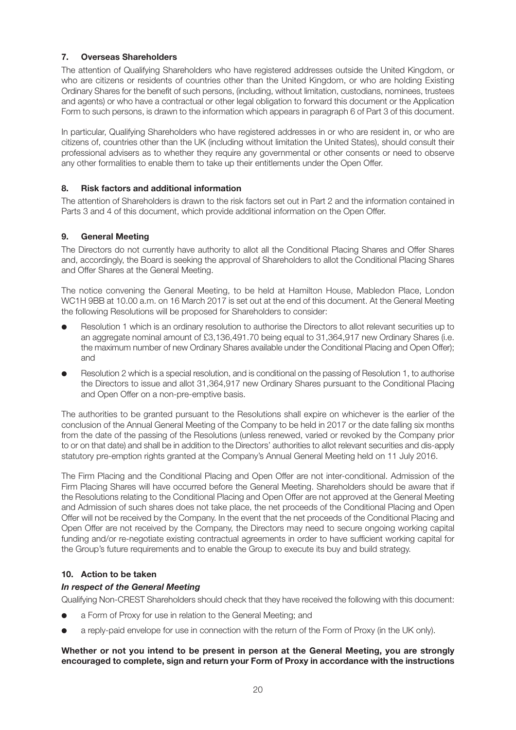## 7. Overseas Shareholders

The attention of Qualifying Shareholders who have registered addresses outside the United Kingdom, or who are citizens or residents of countries other than the United Kingdom, or who are holding Existing Ordinary Shares for the benefit of such persons, (including, without limitation, custodians, nominees, trustees and agents) or who have a contractual or other legal obligation to forward this document or the Application Form to such persons, is drawn to the information which appears in paragraph 6 of Part 3 of this document.

In particular, Qualifying Shareholders who have registered addresses in or who are resident in, or who are citizens of, countries other than the UK (including without limitation the United States), should consult their professional advisers as to whether they require any governmental or other consents or need to observe any other formalities to enable them to take up their entitlements under the Open Offer.

## 8. Risk factors and additional information

The attention of Shareholders is drawn to the risk factors set out in Part 2 and the information contained in Parts 3 and 4 of this document, which provide additional information on the Open Offer.

## 9. General Meeting

The Directors do not currently have authority to allot all the Conditional Placing Shares and Offer Shares and, accordingly, the Board is seeking the approval of Shareholders to allot the Conditional Placing Shares and Offer Shares at the General Meeting.

The notice convening the General Meeting, to be held at Hamilton House, Mabledon Place, London WC1H 9BB at 10.00 a.m. on 16 March 2017 is set out at the end of this document. At the General Meeting the following Resolutions will be proposed for Shareholders to consider:

- Resolution 1 which is an ordinary resolution to authorise the Directors to allot relevant securities up to an aggregate nominal amount of £3,136,491.70 being equal to 31,364,917 new Ordinary Shares (i.e. the maximum number of new Ordinary Shares available under the Conditional Placing and Open Offer); and
- Resolution 2 which is a special resolution, and is conditional on the passing of Resolution 1, to authorise the Directors to issue and allot 31,364,917 new Ordinary Shares pursuant to the Conditional Placing and Open Offer on a non-pre-emptive basis.

The authorities to be granted pursuant to the Resolutions shall expire on whichever is the earlier of the conclusion of the Annual General Meeting of the Company to be held in 2017 or the date falling six months from the date of the passing of the Resolutions (unless renewed, varied or revoked by the Company prior to or on that date) and shall be in addition to the Directors' authorities to allot relevant securities and dis-apply statutory pre-emption rights granted at the Company's Annual General Meeting held on 11 July 2016.

The Firm Placing and the Conditional Placing and Open Offer are not inter-conditional. Admission of the Firm Placing Shares will have occurred before the General Meeting. Shareholders should be aware that if the Resolutions relating to the Conditional Placing and Open Offer are not approved at the General Meeting and Admission of such shares does not take place, the net proceeds of the Conditional Placing and Open Offer will not be received by the Company. In the event that the net proceeds of the Conditional Placing and Open Offer are not received by the Company, the Directors may need to secure ongoing working capital funding and/or re-negotiate existing contractual agreements in order to have sufficient working capital for the Group's future requirements and to enable the Group to execute its buy and build strategy.

## 10. Action to be taken

### *In respect of the General Meeting*

Qualifying Non-CREST Shareholders should check that they have received the following with this document:

- a Form of Proxy for use in relation to the General Meeting; and
- a reply-paid envelope for use in connection with the return of the Form of Proxy (in the UK only).

**Whether or not you intend to be present in person at the General Meeting, you are strongly encouraged to complete, sign and return your Form of Proxy in accordance with the instructions**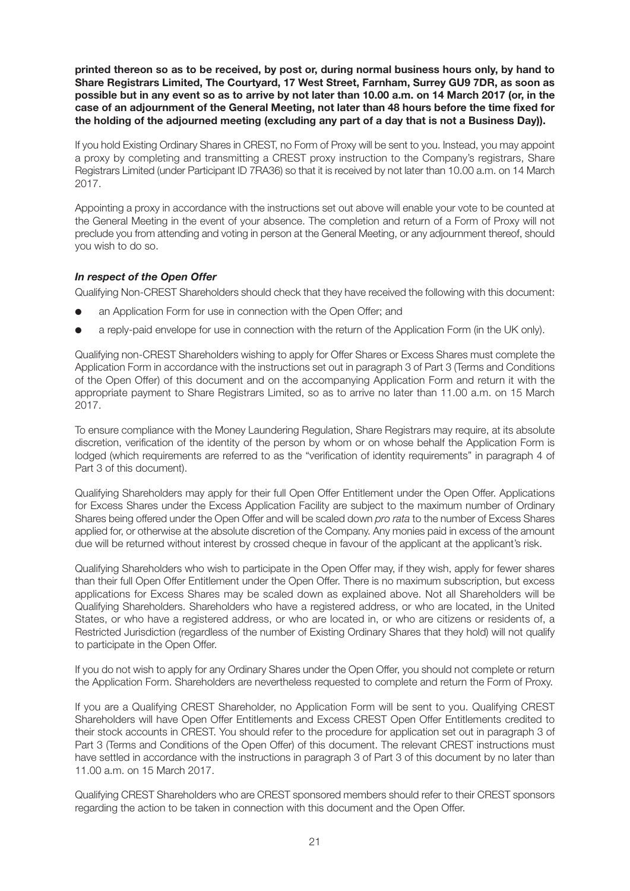**printed thereon so as to be received, by post or, during normal business hours only, by hand to Share Registrars Limited, The Courtyard, 17 West Street, Farnham, Surrey GU9 7DR, as soon as possible but in any event so as to arrive by not later than 10.00 a.m. on 14 March 2017 (or, in the case of an adjournment of the General Meeting, not later than 48 hours before the time fixed for the holding of the adjourned meeting (excluding any part of a day that is not a Business Day)).**

If you hold Existing Ordinary Shares in CREST, no Form of Proxy will be sent to you. Instead, you may appoint a proxy by completing and transmitting a CREST proxy instruction to the Company's registrars, Share Registrars Limited (under Participant ID 7RA36) so that it is received by not later than 10.00 a.m. on 14 March 2017.

Appointing a proxy in accordance with the instructions set out above will enable your vote to be counted at the General Meeting in the event of your absence. The completion and return of a Form of Proxy will not preclude you from attending and voting in person at the General Meeting, or any adjournment thereof, should you wish to do so.

### *In respect of the Open Offer*

Qualifying Non-CREST Shareholders should check that they have received the following with this document:

- an Application Form for use in connection with the Open Offer; and
- a reply-paid envelope for use in connection with the return of the Application Form (in the UK only).

Qualifying non-CREST Shareholders wishing to apply for Offer Shares or Excess Shares must complete the Application Form in accordance with the instructions set out in paragraph 3 of Part 3 (Terms and Conditions of the Open Offer) of this document and on the accompanying Application Form and return it with the appropriate payment to Share Registrars Limited, so as to arrive no later than 11.00 a.m. on 15 March 2017.

To ensure compliance with the Money Laundering Regulation, Share Registrars may require, at its absolute discretion, verification of the identity of the person by whom or on whose behalf the Application Form is lodged (which requirements are referred to as the "verification of identity requirements" in paragraph 4 of Part 3 of this document).

Qualifying Shareholders may apply for their full Open Offer Entitlement under the Open Offer. Applications for Excess Shares under the Excess Application Facility are subject to the maximum number of Ordinary Shares being offered under the Open Offer and will be scaled down *pro rata* to the number of Excess Shares applied for, or otherwise at the absolute discretion of the Company. Any monies paid in excess of the amount due will be returned without interest by crossed cheque in favour of the applicant at the applicant's risk.

Qualifying Shareholders who wish to participate in the Open Offer may, if they wish, apply for fewer shares than their full Open Offer Entitlement under the Open Offer. There is no maximum subscription, but excess applications for Excess Shares may be scaled down as explained above. Not all Shareholders will be Qualifying Shareholders. Shareholders who have a registered address, or who are located, in the United States, or who have a registered address, or who are located in, or who are citizens or residents of, a Restricted Jurisdiction (regardless of the number of Existing Ordinary Shares that they hold) will not qualify to participate in the Open Offer.

If you do not wish to apply for any Ordinary Shares under the Open Offer, you should not complete or return the Application Form. Shareholders are nevertheless requested to complete and return the Form of Proxy.

If you are a Qualifying CREST Shareholder, no Application Form will be sent to you. Qualifying CREST Shareholders will have Open Offer Entitlements and Excess CREST Open Offer Entitlements credited to their stock accounts in CREST. You should refer to the procedure for application set out in paragraph 3 of Part 3 (Terms and Conditions of the Open Offer) of this document. The relevant CREST instructions must have settled in accordance with the instructions in paragraph 3 of Part 3 of this document by no later than 11.00 a.m. on 15 March 2017.

Qualifying CREST Shareholders who are CREST sponsored members should refer to their CREST sponsors regarding the action to be taken in connection with this document and the Open Offer.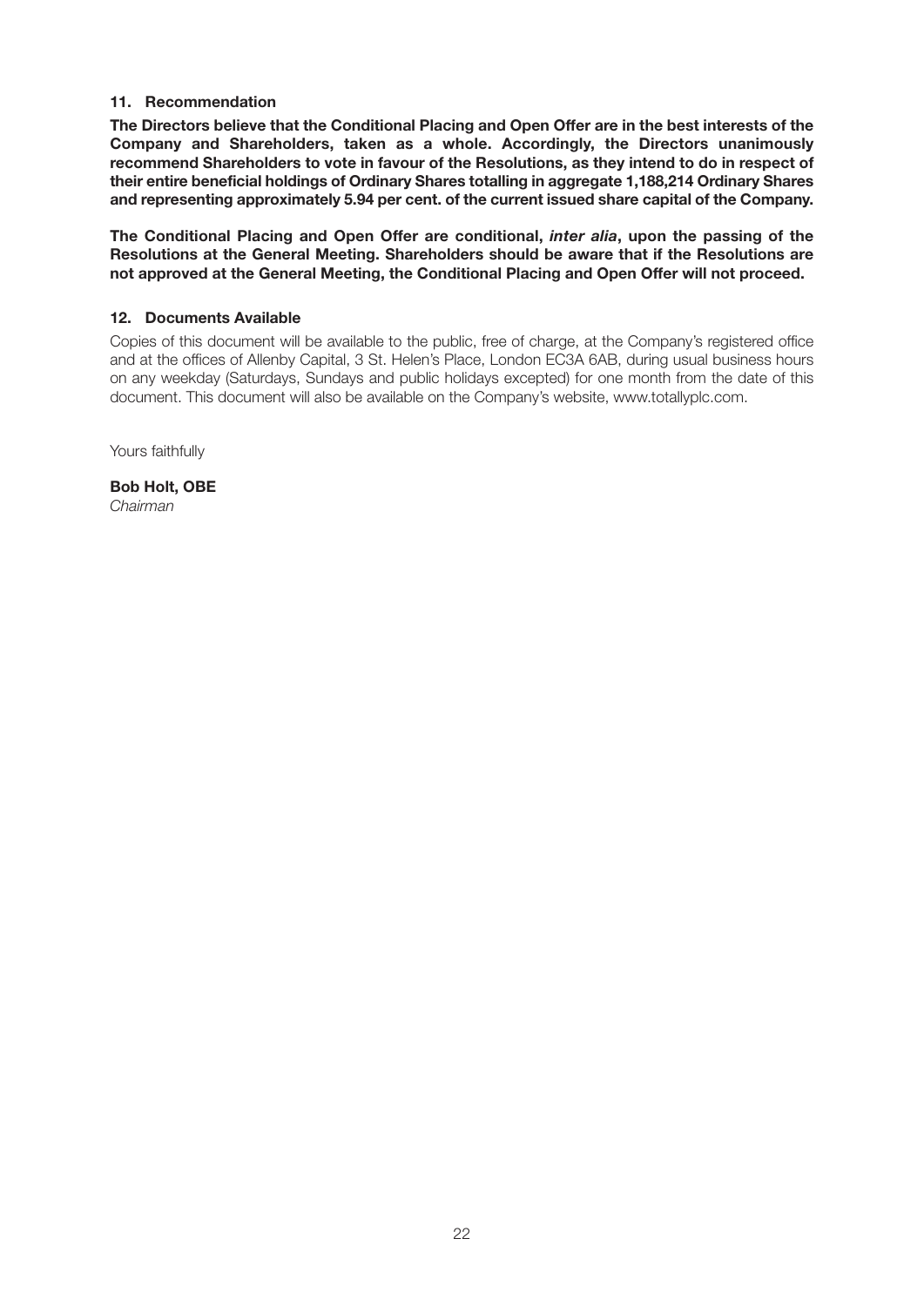### 11. Recommendation

**The Directors believe that the Conditional Placing and Open Offer are in the best interests of the Company and Shareholders, taken as a whole. Accordingly, the Directors unanimously recommend Shareholders to vote in favour of the Resolutions, as they intend to do in respect of their entire beneficial holdings of Ordinary Shares totalling in aggregate 1,188,214 Ordinary Shares and representing approximately 5.94 per cent. of the current issued share capital of the Company.**

**The Conditional Placing and Open Offer are conditional, *inter alia*, upon the passing of the Resolutions at the General Meeting. Shareholders should be aware that if the Resolutions are not approved at the General Meeting, the Conditional Placing and Open Offer will not proceed.**

### 12. Documents Available

Copies of this document will be available to the public, free of charge, at the Company's registered office and at the offices of Allenby Capital, 3 St. Helen's Place, London EC3A 6AB, during usual business hours on any weekday (Saturdays, Sundays and public holidays excepted) for one month from the date of this document. This document will also be available on the Company's website, www.totallyplc.com.

Yours faithfully

**Bob Holt, OBE**
*Chairman*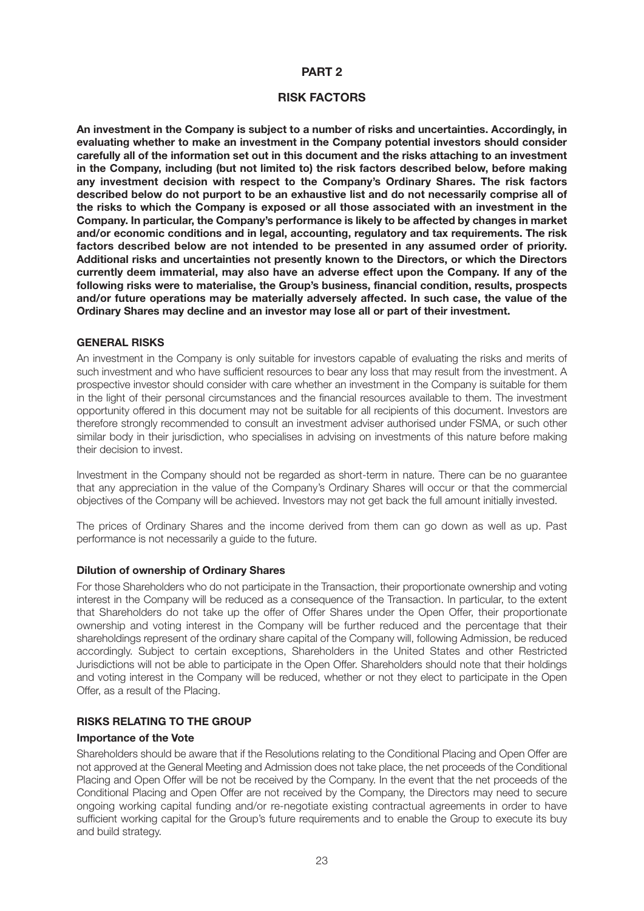# PART 2

## RISK FACTORS

**An investment in the Company is subject to a number of risks and uncertainties. Accordingly, in evaluating whether to make an investment in the Company potential investors should consider carefully all of the information set out in this document and the risks attaching to an investment in the Company, including (but not limited to) the risk factors described below, before making any investment decision with respect to the Company's Ordinary Shares. The risk factors described below do not purport to be an exhaustive list and do not necessarily comprise all of the risks to which the Company is exposed or all those associated with an investment in the Company. In particular, the Company's performance is likely to be affected by changes in market and/or economic conditions and in legal, accounting, regulatory and tax requirements. The risk factors described below are not intended to be presented in any assumed order of priority. Additional risks and uncertainties not presently known to the Directors, or which the Directors currently deem immaterial, may also have an adverse effect upon the Company. If any of the following risks were to materialise, the Group's business, financial condition, results, prospects and/or future operations may be materially adversely affected. In such case, the value of the Ordinary Shares may decline and an investor may lose all or part of their investment.**

### GENERAL RISKS

An investment in the Company is only suitable for investors capable of evaluating the risks and merits of such investment and who have sufficient resources to bear any loss that may result from the investment. A prospective investor should consider with care whether an investment in the Company is suitable for them in the light of their personal circumstances and the financial resources available to them. The investment opportunity offered in this document may not be suitable for all recipients of this document. Investors are therefore strongly recommended to consult an investment adviser authorised under FSMA, or such other similar body in their jurisdiction, who specialises in advising on investments of this nature before making their decision to invest.

Investment in the Company should not be regarded as short-term in nature. There can be no guarantee that any appreciation in the value of the Company's Ordinary Shares will occur or that the commercial objectives of the Company will be achieved. Investors may not get back the full amount initially invested.

The prices of Ordinary Shares and the income derived from them can go down as well as up. Past performance is not necessarily a guide to the future.

#### Dilution of ownership of Ordinary Shares

For those Shareholders who do not participate in the Transaction, their proportionate ownership and voting interest in the Company will be reduced as a consequence of the Transaction. In particular, to the extent that Shareholders do not take up the offer of Offer Shares under the Open Offer, their proportionate ownership and voting interest in the Company will be further reduced and the percentage that their shareholdings represent of the ordinary share capital of the Company will, following Admission, be reduced accordingly. Subject to certain exceptions, Shareholders in the United States and other Restricted Jurisdictions will not be able to participate in the Open Offer. Shareholders should note that their holdings and voting interest in the Company will be reduced, whether or not they elect to participate in the Open Offer, as a result of the Placing.

### RISKS RELATING TO THE GROUP

#### Importance of the Vote

Shareholders should be aware that if the Resolutions relating to the Conditional Placing and Open Offer are not approved at the General Meeting and Admission does not take place, the net proceeds of the Conditional Placing and Open Offer will be not be received by the Company. In the event that the net proceeds of the Conditional Placing and Open Offer are not received by the Company, the Directors may need to secure ongoing working capital funding and/or re-negotiate existing contractual agreements in order to have sufficient working capital for the Group's future requirements and to enable the Group to execute its buy and build strategy.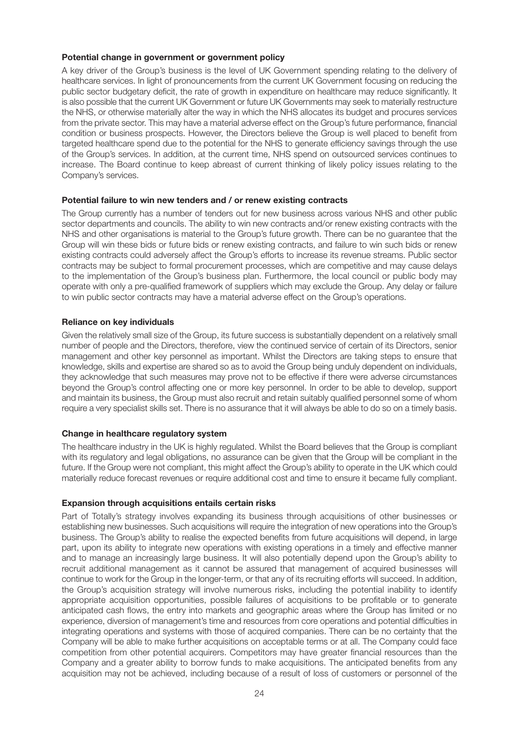**Potential change in government or government policy**

A key driver of the Group's business is the level of UK Government spending relating to the delivery of healthcare services. In light of pronouncements from the current UK Government focusing on reducing the public sector budgetary deficit, the rate of growth in expenditure on healthcare may reduce significantly. It is also possible that the current UK Government or future UK Governments may seek to materially restructure the NHS, or otherwise materially alter the way in which the NHS allocates its budget and procures services from the private sector. This may have a material adverse effect on the Group's future performance, financial condition or business prospects. However, the Directors believe the Group is well placed to benefit from targeted healthcare spend due to the potential for the NHS to generate efficiency savings through the use of the Group's services. In addition, at the current time, NHS spend on outsourced services continues to increase. The Board continue to keep abreast of current thinking of likely policy issues relating to the Company's services.

**Potential failure to win new tenders and / or renew existing contracts**

The Group currently has a number of tenders out for new business across various NHS and other public sector departments and councils. The ability to win new contracts and/or renew existing contracts with the NHS and other organisations is material to the Group's future growth. There can be no guarantee that the Group will win these bids or future bids or renew existing contracts, and failure to win such bids or renew existing contracts could adversely affect the Group's efforts to increase its revenue streams. Public sector contracts may be subject to formal procurement processes, which are competitive and may cause delays to the implementation of the Group's business plan. Furthermore, the local council or public body may operate with only a pre-qualified framework of suppliers which may exclude the Group. Any delay or failure to win public sector contracts may have a material adverse effect on the Group's operations.

**Reliance on key individuals**

Given the relatively small size of the Group, its future success is substantially dependent on a relatively small number of people and the Directors, therefore, view the continued service of certain of its Directors, senior management and other key personnel as important. Whilst the Directors are taking steps to ensure that knowledge, skills and expertise are shared so as to avoid the Group being unduly dependent on individuals, they acknowledge that such measures may prove not to be effective if there were adverse circumstances beyond the Group's control affecting one or more key personnel. In order to be able to develop, support and maintain its business, the Group must also recruit and retain suitably qualified personnel some of whom require a very specialist skills set. There is no assurance that it will always be able to do so on a timely basis.

**Change in healthcare regulatory system**

The healthcare industry in the UK is highly regulated. Whilst the Board believes that the Group is compliant with its regulatory and legal obligations, no assurance can be given that the Group will be compliant in the future. If the Group were not compliant, this might affect the Group's ability to operate in the UK which could materially reduce forecast revenues or require additional cost and time to ensure it became fully compliant.

**Expansion through acquisitions entails certain risks**

Part of Totally's strategy involves expanding its business through acquisitions of other businesses or establishing new businesses. Such acquisitions will require the integration of new operations into the Group's business. The Group's ability to realise the expected benefits from future acquisitions will depend, in large part, upon its ability to integrate new operations with existing operations in a timely and effective manner and to manage an increasingly large business. It will also potentially depend upon the Group's ability to recruit additional management as it cannot be assured that management of acquired businesses will continue to work for the Group in the longer-term, or that any of its recruiting efforts will succeed. In addition, the Group's acquisition strategy will involve numerous risks, including the potential inability to identify appropriate acquisition opportunities, possible failures of acquisitions to be profitable or to generate anticipated cash flows, the entry into markets and geographic areas where the Group has limited or no experience, diversion of management's time and resources from core operations and potential difficulties in integrating operations and systems with those of acquired companies. There can be no certainty that the Company will be able to make further acquisitions on acceptable terms or at all. The Company could face competition from other potential acquirers. Competitors may have greater financial resources than the Company and a greater ability to borrow funds to make acquisitions. The anticipated benefits from any acquisition may not be achieved, including because of a result of loss of customers or personnel of the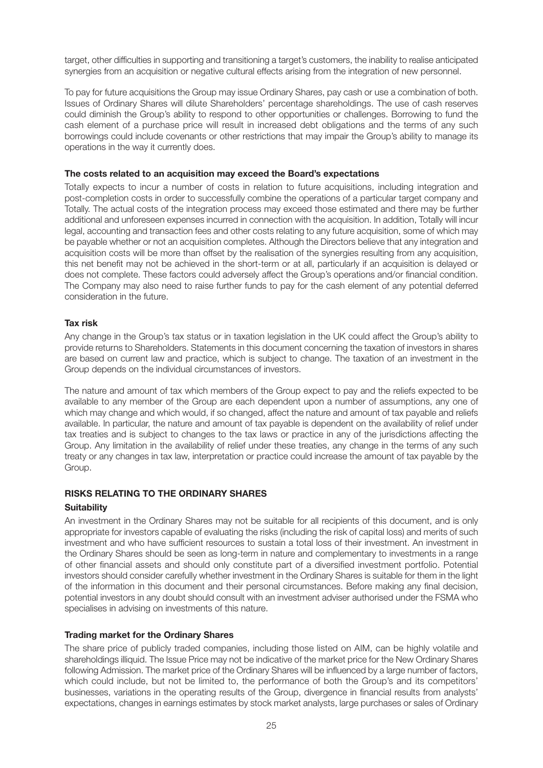target, other difficulties in supporting and transitioning a target's customers, the inability to realise anticipated synergies from an acquisition or negative cultural effects arising from the integration of new personnel.

To pay for future acquisitions the Group may issue Ordinary Shares, pay cash or use a combination of both. Issues of Ordinary Shares will dilute Shareholders' percentage shareholdings. The use of cash reserves could diminish the Group's ability to respond to other opportunities or challenges. Borrowing to fund the cash element of a purchase price will result in increased debt obligations and the terms of any such borrowings could include covenants or other restrictions that may impair the Group's ability to manage its operations in the way it currently does.

**The costs related to an acquisition may exceed the Board's expectations**

Totally expects to incur a number of costs in relation to future acquisitions, including integration and post-completion costs in order to successfully combine the operations of a particular target company and Totally. The actual costs of the integration process may exceed those estimated and there may be further additional and unforeseen expenses incurred in connection with the acquisition. In addition, Totally will incur legal, accounting and transaction fees and other costs relating to any future acquisition, some of which may be payable whether or not an acquisition completes. Although the Directors believe that any integration and acquisition costs will be more than offset by the realisation of the synergies resulting from any acquisition, this net benefit may not be achieved in the short-term or at all, particularly if an acquisition is delayed or does not complete. These factors could adversely affect the Group's operations and/or financial condition. The Company may also need to raise further funds to pay for the cash element of any potential deferred consideration in the future.

**Tax risk**

Any change in the Group's tax status or in taxation legislation in the UK could affect the Group's ability to provide returns to Shareholders. Statements in this document concerning the taxation of investors in shares are based on current law and practice, which is subject to change. The taxation of an investment in the Group depends on the individual circumstances of investors.

The nature and amount of tax which members of the Group expect to pay and the reliefs expected to be available to any member of the Group are each dependent upon a number of assumptions, any one of which may change and which would, if so changed, affect the nature and amount of tax payable and reliefs available. In particular, the nature and amount of tax payable is dependent on the availability of relief under tax treaties and is subject to changes to the tax laws or practice in any of the jurisdictions affecting the Group. Any limitation in the availability of relief under these treaties, any change in the terms of any such treaty or any changes in tax law, interpretation or practice could increase the amount of tax payable by the Group.

## RISKS RELATING TO THE ORDINARY SHARES

**Suitability**

An investment in the Ordinary Shares may not be suitable for all recipients of this document, and is only appropriate for investors capable of evaluating the risks (including the risk of capital loss) and merits of such investment and who have sufficient resources to sustain a total loss of their investment. An investment in the Ordinary Shares should be seen as long-term in nature and complementary to investments in a range of other financial assets and should only constitute part of a diversified investment portfolio. Potential investors should consider carefully whether investment in the Ordinary Shares is suitable for them in the light of the information in this document and their personal circumstances. Before making any final decision, potential investors in any doubt should consult with an investment adviser authorised under the FSMA who specialises in advising on investments of this nature.

**Trading market for the Ordinary Shares**

The share price of publicly traded companies, including those listed on AIM, can be highly volatile and shareholdings illiquid. The Issue Price may not be indicative of the market price for the New Ordinary Shares following Admission. The market price of the Ordinary Shares will be influenced by a large number of factors, which could include, but not be limited to, the performance of both the Group's and its competitors' businesses, variations in the operating results of the Group, divergence in financial results from analysts' expectations, changes in earnings estimates by stock market analysts, large purchases or sales of Ordinary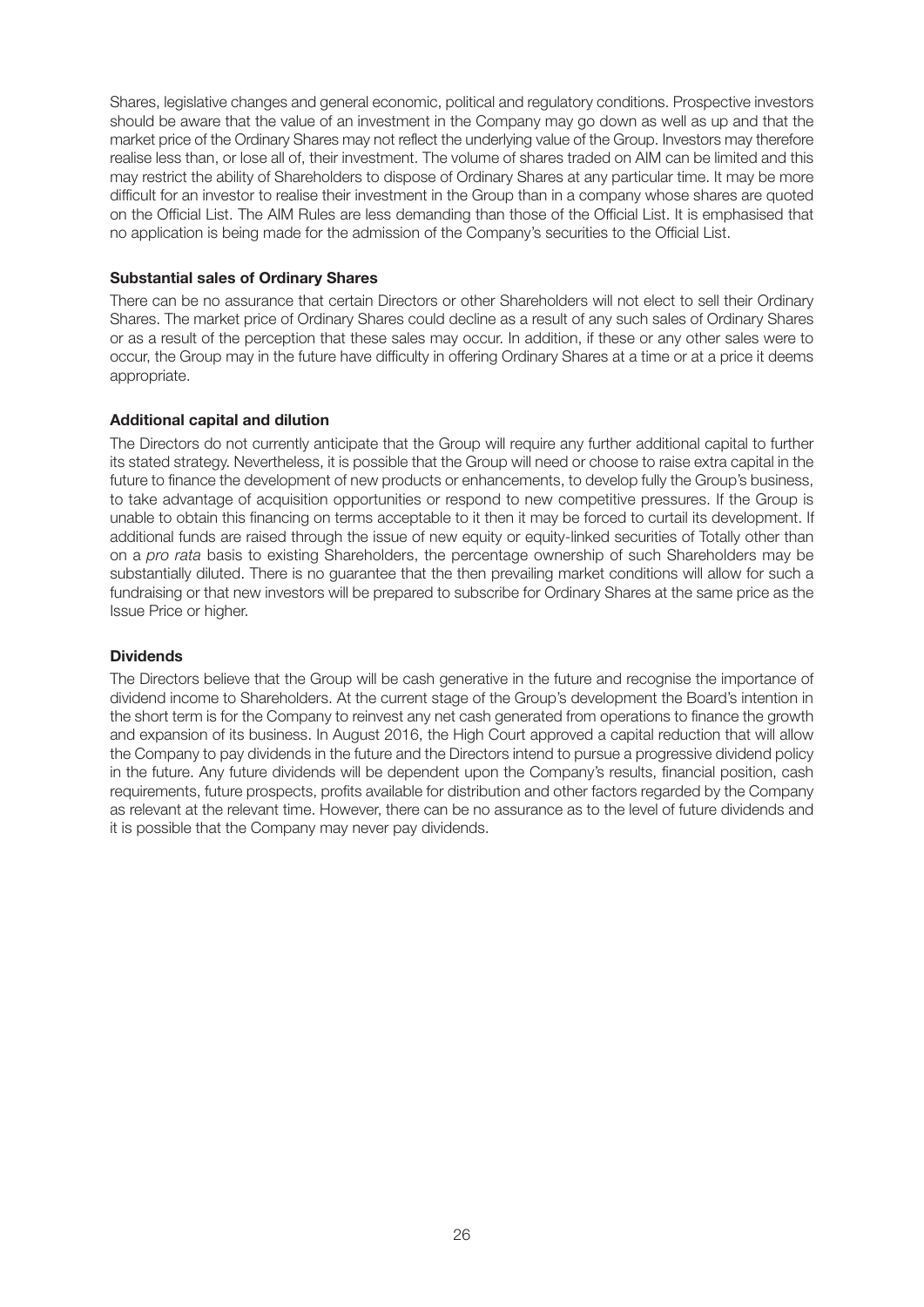Shares, legislative changes and general economic, political and regulatory conditions. Prospective investors should be aware that the value of an investment in the Company may go down as well as up and that the market price of the Ordinary Shares may not reflect the underlying value of the Group. Investors may therefore realise less than, or lose all of, their investment. The volume of shares traded on AIM can be limited and this may restrict the ability of Shareholders to dispose of Ordinary Shares at any particular time. It may be more difficult for an investor to realise their investment in the Group than in a company whose shares are quoted on the Official List. The AIM Rules are less demanding than those of the Official List. It is emphasised that no application is being made for the admission of the Company's securities to the Official List.

**Substantial sales of Ordinary Shares**

There can be no assurance that certain Directors or other Shareholders will not elect to sell their Ordinary Shares. The market price of Ordinary Shares could decline as a result of any such sales of Ordinary Shares or as a result of the perception that these sales may occur. In addition, if these or any other sales were to occur, the Group may in the future have difficulty in offering Ordinary Shares at a time or at a price it deems appropriate.

**Additional capital and dilution**

The Directors do not currently anticipate that the Group will require any further additional capital to further its stated strategy. Nevertheless, it is possible that the Group will need or choose to raise extra capital in the future to finance the development of new products or enhancements, to develop fully the Group's business, to take advantage of acquisition opportunities or respond to new competitive pressures. If the Group is unable to obtain this financing on terms acceptable to it then it may be forced to curtail its development. If additional funds are raised through the issue of new equity or equity-linked securities of Totally other than on a *pro rata* basis to existing Shareholders, the percentage ownership of such Shareholders may be substantially diluted. There is no guarantee that the then prevailing market conditions will allow for such a fundraising or that new investors will be prepared to subscribe for Ordinary Shares at the same price as the Issue Price or higher.

**Dividends**

The Directors believe that the Group will be cash generative in the future and recognise the importance of dividend income to Shareholders. At the current stage of the Group's development the Board's intention in the short term is for the Company to reinvest any net cash generated from operations to finance the growth and expansion of its business. In August 2016, the High Court approved a capital reduction that will allow the Company to pay dividends in the future and the Directors intend to pursue a progressive dividend policy in the future. Any future dividends will be dependent upon the Company's results, financial position, cash requirements, future prospects, profits available for distribution and other factors regarded by the Company as relevant at the relevant time. However, there can be no assurance as to the level of future dividends and it is possible that the Company may never pay dividends.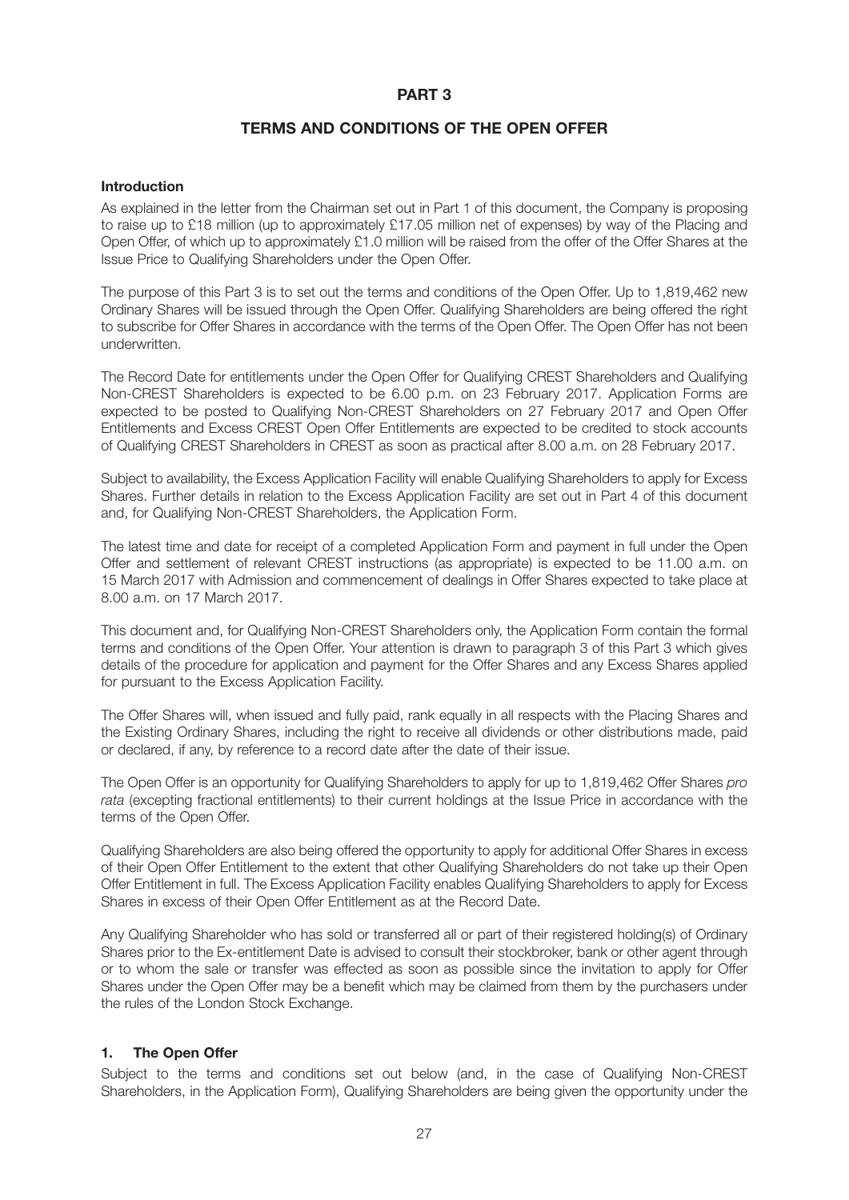# PART 3

## TERMS AND CONDITIONS OF THE OPEN OFFER

**Introduction**

As explained in the letter from the Chairman set out in Part 1 of this document, the Company is proposing to raise up to £18 million (up to approximately £17.05 million net of expenses) by way of the Placing and Open Offer, of which up to approximately £1.0 million will be raised from the offer of the Offer Shares at the Issue Price to Qualifying Shareholders under the Open Offer.

The purpose of this Part 3 is to set out the terms and conditions of the Open Offer. Up to 1,819,462 new Ordinary Shares will be issued through the Open Offer. Qualifying Shareholders are being offered the right to subscribe for Offer Shares in accordance with the terms of the Open Offer. The Open Offer has not been underwritten.

The Record Date for entitlements under the Open Offer for Qualifying CREST Shareholders and Qualifying Non-CREST Shareholders is expected to be 6.00 p.m. on 23 February 2017. Application Forms are expected to be posted to Qualifying Non-CREST Shareholders on 27 February 2017 and Open Offer Entitlements and Excess CREST Open Offer Entitlements are expected to be credited to stock accounts of Qualifying CREST Shareholders in CREST as soon as practical after 8.00 a.m. on 28 February 2017.

Subject to availability, the Excess Application Facility will enable Qualifying Shareholders to apply for Excess Shares. Further details in relation to the Excess Application Facility are set out in Part 4 of this document and, for Qualifying Non-CREST Shareholders, the Application Form.

The latest time and date for receipt of a completed Application Form and payment in full under the Open Offer and settlement of relevant CREST instructions (as appropriate) is expected to be 11.00 a.m. on 15 March 2017 with Admission and commencement of dealings in Offer Shares expected to take place at 8.00 a.m. on 17 March 2017.

This document and, for Qualifying Non-CREST Shareholders only, the Application Form contain the formal terms and conditions of the Open Offer. Your attention is drawn to paragraph 3 of this Part 3 which gives details of the procedure for application and payment for the Offer Shares and any Excess Shares applied for pursuant to the Excess Application Facility.

The Offer Shares will, when issued and fully paid, rank equally in all respects with the Placing Shares and the Existing Ordinary Shares, including the right to receive all dividends or other distributions made, paid or declared, if any, by reference to a record date after the date of their issue.

The Open Offer is an opportunity for Qualifying Shareholders to apply for up to 1,819,462 Offer Shares *pro rata* (excepting fractional entitlements) to their current holdings at the Issue Price in accordance with the terms of the Open Offer.

Qualifying Shareholders are also being offered the opportunity to apply for additional Offer Shares in excess of their Open Offer Entitlement to the extent that other Qualifying Shareholders do not take up their Open Offer Entitlement in full. The Excess Application Facility enables Qualifying Shareholders to apply for Excess Shares in excess of their Open Offer Entitlement as at the Record Date.

Any Qualifying Shareholder who has sold or transferred all or part of their registered holding(s) of Ordinary Shares prior to the Ex-entitlement Date is advised to consult their stockbroker, bank or other agent through or to whom the sale or transfer was effected as soon as possible since the invitation to apply for Offer Shares under the Open Offer may be a benefit which may be claimed from them by the purchasers under the rules of the London Stock Exchange.

### 1. The Open Offer

Subject to the terms and conditions set out below (and, in the case of Qualifying Non-CREST Shareholders, in the Application Form), Qualifying Shareholders are being given the opportunity under the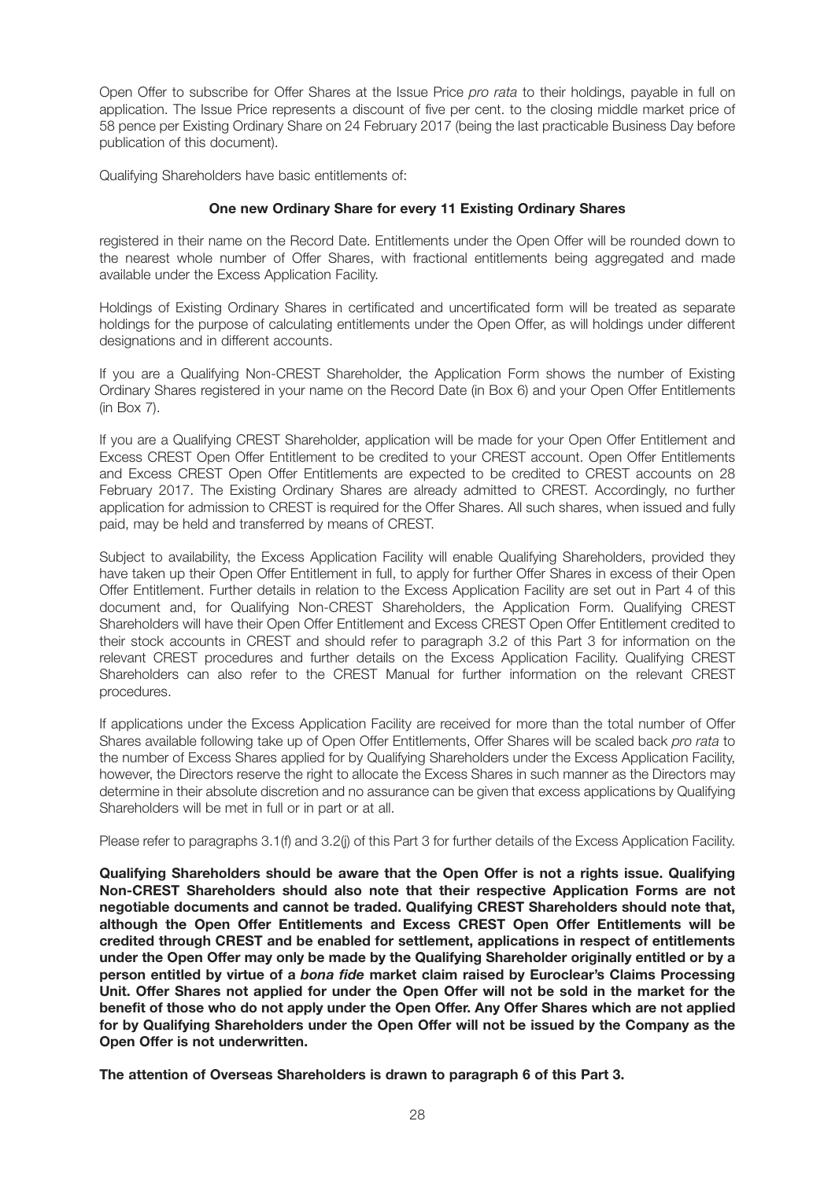Open Offer to subscribe for Offer Shares at the Issue Price *pro rata* to their holdings, payable in full on application. The Issue Price represents a discount of five per cent. to the closing middle market price of 58 pence per Existing Ordinary Share on 24 February 2017 (being the last practicable Business Day before publication of this document).

Qualifying Shareholders have basic entitlements of:

**One new Ordinary Share for every 11 Existing Ordinary Shares**

registered in their name on the Record Date. Entitlements under the Open Offer will be rounded down to the nearest whole number of Offer Shares, with fractional entitlements being aggregated and made available under the Excess Application Facility.

Holdings of Existing Ordinary Shares in certificated and uncertificated form will be treated as separate holdings for the purpose of calculating entitlements under the Open Offer, as will holdings under different designations and in different accounts.

If you are a Qualifying Non-CREST Shareholder, the Application Form shows the number of Existing Ordinary Shares registered in your name on the Record Date (in Box 6) and your Open Offer Entitlements (in Box 7).

If you are a Qualifying CREST Shareholder, application will be made for your Open Offer Entitlement and Excess CREST Open Offer Entitlement to be credited to your CREST account. Open Offer Entitlements and Excess CREST Open Offer Entitlements are expected to be credited to CREST accounts on 28 February 2017. The Existing Ordinary Shares are already admitted to CREST. Accordingly, no further application for admission to CREST is required for the Offer Shares. All such shares, when issued and fully paid, may be held and transferred by means of CREST.

Subject to availability, the Excess Application Facility will enable Qualifying Shareholders, provided they have taken up their Open Offer Entitlement in full, to apply for further Offer Shares in excess of their Open Offer Entitlement. Further details in relation to the Excess Application Facility are set out in Part 4 of this document and, for Qualifying Non-CREST Shareholders, the Application Form. Qualifying CREST Shareholders will have their Open Offer Entitlement and Excess CREST Open Offer Entitlement credited to their stock accounts in CREST and should refer to paragraph 3.2 of this Part 3 for information on the relevant CREST procedures and further details on the Excess Application Facility. Qualifying CREST Shareholders can also refer to the CREST Manual for further information on the relevant CREST procedures.

If applications under the Excess Application Facility are received for more than the total number of Offer Shares available following take up of Open Offer Entitlements, Offer Shares will be scaled back *pro rata* to the number of Excess Shares applied for by Qualifying Shareholders under the Excess Application Facility, however, the Directors reserve the right to allocate the Excess Shares in such manner as the Directors may determine in their absolute discretion and no assurance can be given that excess applications by Qualifying Shareholders will be met in full or in part or at all.

Please refer to paragraphs 3.1(f) and 3.2(j) of this Part 3 for further details of the Excess Application Facility.

**Qualifying Shareholders should be aware that the Open Offer is not a rights issue. Qualifying Non-CREST Shareholders should also note that their respective Application Forms are not negotiable documents and cannot be traded. Qualifying CREST Shareholders should note that, although the Open Offer Entitlements and Excess CREST Open Offer Entitlements will be credited through CREST and be enabled for settlement, applications in respect of entitlements under the Open Offer may only be made by the Qualifying Shareholder originally entitled or by a person entitled by virtue of a *bona fide* market claim raised by Euroclear's Claims Processing Unit. Offer Shares not applied for under the Open Offer will not be sold in the market for the benefit of those who do not apply under the Open Offer. Any Offer Shares which are not applied for by Qualifying Shareholders under the Open Offer will not be issued by the Company as the Open Offer is not underwritten.**

**The attention of Overseas Shareholders is drawn to paragraph 6 of this Part 3.**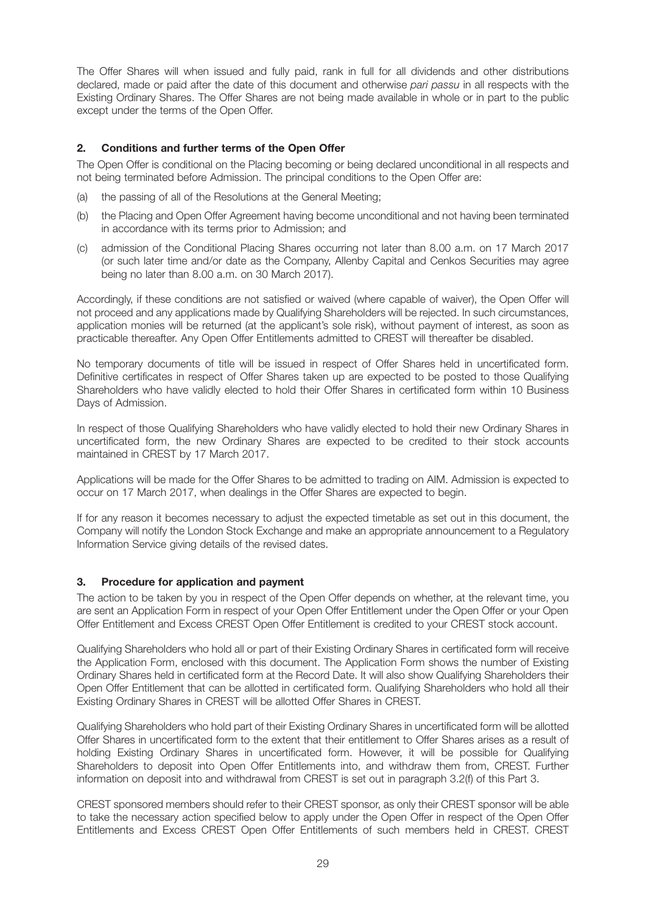The Offer Shares will when issued and fully paid, rank in full for all dividends and other distributions declared, made or paid after the date of this document and otherwise *pari passu* in all respects with the Existing Ordinary Shares. The Offer Shares are not being made available in whole or in part to the public except under the terms of the Open Offer.

## 2. Conditions and further terms of the Open Offer

The Open Offer is conditional on the Placing becoming or being declared unconditional in all respects and not being terminated before Admission. The principal conditions to the Open Offer are:

(a) the passing of all of the Resolutions at the General Meeting;

(b) the Placing and Open Offer Agreement having become unconditional and not having been terminated in accordance with its terms prior to Admission; and

(c) admission of the Conditional Placing Shares occurring not later than 8.00 a.m. on 17 March 2017 (or such later time and/or date as the Company, Allenby Capital and Cenkos Securities may agree being no later than 8.00 a.m. on 30 March 2017).

Accordingly, if these conditions are not satisfied or waived (where capable of waiver), the Open Offer will not proceed and any applications made by Qualifying Shareholders will be rejected. In such circumstances, application monies will be returned (at the applicant's sole risk), without payment of interest, as soon as practicable thereafter. Any Open Offer Entitlements admitted to CREST will thereafter be disabled.

No temporary documents of title will be issued in respect of Offer Shares held in uncertificated form. Definitive certificates in respect of Offer Shares taken up are expected to be posted to those Qualifying Shareholders who have validly elected to hold their Offer Shares in certificated form within 10 Business Days of Admission.

In respect of those Qualifying Shareholders who have validly elected to hold their new Ordinary Shares in uncertificated form, the new Ordinary Shares are expected to be credited to their stock accounts maintained in CREST by 17 March 2017.

Applications will be made for the Offer Shares to be admitted to trading on AIM. Admission is expected to occur on 17 March 2017, when dealings in the Offer Shares are expected to begin.

If for any reason it becomes necessary to adjust the expected timetable as set out in this document, the Company will notify the London Stock Exchange and make an appropriate announcement to a Regulatory Information Service giving details of the revised dates.

## 3. Procedure for application and payment

The action to be taken by you in respect of the Open Offer depends on whether, at the relevant time, you are sent an Application Form in respect of your Open Offer Entitlement under the Open Offer or your Open Offer Entitlement and Excess CREST Open Offer Entitlement is credited to your CREST stock account.

Qualifying Shareholders who hold all or part of their Existing Ordinary Shares in certificated form will receive the Application Form, enclosed with this document. The Application Form shows the number of Existing Ordinary Shares held in certificated form at the Record Date. It will also show Qualifying Shareholders their Open Offer Entitlement that can be allotted in certificated form. Qualifying Shareholders who hold all their Existing Ordinary Shares in CREST will be allotted Offer Shares in CREST.

Qualifying Shareholders who hold part of their Existing Ordinary Shares in uncertificated form will be allotted Offer Shares in uncertificated form to the extent that their entitlement to Offer Shares arises as a result of holding Existing Ordinary Shares in uncertificated form. However, it will be possible for Qualifying Shareholders to deposit into Open Offer Entitlements into, and withdraw them from, CREST. Further information on deposit into and withdrawal from CREST is set out in paragraph 3.2(f) of this Part 3.

CREST sponsored members should refer to their CREST sponsor, as only their CREST sponsor will be able to take the necessary action specified below to apply under the Open Offer in respect of the Open Offer Entitlements and Excess CREST Open Offer Entitlements of such members held in CREST. CREST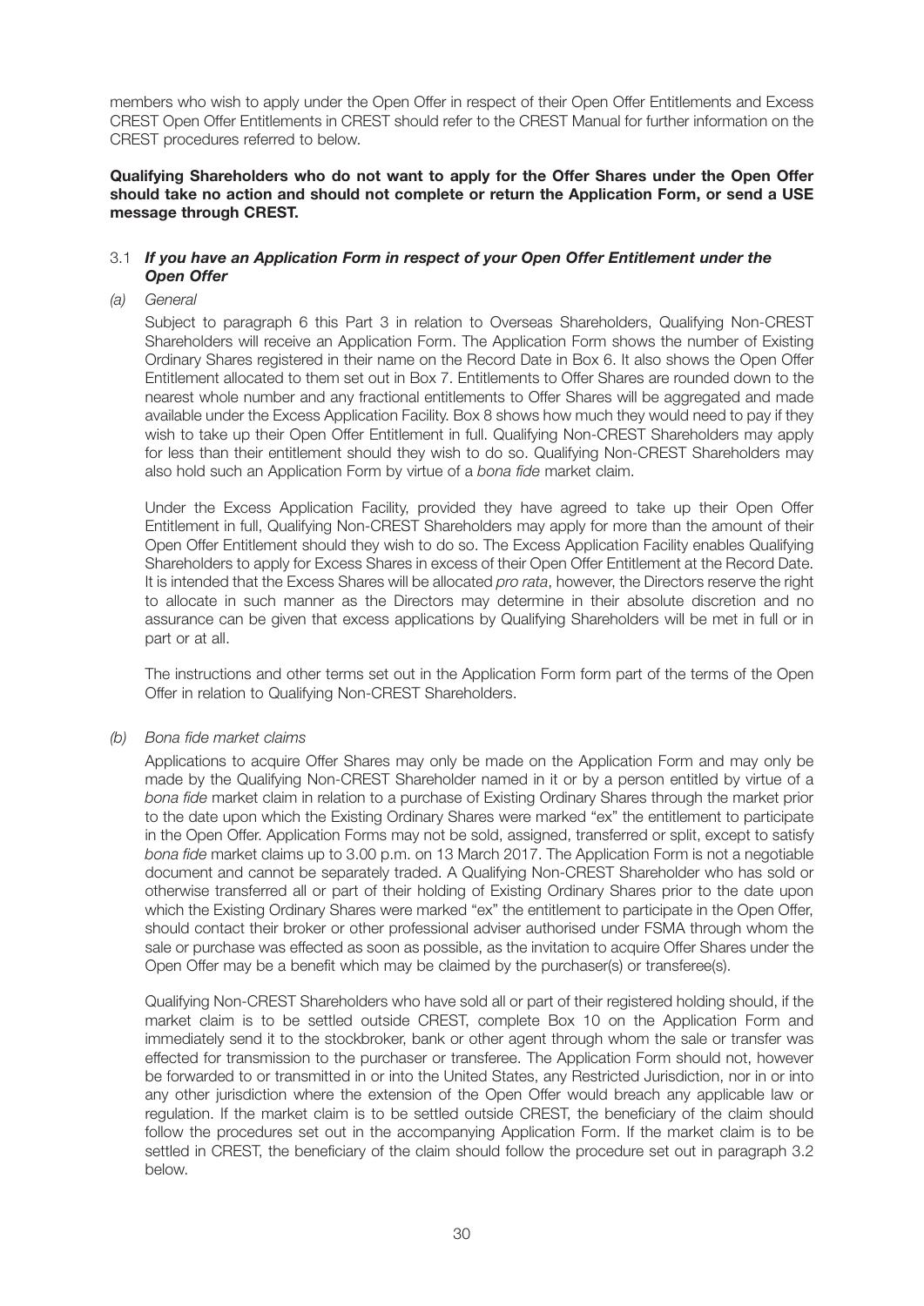members who wish to apply under the Open Offer in respect of their Open Offer Entitlements and Excess CREST Open Offer Entitlements in CREST should refer to the CREST Manual for further information on the CREST procedures referred to below.

**Qualifying Shareholders who do not want to apply for the Offer Shares under the Open Offer should take no action and should not complete or return the Application Form, or send a USE message through CREST.**

### 3.1 *If you have an Application Form in respect of your Open Offer Entitlement under the Open Offer*

*(a) General*

Subject to paragraph 6 this Part 3 in relation to Overseas Shareholders, Qualifying Non-CREST Shareholders will receive an Application Form. The Application Form shows the number of Existing Ordinary Shares registered in their name on the Record Date in Box 6. It also shows the Open Offer Entitlement allocated to them set out in Box 7. Entitlements to Offer Shares are rounded down to the nearest whole number and any fractional entitlements to Offer Shares will be aggregated and made available under the Excess Application Facility. Box 8 shows how much they would need to pay if they wish to take up their Open Offer Entitlement in full. Qualifying Non-CREST Shareholders may apply for less than their entitlement should they wish to do so. Qualifying Non-CREST Shareholders may also hold such an Application Form by virtue of a *bona fide* market claim.

Under the Excess Application Facility, provided they have agreed to take up their Open Offer Entitlement in full, Qualifying Non-CREST Shareholders may apply for more than the amount of their Open Offer Entitlement should they wish to do so. The Excess Application Facility enables Qualifying Shareholders to apply for Excess Shares in excess of their Open Offer Entitlement at the Record Date. It is intended that the Excess Shares will be allocated *pro rata*, however, the Directors reserve the right to allocate in such manner as the Directors may determine in their absolute discretion and no assurance can be given that excess applications by Qualifying Shareholders will be met in full or in part or at all.

The instructions and other terms set out in the Application Form form part of the terms of the Open Offer in relation to Qualifying Non-CREST Shareholders.

*(b) Bona fide market claims*

Applications to acquire Offer Shares may only be made on the Application Form and may only be made by the Qualifying Non-CREST Shareholder named in it or by a person entitled by virtue of a *bona fide* market claim in relation to a purchase of Existing Ordinary Shares through the market prior to the date upon which the Existing Ordinary Shares were marked "ex" the entitlement to participate in the Open Offer. Application Forms may not be sold, assigned, transferred or split, except to satisfy *bona fide* market claims up to 3.00 p.m. on 13 March 2017. The Application Form is not a negotiable document and cannot be separately traded. A Qualifying Non-CREST Shareholder who has sold or otherwise transferred all or part of their holding of Existing Ordinary Shares prior to the date upon which the Existing Ordinary Shares were marked "ex" the entitlement to participate in the Open Offer, should contact their broker or other professional adviser authorised under FSMA through whom the sale or purchase was effected as soon as possible, as the invitation to acquire Offer Shares under the Open Offer may be a benefit which may be claimed by the purchaser(s) or transferee(s).

Qualifying Non-CREST Shareholders who have sold all or part of their registered holding should, if the market claim is to be settled outside CREST, complete Box 10 on the Application Form and immediately send it to the stockbroker, bank or other agent through whom the sale or transfer was effected for transmission to the purchaser or transferee. The Application Form should not, however be forwarded to or transmitted in or into the United States, any Restricted Jurisdiction, nor in or into any other jurisdiction where the extension of the Open Offer would breach any applicable law or regulation. If the market claim is to be settled outside CREST, the beneficiary of the claim should follow the procedures set out in the accompanying Application Form. If the market claim is to be settled in CREST, the beneficiary of the claim should follow the procedure set out in paragraph 3.2 below.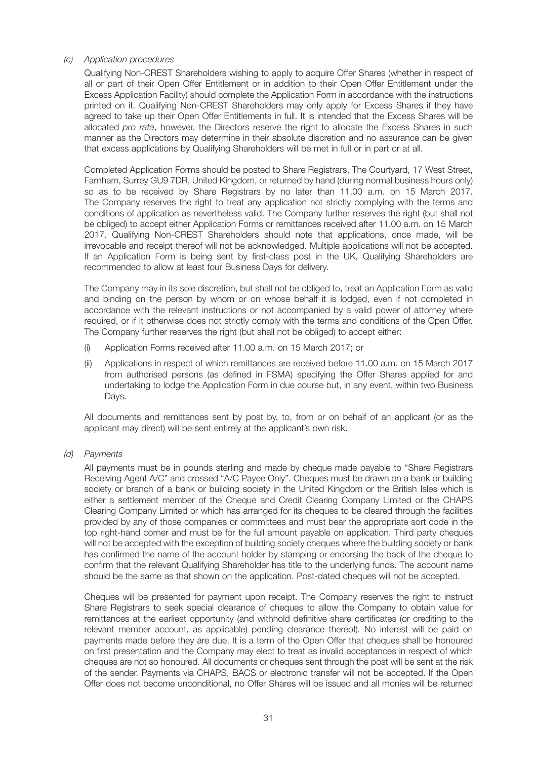*(c) Application procedures*

Qualifying Non-CREST Shareholders wishing to apply to acquire Offer Shares (whether in respect of all or part of their Open Offer Entitlement or in addition to their Open Offer Entitlement under the Excess Application Facility) should complete the Application Form in accordance with the instructions printed on it. Qualifying Non-CREST Shareholders may only apply for Excess Shares if they have agreed to take up their Open Offer Entitlements in full. It is intended that the Excess Shares will be allocated *pro rata*, however, the Directors reserve the right to allocate the Excess Shares in such manner as the Directors may determine in their absolute discretion and no assurance can be given that excess applications by Qualifying Shareholders will be met in full or in part or at all.

Completed Application Forms should be posted to Share Registrars, The Courtyard, 17 West Street, Farnham, Surrey GU9 7DR, United Kingdom, or returned by hand (during normal business hours only) so as to be received by Share Registrars by no later than 11.00 a.m. on 15 March 2017. The Company reserves the right to treat any application not strictly complying with the terms and conditions of application as nevertheless valid. The Company further reserves the right (but shall not be obliged) to accept either Application Forms or remittances received after 11.00 a.m. on 15 March 2017. Qualifying Non-CREST Shareholders should note that applications, once made, will be irrevocable and receipt thereof will not be acknowledged. Multiple applications will not be accepted. If an Application Form is being sent by first-class post in the UK, Qualifying Shareholders are recommended to allow at least four Business Days for delivery.

The Company may in its sole discretion, but shall not be obliged to, treat an Application Form as valid and binding on the person by whom or on whose behalf it is lodged, even if not completed in accordance with the relevant instructions or not accompanied by a valid power of attorney where required, or if it otherwise does not strictly comply with the terms and conditions of the Open Offer. The Company further reserves the right (but shall not be obliged) to accept either:

(i) Application Forms received after 11.00 a.m. on 15 March 2017; or

(ii) Applications in respect of which remittances are received before 11.00 a.m. on 15 March 2017 from authorised persons (as defined in FSMA) specifying the Offer Shares applied for and undertaking to lodge the Application Form in due course but, in any event, within two Business Days.

All documents and remittances sent by post by, to, from or on behalf of an applicant (or as the applicant may direct) will be sent entirely at the applicant's own risk.

*(d) Payments*

All payments must be in pounds sterling and made by cheque made payable to "Share Registrars Receiving Agent A/C" and crossed "A/C Payee Only". Cheques must be drawn on a bank or building society or branch of a bank or building society in the United Kingdom or the British Isles which is either a settlement member of the Cheque and Credit Clearing Company Limited or the CHAPS Clearing Company Limited or which has arranged for its cheques to be cleared through the facilities provided by any of those companies or committees and must bear the appropriate sort code in the top right-hand corner and must be for the full amount payable on application. Third party cheques will not be accepted with the exception of building society cheques where the building society or bank has confirmed the name of the account holder by stamping or endorsing the back of the cheque to confirm that the relevant Qualifying Shareholder has title to the underlying funds. The account name should be the same as that shown on the application. Post-dated cheques will not be accepted.

Cheques will be presented for payment upon receipt. The Company reserves the right to instruct Share Registrars to seek special clearance of cheques to allow the Company to obtain value for remittances at the earliest opportunity (and withhold definitive share certificates (or crediting to the relevant member account, as applicable) pending clearance thereof). No interest will be paid on payments made before they are due. It is a term of the Open Offer that cheques shall be honoured on first presentation and the Company may elect to treat as invalid acceptances in respect of which cheques are not so honoured. All documents or cheques sent through the post will be sent at the risk of the sender. Payments via CHAPS, BACS or electronic transfer will not be accepted. If the Open Offer does not become unconditional, no Offer Shares will be issued and all monies will be returned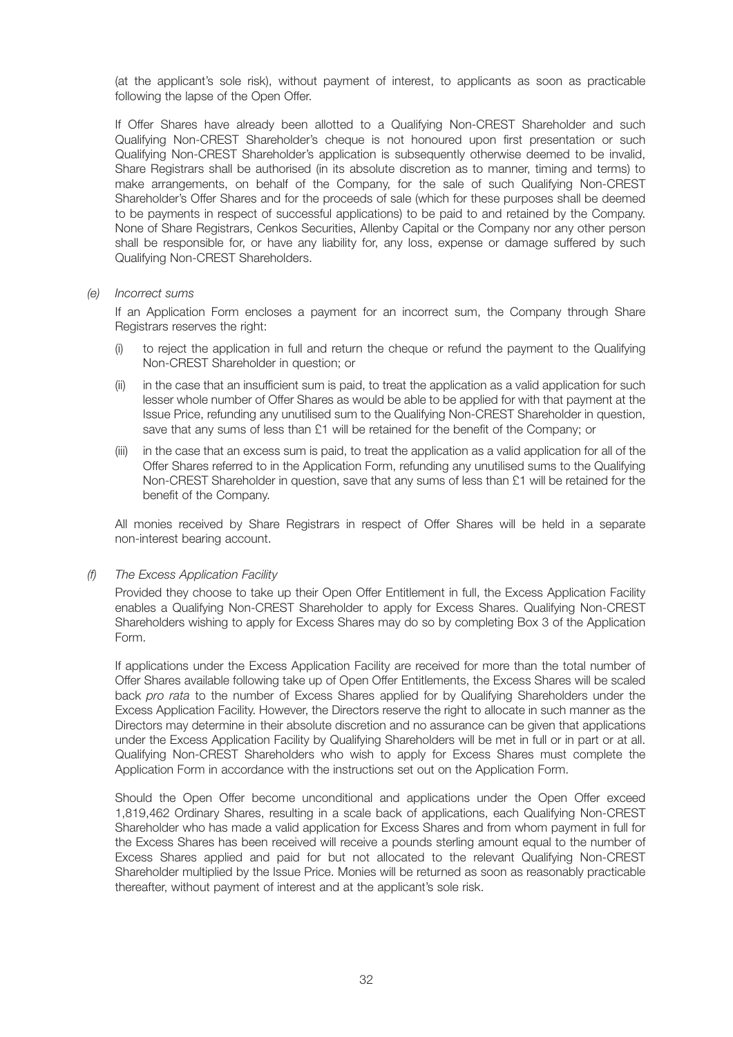(at the applicant's sole risk), without payment of interest, to applicants as soon as practicable following the lapse of the Open Offer.

If Offer Shares have already been allotted to a Qualifying Non-CREST Shareholder and such Qualifying Non-CREST Shareholder's cheque is not honoured upon first presentation or such Qualifying Non-CREST Shareholder's application is subsequently otherwise deemed to be invalid, Share Registrars shall be authorised (in its absolute discretion as to manner, timing and terms) to make arrangements, on behalf of the Company, for the sale of such Qualifying Non-CREST Shareholder's Offer Shares and for the proceeds of sale (which for these purposes shall be deemed to be payments in respect of successful applications) to be paid to and retained by the Company. None of Share Registrars, Cenkos Securities, Allenby Capital or the Company nor any other person shall be responsible for, or have any liability for, any loss, expense or damage suffered by such Qualifying Non-CREST Shareholders.

*(e) Incorrect sums*

If an Application Form encloses a payment for an incorrect sum, the Company through Share Registrars reserves the right:

(i) to reject the application in full and return the cheque or refund the payment to the Qualifying Non-CREST Shareholder in question; or

(ii) in the case that an insufficient sum is paid, to treat the application as a valid application for such lesser whole number of Offer Shares as would be able to be applied for with that payment at the Issue Price, refunding any unutilised sum to the Qualifying Non-CREST Shareholder in question, save that any sums of less than £1 will be retained for the benefit of the Company; or

(iii) in the case that an excess sum is paid, to treat the application as a valid application for all of the Offer Shares referred to in the Application Form, refunding any unutilised sums to the Qualifying Non-CREST Shareholder in question, save that any sums of less than £1 will be retained for the benefit of the Company.

All monies received by Share Registrars in respect of Offer Shares will be held in a separate non-interest bearing account.

*(f) The Excess Application Facility*

Provided they choose to take up their Open Offer Entitlement in full, the Excess Application Facility enables a Qualifying Non-CREST Shareholder to apply for Excess Shares. Qualifying Non-CREST Shareholders wishing to apply for Excess Shares may do so by completing Box 3 of the Application Form.

If applications under the Excess Application Facility are received for more than the total number of Offer Shares available following take up of Open Offer Entitlements, the Excess Shares will be scaled back *pro rata* to the number of Excess Shares applied for by Qualifying Shareholders under the Excess Application Facility. However, the Directors reserve the right to allocate in such manner as the Directors may determine in their absolute discretion and no assurance can be given that applications under the Excess Application Facility by Qualifying Shareholders will be met in full or in part or at all. Qualifying Non-CREST Shareholders who wish to apply for Excess Shares must complete the Application Form in accordance with the instructions set out on the Application Form.

Should the Open Offer become unconditional and applications under the Open Offer exceed 1,819,462 Ordinary Shares, resulting in a scale back of applications, each Qualifying Non-CREST Shareholder who has made a valid application for Excess Shares and from whom payment in full for the Excess Shares has been received will receive a pounds sterling amount equal to the number of Excess Shares applied and paid for but not allocated to the relevant Qualifying Non-CREST Shareholder multiplied by the Issue Price. Monies will be returned as soon as reasonably practicable thereafter, without payment of interest and at the applicant's sole risk.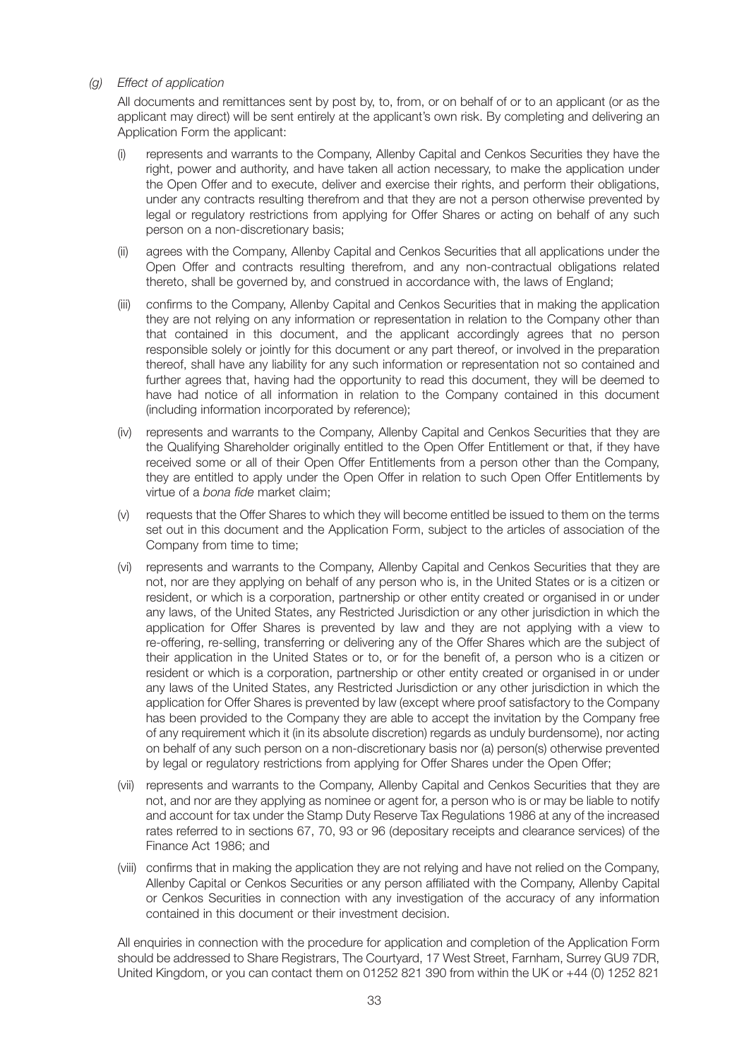*(g) Effect of application*

All documents and remittances sent by post by, to, from, or on behalf of or to an applicant (or as the applicant may direct) will be sent entirely at the applicant's own risk. By completing and delivering an Application Form the applicant:

(i) represents and warrants to the Company, Allenby Capital and Cenkos Securities they have the right, power and authority, and have taken all action necessary, to make the application under the Open Offer and to execute, deliver and exercise their rights, and perform their obligations, under any contracts resulting therefrom and that they are not a person otherwise prevented by legal or regulatory restrictions from applying for Offer Shares or acting on behalf of any such person on a non-discretionary basis;

(ii) agrees with the Company, Allenby Capital and Cenkos Securities that all applications under the Open Offer and contracts resulting therefrom, and any non-contractual obligations related thereto, shall be governed by, and construed in accordance with, the laws of England;

(iii) confirms to the Company, Allenby Capital and Cenkos Securities that in making the application they are not relying on any information or representation in relation to the Company other than that contained in this document, and the applicant accordingly agrees that no person responsible solely or jointly for this document or any part thereof, or involved in the preparation thereof, shall have any liability for any such information or representation not so contained and further agrees that, having had the opportunity to read this document, they will be deemed to have had notice of all information in relation to the Company contained in this document (including information incorporated by reference);

(iv) represents and warrants to the Company, Allenby Capital and Cenkos Securities that they are the Qualifying Shareholder originally entitled to the Open Offer Entitlement or that, if they have received some or all of their Open Offer Entitlements from a person other than the Company, they are entitled to apply under the Open Offer in relation to such Open Offer Entitlements by virtue of a *bona fide* market claim;

(v) requests that the Offer Shares to which they will become entitled be issued to them on the terms set out in this document and the Application Form, subject to the articles of association of the Company from time to time;

(vi) represents and warrants to the Company, Allenby Capital and Cenkos Securities that they are not, nor are they applying on behalf of any person who is, in the United States or is a citizen or resident, or which is a corporation, partnership or other entity created or organised in or under any laws, of the United States, any Restricted Jurisdiction or any other jurisdiction in which the application for Offer Shares is prevented by law and they are not applying with a view to re-offering, re-selling, transferring or delivering any of the Offer Shares which are the subject of their application in the United States or to, or for the benefit of, a person who is a citizen or resident or which is a corporation, partnership or other entity created or organised in or under any laws of the United States, any Restricted Jurisdiction or any other jurisdiction in which the application for Offer Shares is prevented by law (except where proof satisfactory to the Company has been provided to the Company they are able to accept the invitation by the Company free of any requirement which it (in its absolute discretion) regards as unduly burdensome), nor acting on behalf of any such person on a non-discretionary basis nor (a) person(s) otherwise prevented by legal or regulatory restrictions from applying for Offer Shares under the Open Offer;

(vii) represents and warrants to the Company, Allenby Capital and Cenkos Securities that they are not, and nor are they applying as nominee or agent for, a person who is or may be liable to notify and account for tax under the Stamp Duty Reserve Tax Regulations 1986 at any of the increased rates referred to in sections 67, 70, 93 or 96 (depositary receipts and clearance services) of the Finance Act 1986; and

(viii) confirms that in making the application they are not relying and have not relied on the Company, Allenby Capital or Cenkos Securities or any person affiliated with the Company, Allenby Capital or Cenkos Securities in connection with any investigation of the accuracy of any information contained in this document or their investment decision.

All enquiries in connection with the procedure for application and completion of the Application Form should be addressed to Share Registrars, The Courtyard, 17 West Street, Farnham, Surrey GU9 7DR, United Kingdom, or you can contact them on 01252 821 390 from within the UK or +44 (0) 1252 821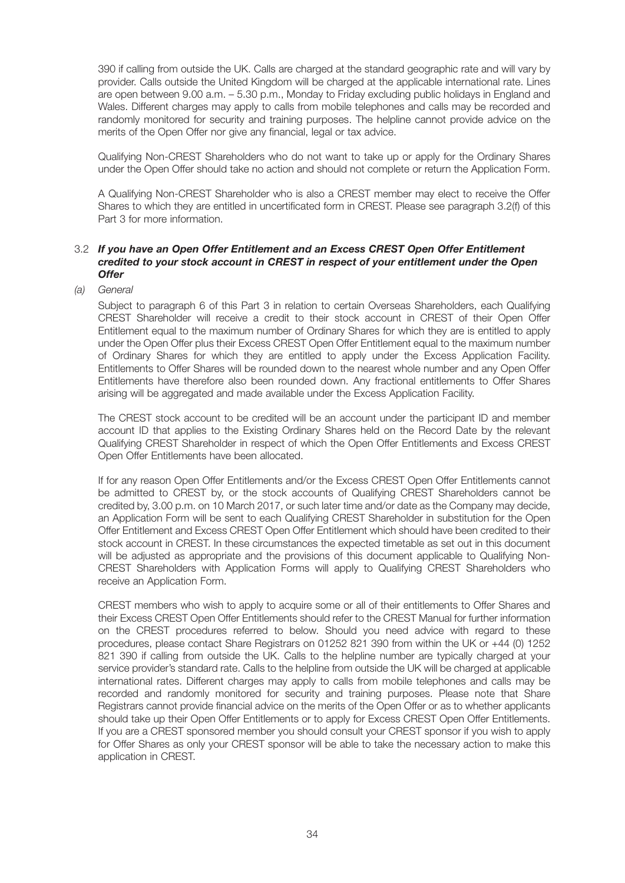390 if calling from outside the UK. Calls are charged at the standard geographic rate and will vary by provider. Calls outside the United Kingdom will be charged at the applicable international rate. Lines are open between 9.00 a.m. – 5.30 p.m., Monday to Friday excluding public holidays in England and Wales. Different charges may apply to calls from mobile telephones and calls may be recorded and randomly monitored for security and training purposes. The helpline cannot provide advice on the merits of the Open Offer nor give any financial, legal or tax advice.

Qualifying Non-CREST Shareholders who do not want to take up or apply for the Ordinary Shares under the Open Offer should take no action and should not complete or return the Application Form.

A Qualifying Non-CREST Shareholder who is also a CREST member may elect to receive the Offer Shares to which they are entitled in uncertificated form in CREST. Please see paragraph 3.2(f) of this Part 3 for more information.

### 3.2 *If you have an Open Offer Entitlement and an Excess CREST Open Offer Entitlement credited to your stock account in CREST in respect of your entitlement under the Open Offer*

*(a) General*

Subject to paragraph 6 of this Part 3 in relation to certain Overseas Shareholders, each Qualifying CREST Shareholder will receive a credit to their stock account in CREST of their Open Offer Entitlement equal to the maximum number of Ordinary Shares for which they are is entitled to apply under the Open Offer plus their Excess CREST Open Offer Entitlement equal to the maximum number of Ordinary Shares for which they are entitled to apply under the Excess Application Facility. Entitlements to Offer Shares will be rounded down to the nearest whole number and any Open Offer Entitlements have therefore also been rounded down. Any fractional entitlements to Offer Shares arising will be aggregated and made available under the Excess Application Facility.

The CREST stock account to be credited will be an account under the participant ID and member account ID that applies to the Existing Ordinary Shares held on the Record Date by the relevant Qualifying CREST Shareholder in respect of which the Open Offer Entitlements and Excess CREST Open Offer Entitlements have been allocated.

If for any reason Open Offer Entitlements and/or the Excess CREST Open Offer Entitlements cannot be admitted to CREST by, or the stock accounts of Qualifying CREST Shareholders cannot be credited by, 3.00 p.m. on 10 March 2017, or such later time and/or date as the Company may decide, an Application Form will be sent to each Qualifying CREST Shareholder in substitution for the Open Offer Entitlement and Excess CREST Open Offer Entitlement which should have been credited to their stock account in CREST. In these circumstances the expected timetable as set out in this document will be adjusted as appropriate and the provisions of this document applicable to Qualifying Non-CREST Shareholders with Application Forms will apply to Qualifying CREST Shareholders who receive an Application Form.

CREST members who wish to apply to acquire some or all of their entitlements to Offer Shares and their Excess CREST Open Offer Entitlements should refer to the CREST Manual for further information on the CREST procedures referred to below. Should you need advice with regard to these procedures, please contact Share Registrars on 01252 821 390 from within the UK or +44 (0) 1252 821 390 if calling from outside the UK. Calls to the helpline number are typically charged at your service provider's standard rate. Calls to the helpline from outside the UK will be charged at applicable international rates. Different charges may apply to calls from mobile telephones and calls may be recorded and randomly monitored for security and training purposes. Please note that Share Registrars cannot provide financial advice on the merits of the Open Offer or as to whether applicants should take up their Open Offer Entitlements or to apply for Excess CREST Open Offer Entitlements. If you are a CREST sponsored member you should consult your CREST sponsor if you wish to apply for Offer Shares as only your CREST sponsor will be able to take the necessary action to make this application in CREST.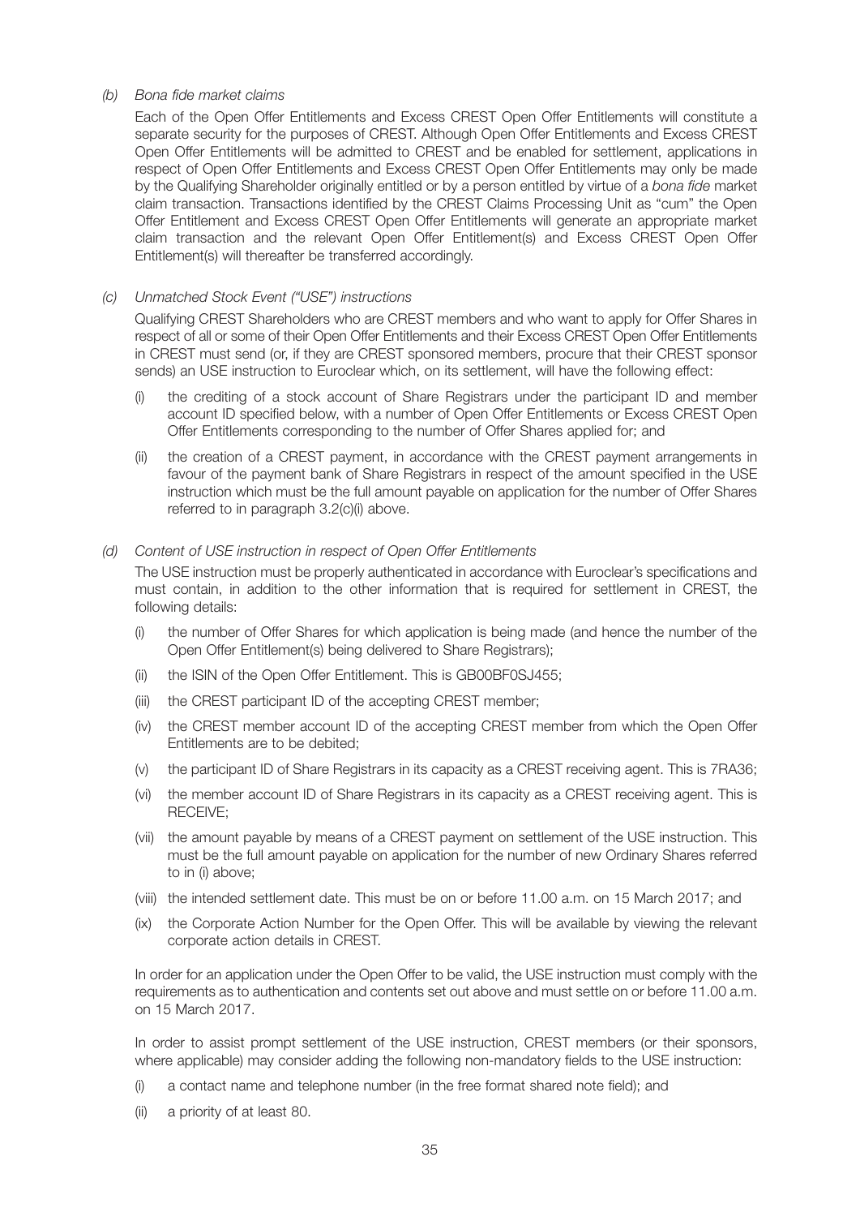*(b) Bona fide market claims*

Each of the Open Offer Entitlements and Excess CREST Open Offer Entitlements will constitute a separate security for the purposes of CREST. Although Open Offer Entitlements and Excess CREST Open Offer Entitlements will be admitted to CREST and be enabled for settlement, applications in respect of Open Offer Entitlements and Excess CREST Open Offer Entitlements may only be made by the Qualifying Shareholder originally entitled or by a person entitled by virtue of a *bona fide* market claim transaction. Transactions identified by the CREST Claims Processing Unit as "cum" the Open Offer Entitlement and Excess CREST Open Offer Entitlements will generate an appropriate market claim transaction and the relevant Open Offer Entitlement(s) and Excess CREST Open Offer Entitlement(s) will thereafter be transferred accordingly.

*(c) Unmatched Stock Event ("USE") instructions*

Qualifying CREST Shareholders who are CREST members and who want to apply for Offer Shares in respect of all or some of their Open Offer Entitlements and their Excess CREST Open Offer Entitlements in CREST must send (or, if they are CREST sponsored members, procure that their CREST sponsor sends) an USE instruction to Euroclear which, on its settlement, will have the following effect:

(i) the crediting of a stock account of Share Registrars under the participant ID and member account ID specified below, with a number of Open Offer Entitlements or Excess CREST Open Offer Entitlements corresponding to the number of Offer Shares applied for; and

(ii) the creation of a CREST payment, in accordance with the CREST payment arrangements in favour of the payment bank of Share Registrars in respect of the amount specified in the USE instruction which must be the full amount payable on application for the number of Offer Shares referred to in paragraph 3.2(c)(i) above.

*(d) Content of USE instruction in respect of Open Offer Entitlements*

The USE instruction must be properly authenticated in accordance with Euroclear's specifications and must contain, in addition to the other information that is required for settlement in CREST, the following details:

(i) the number of Offer Shares for which application is being made (and hence the number of the Open Offer Entitlement(s) being delivered to Share Registrars);

(ii) the ISIN of the Open Offer Entitlement. This is GB00BF0SJ455;

(iii) the CREST participant ID of the accepting CREST member;

(iv) the CREST member account ID of the accepting CREST member from which the Open Offer Entitlements are to be debited;

(v) the participant ID of Share Registrars in its capacity as a CREST receiving agent. This is 7RA36;

(vi) the member account ID of Share Registrars in its capacity as a CREST receiving agent. This is RECEIVE;

(vii) the amount payable by means of a CREST payment on settlement of the USE instruction. This must be the full amount payable on application for the number of new Ordinary Shares referred to in (i) above;

(viii) the intended settlement date. This must be on or before 11.00 a.m. on 15 March 2017; and

(ix) the Corporate Action Number for the Open Offer. This will be available by viewing the relevant corporate action details in CREST.

In order for an application under the Open Offer to be valid, the USE instruction must comply with the requirements as to authentication and contents set out above and must settle on or before 11.00 a.m. on 15 March 2017.

In order to assist prompt settlement of the USE instruction, CREST members (or their sponsors, where applicable) may consider adding the following non-mandatory fields to the USE instruction:

(i) a contact name and telephone number (in the free format shared note field); and

(ii) a priority of at least 80.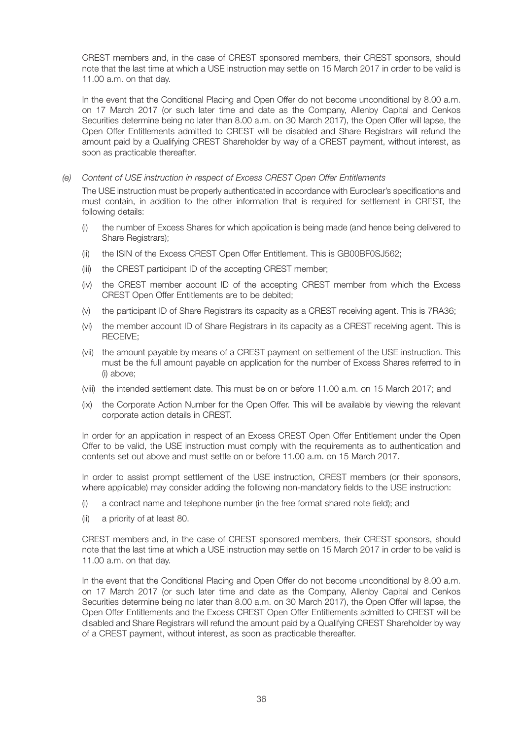CREST members and, in the case of CREST sponsored members, their CREST sponsors, should note that the last time at which a USE instruction may settle on 15 March 2017 in order to be valid is 11.00 a.m. on that day.

In the event that the Conditional Placing and Open Offer do not become unconditional by 8.00 a.m. on 17 March 2017 (or such later time and date as the Company, Allenby Capital and Cenkos Securities determine being no later than 8.00 a.m. on 30 March 2017), the Open Offer will lapse, the Open Offer Entitlements admitted to CREST will be disabled and Share Registrars will refund the amount paid by a Qualifying CREST Shareholder by way of a CREST payment, without interest, as soon as practicable thereafter.

*(e) Content of USE instruction in respect of Excess CREST Open Offer Entitlements*

The USE instruction must be properly authenticated in accordance with Euroclear's specifications and must contain, in addition to the other information that is required for settlement in CREST, the following details:

(i) the number of Excess Shares for which application is being made (and hence being delivered to Share Registrars);

(ii) the ISIN of the Excess CREST Open Offer Entitlement. This is GB00BF0SJ562;

(iii) the CREST participant ID of the accepting CREST member;

(iv) the CREST member account ID of the accepting CREST member from which the Excess CREST Open Offer Entitlements are to be debited;

(v) the participant ID of Share Registrars its capacity as a CREST receiving agent. This is 7RA36;

(vi) the member account ID of Share Registrars in its capacity as a CREST receiving agent. This is RECEIVE;

(vii) the amount payable by means of a CREST payment on settlement of the USE instruction. This must be the full amount payable on application for the number of Excess Shares referred to in (i) above;

(viii) the intended settlement date. This must be on or before 11.00 a.m. on 15 March 2017; and

(ix) the Corporate Action Number for the Open Offer. This will be available by viewing the relevant corporate action details in CREST.

In order for an application in respect of an Excess CREST Open Offer Entitlement under the Open Offer to be valid, the USE instruction must comply with the requirements as to authentication and contents set out above and must settle on or before 11.00 a.m. on 15 March 2017.

In order to assist prompt settlement of the USE instruction, CREST members (or their sponsors, where applicable) may consider adding the following non-mandatory fields to the USE instruction:

(i) a contract name and telephone number (in the free format shared note field); and

(ii) a priority of at least 80.

CREST members and, in the case of CREST sponsored members, their CREST sponsors, should note that the last time at which a USE instruction may settle on 15 March 2017 in order to be valid is 11.00 a.m. on that day.

In the event that the Conditional Placing and Open Offer do not become unconditional by 8.00 a.m. on 17 March 2017 (or such later time and date as the Company, Allenby Capital and Cenkos Securities determine being no later than 8.00 a.m. on 30 March 2017), the Open Offer will lapse, the Open Offer Entitlements and the Excess CREST Open Offer Entitlements admitted to CREST will be disabled and Share Registrars will refund the amount paid by a Qualifying CREST Shareholder by way of a CREST payment, without interest, as soon as practicable thereafter.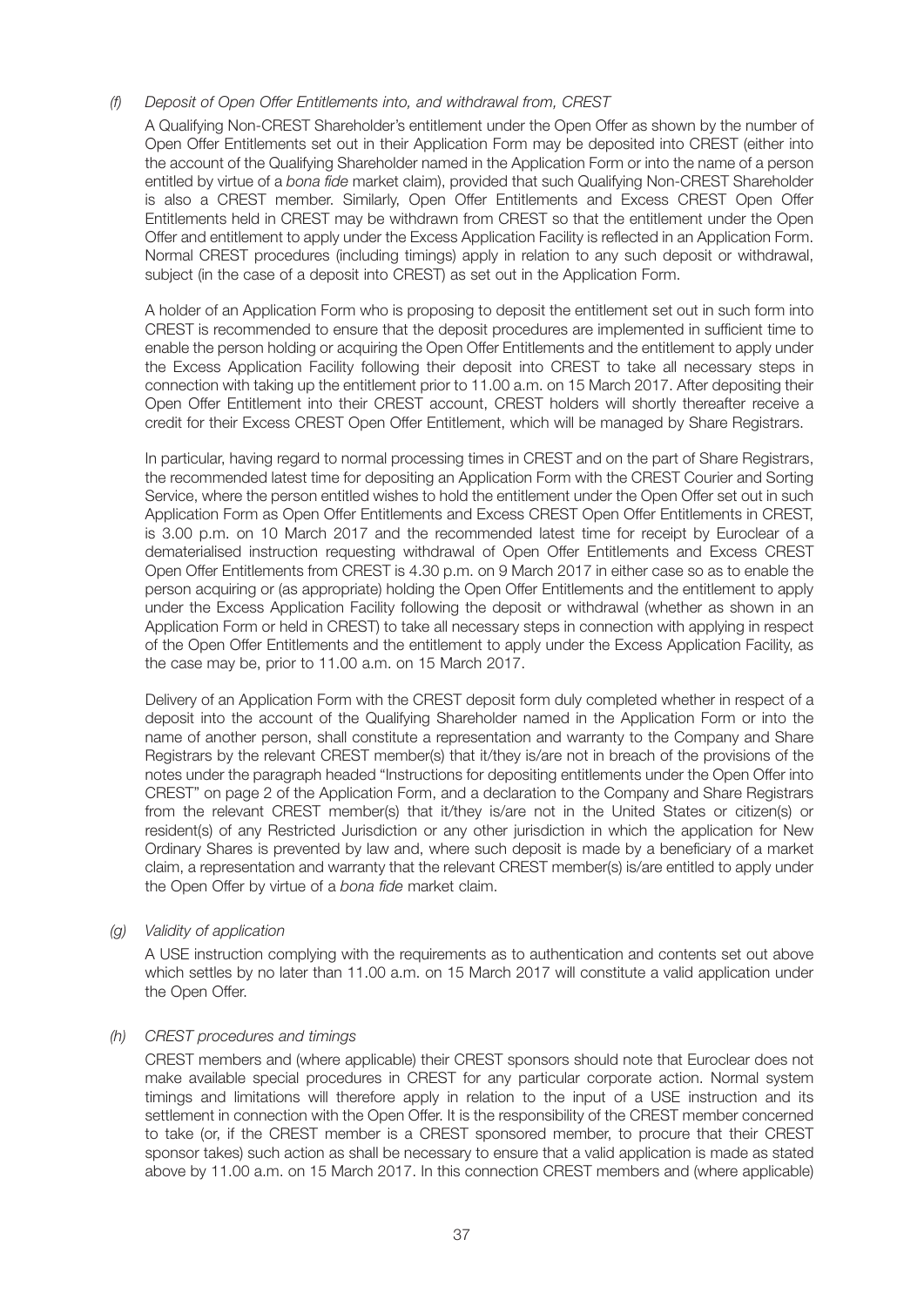*(f) Deposit of Open Offer Entitlements into, and withdrawal from, CREST*

A Qualifying Non-CREST Shareholder's entitlement under the Open Offer as shown by the number of Open Offer Entitlements set out in their Application Form may be deposited into CREST (either into the account of the Qualifying Shareholder named in the Application Form or into the name of a person entitled by virtue of a *bona fide* market claim), provided that such Qualifying Non-CREST Shareholder is also a CREST member. Similarly, Open Offer Entitlements and Excess CREST Open Offer Entitlements held in CREST may be withdrawn from CREST so that the entitlement under the Open Offer and entitlement to apply under the Excess Application Facility is reflected in an Application Form. Normal CREST procedures (including timings) apply in relation to any such deposit or withdrawal, subject (in the case of a deposit into CREST) as set out in the Application Form.

A holder of an Application Form who is proposing to deposit the entitlement set out in such form into CREST is recommended to ensure that the deposit procedures are implemented in sufficient time to enable the person holding or acquiring the Open Offer Entitlements and the entitlement to apply under the Excess Application Facility following their deposit into CREST to take all necessary steps in connection with taking up the entitlement prior to 11.00 a.m. on 15 March 2017. After depositing their Open Offer Entitlement into their CREST account, CREST holders will shortly thereafter receive a credit for their Excess CREST Open Offer Entitlement, which will be managed by Share Registrars.

In particular, having regard to normal processing times in CREST and on the part of Share Registrars, the recommended latest time for depositing an Application Form with the CREST Courier and Sorting Service, where the person entitled wishes to hold the entitlement under the Open Offer set out in such Application Form as Open Offer Entitlements and Excess CREST Open Offer Entitlements in CREST, is 3.00 p.m. on 10 March 2017 and the recommended latest time for receipt by Euroclear of a dematerialised instruction requesting withdrawal of Open Offer Entitlements and Excess CREST Open Offer Entitlements from CREST is 4.30 p.m. on 9 March 2017 in either case so as to enable the person acquiring or (as appropriate) holding the Open Offer Entitlements and the entitlement to apply under the Excess Application Facility following the deposit or withdrawal (whether as shown in an Application Form or held in CREST) to take all necessary steps in connection with applying in respect of the Open Offer Entitlements and the entitlement to apply under the Excess Application Facility, as the case may be, prior to 11.00 a.m. on 15 March 2017.

Delivery of an Application Form with the CREST deposit form duly completed whether in respect of a deposit into the account of the Qualifying Shareholder named in the Application Form or into the name of another person, shall constitute a representation and warranty to the Company and Share Registrars by the relevant CREST member(s) that it/they is/are not in breach of the provisions of the notes under the paragraph headed "Instructions for depositing entitlements under the Open Offer into CREST" on page 2 of the Application Form, and a declaration to the Company and Share Registrars from the relevant CREST member(s) that it/they is/are not in the United States or citizen(s) or resident(s) of any Restricted Jurisdiction or any other jurisdiction in which the application for New Ordinary Shares is prevented by law and, where such deposit is made by a beneficiary of a market claim, a representation and warranty that the relevant CREST member(s) is/are entitled to apply under the Open Offer by virtue of a *bona fide* market claim.

*(g) Validity of application*

A USE instruction complying with the requirements as to authentication and contents set out above which settles by no later than 11.00 a.m. on 15 March 2017 will constitute a valid application under the Open Offer.

*(h) CREST procedures and timings*

CREST members and (where applicable) their CREST sponsors should note that Euroclear does not make available special procedures in CREST for any particular corporate action. Normal system timings and limitations will therefore apply in relation to the input of a USE instruction and its settlement in connection with the Open Offer. It is the responsibility of the CREST member concerned to take (or, if the CREST member is a CREST sponsored member, to procure that their CREST sponsor takes) such action as shall be necessary to ensure that a valid application is made as stated above by 11.00 a.m. on 15 March 2017. In this connection CREST members and (where applicable)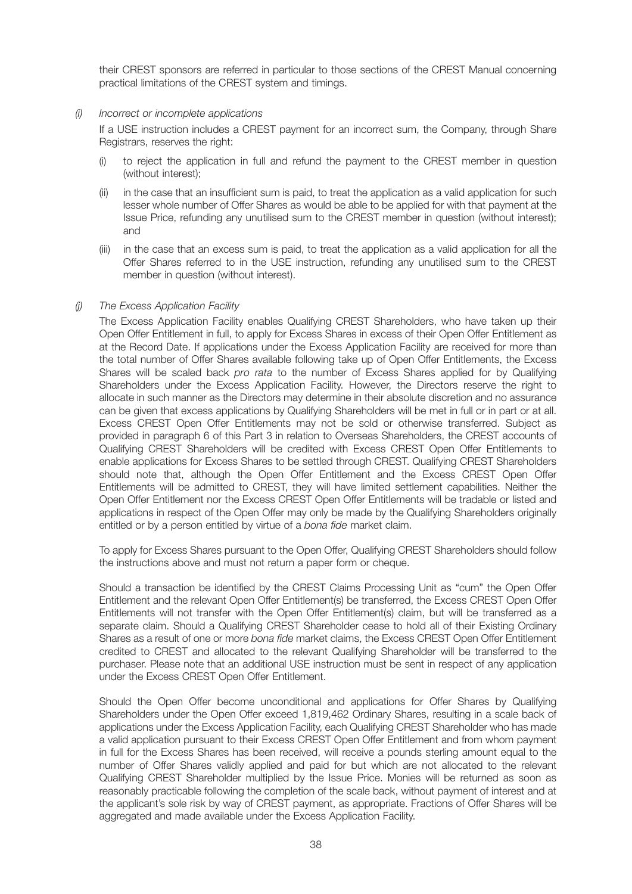their CREST sponsors are referred in particular to those sections of the CREST Manual concerning practical limitations of the CREST system and timings.

*(i) Incorrect or incomplete applications*

If a USE instruction includes a CREST payment for an incorrect sum, the Company, through Share Registrars, reserves the right:

(i) to reject the application in full and refund the payment to the CREST member in question (without interest);

(ii) in the case that an insufficient sum is paid, to treat the application as a valid application for such lesser whole number of Offer Shares as would be able to be applied for with that payment at the Issue Price, refunding any unutilised sum to the CREST member in question (without interest); and

(iii) in the case that an excess sum is paid, to treat the application as a valid application for all the Offer Shares referred to in the USE instruction, refunding any unutilised sum to the CREST member in question (without interest).

*(j) The Excess Application Facility*

The Excess Application Facility enables Qualifying CREST Shareholders, who have taken up their Open Offer Entitlement in full, to apply for Excess Shares in excess of their Open Offer Entitlement as at the Record Date. If applications under the Excess Application Facility are received for more than the total number of Offer Shares available following take up of Open Offer Entitlements, the Excess Shares will be scaled back *pro rata* to the number of Excess Shares applied for by Qualifying Shareholders under the Excess Application Facility. However, the Directors reserve the right to allocate in such manner as the Directors may determine in their absolute discretion and no assurance can be given that excess applications by Qualifying Shareholders will be met in full or in part or at all. Excess CREST Open Offer Entitlements may not be sold or otherwise transferred. Subject as provided in paragraph 6 of this Part 3 in relation to Overseas Shareholders, the CREST accounts of Qualifying CREST Shareholders will be credited with Excess CREST Open Offer Entitlements to enable applications for Excess Shares to be settled through CREST. Qualifying CREST Shareholders should note that, although the Open Offer Entitlement and the Excess CREST Open Offer Entitlements will be admitted to CREST, they will have limited settlement capabilities. Neither the Open Offer Entitlement nor the Excess CREST Open Offer Entitlements will be tradable or listed and applications in respect of the Open Offer may only be made by the Qualifying Shareholders originally entitled or by a person entitled by virtue of a *bona fide* market claim.

To apply for Excess Shares pursuant to the Open Offer, Qualifying CREST Shareholders should follow the instructions above and must not return a paper form or cheque.

Should a transaction be identified by the CREST Claims Processing Unit as "cum" the Open Offer Entitlement and the relevant Open Offer Entitlement(s) be transferred, the Excess CREST Open Offer Entitlements will not transfer with the Open Offer Entitlement(s) claim, but will be transferred as a separate claim. Should a Qualifying CREST Shareholder cease to hold all of their Existing Ordinary Shares as a result of one or more *bona fide* market claims, the Excess CREST Open Offer Entitlement credited to CREST and allocated to the relevant Qualifying Shareholder will be transferred to the purchaser. Please note that an additional USE instruction must be sent in respect of any application under the Excess CREST Open Offer Entitlement.

Should the Open Offer become unconditional and applications for Offer Shares by Qualifying Shareholders under the Open Offer exceed 1,819,462 Ordinary Shares, resulting in a scale back of applications under the Excess Application Facility, each Qualifying CREST Shareholder who has made a valid application pursuant to their Excess CREST Open Offer Entitlement and from whom payment in full for the Excess Shares has been received, will receive a pounds sterling amount equal to the number of Offer Shares validly applied and paid for but which are not allocated to the relevant Qualifying CREST Shareholder multiplied by the Issue Price. Monies will be returned as soon as reasonably practicable following the completion of the scale back, without payment of interest and at the applicant's sole risk by way of CREST payment, as appropriate. Fractions of Offer Shares will be aggregated and made available under the Excess Application Facility.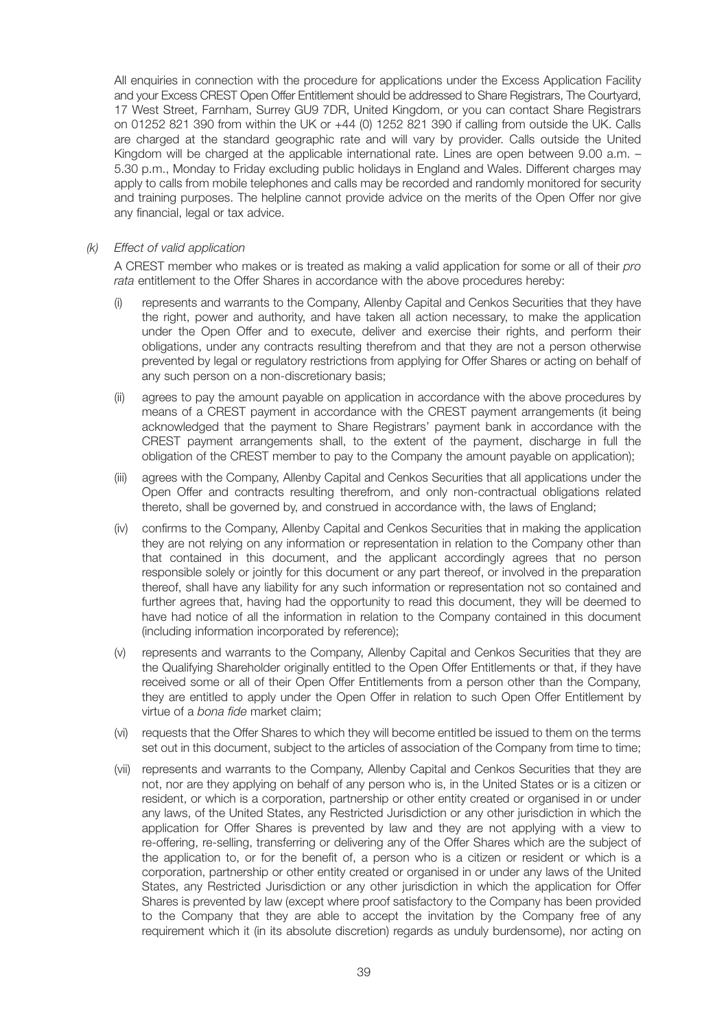All enquiries in connection with the procedure for applications under the Excess Application Facility and your Excess CREST Open Offer Entitlement should be addressed to Share Registrars, The Courtyard, 17 West Street, Farnham, Surrey GU9 7DR, United Kingdom, or you can contact Share Registrars on 01252 821 390 from within the UK or +44 (0) 1252 821 390 if calling from outside the UK. Calls are charged at the standard geographic rate and will vary by provider. Calls outside the United Kingdom will be charged at the applicable international rate. Lines are open between 9.00 a.m. – 5.30 p.m., Monday to Friday excluding public holidays in England and Wales. Different charges may apply to calls from mobile telephones and calls may be recorded and randomly monitored for security and training purposes. The helpline cannot provide advice on the merits of the Open Offer nor give any financial, legal or tax advice.

*(k) Effect of valid application*

A CREST member who makes or is treated as making a valid application for some or all of their *pro rata* entitlement to the Offer Shares in accordance with the above procedures hereby:

(i) represents and warrants to the Company, Allenby Capital and Cenkos Securities that they have the right, power and authority, and have taken all action necessary, to make the application under the Open Offer and to execute, deliver and exercise their rights, and perform their obligations, under any contracts resulting therefrom and that they are not a person otherwise prevented by legal or regulatory restrictions from applying for Offer Shares or acting on behalf of any such person on a non-discretionary basis;

(ii) agrees to pay the amount payable on application in accordance with the above procedures by means of a CREST payment in accordance with the CREST payment arrangements (it being acknowledged that the payment to Share Registrars' payment bank in accordance with the CREST payment arrangements shall, to the extent of the payment, discharge in full the obligation of the CREST member to pay to the Company the amount payable on application);

(iii) agrees with the Company, Allenby Capital and Cenkos Securities that all applications under the Open Offer and contracts resulting therefrom, and only non-contractual obligations related thereto, shall be governed by, and construed in accordance with, the laws of England;

(iv) confirms to the Company, Allenby Capital and Cenkos Securities that in making the application they are not relying on any information or representation in relation to the Company other than that contained in this document, and the applicant accordingly agrees that no person responsible solely or jointly for this document or any part thereof, or involved in the preparation thereof, shall have any liability for any such information or representation not so contained and further agrees that, having had the opportunity to read this document, they will be deemed to have had notice of all the information in relation to the Company contained in this document (including information incorporated by reference);

(v) represents and warrants to the Company, Allenby Capital and Cenkos Securities that they are the Qualifying Shareholder originally entitled to the Open Offer Entitlements or that, if they have received some or all of their Open Offer Entitlements from a person other than the Company, they are entitled to apply under the Open Offer in relation to such Open Offer Entitlement by virtue of a *bona fide* market claim;

(vi) requests that the Offer Shares to which they will become entitled be issued to them on the terms set out in this document, subject to the articles of association of the Company from time to time;

(vii) represents and warrants to the Company, Allenby Capital and Cenkos Securities that they are not, nor are they applying on behalf of any person who is, in the United States or is a citizen or resident, or which is a corporation, partnership or other entity created or organised in or under any laws, of the United States, any Restricted Jurisdiction or any other jurisdiction in which the application for Offer Shares is prevented by law and they are not applying with a view to re-offering, re-selling, transferring or delivering any of the Offer Shares which are the subject of the application to, or for the benefit of, a person who is a citizen or resident or which is a corporation, partnership or other entity created or organised in or under any laws of the United States, any Restricted Jurisdiction or any other jurisdiction in which the application for Offer Shares is prevented by law (except where proof satisfactory to the Company has been provided to the Company that they are able to accept the invitation by the Company free of any requirement which it (in its absolute discretion) regards as unduly burdensome), nor acting on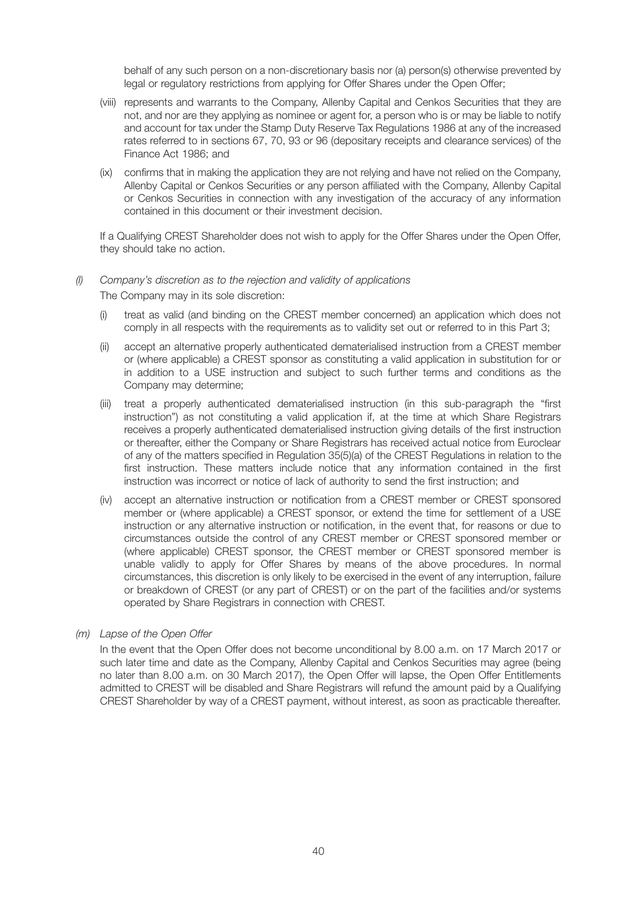behalf of any such person on a non-discretionary basis nor (a) person(s) otherwise prevented by legal or regulatory restrictions from applying for Offer Shares under the Open Offer;

(viii) represents and warrants to the Company, Allenby Capital and Cenkos Securities that they are not, and nor are they applying as nominee or agent for, a person who is or may be liable to notify and account for tax under the Stamp Duty Reserve Tax Regulations 1986 at any of the increased rates referred to in sections 67, 70, 93 or 96 (depositary receipts and clearance services) of the Finance Act 1986; and

(ix) confirms that in making the application they are not relying and have not relied on the Company, Allenby Capital or Cenkos Securities or any person affiliated with the Company, Allenby Capital or Cenkos Securities in connection with any investigation of the accuracy of any information contained in this document or their investment decision.

If a Qualifying CREST Shareholder does not wish to apply for the Offer Shares under the Open Offer, they should take no action.

*(l) Company's discretion as to the rejection and validity of applications*

The Company may in its sole discretion:

(i) treat as valid (and binding on the CREST member concerned) an application which does not comply in all respects with the requirements as to validity set out or referred to in this Part 3;

(ii) accept an alternative properly authenticated dematerialised instruction from a CREST member or (where applicable) a CREST sponsor as constituting a valid application in substitution for or in addition to a USE instruction and subject to such further terms and conditions as the Company may determine;

(iii) treat a properly authenticated dematerialised instruction (in this sub-paragraph the "first instruction") as not constituting a valid application if, at the time at which Share Registrars receives a properly authenticated dematerialised instruction giving details of the first instruction or thereafter, either the Company or Share Registrars has received actual notice from Euroclear of any of the matters specified in Regulation 35(5)(a) of the CREST Regulations in relation to the first instruction. These matters include notice that any information contained in the first instruction was incorrect or notice of lack of authority to send the first instruction; and

(iv) accept an alternative instruction or notification from a CREST member or CREST sponsored member or (where applicable) a CREST sponsor, or extend the time for settlement of a USE instruction or any alternative instruction or notification, in the event that, for reasons or due to circumstances outside the control of any CREST member or CREST sponsored member or (where applicable) CREST sponsor, the CREST member or CREST sponsored member is unable validly to apply for Offer Shares by means of the above procedures. In normal circumstances, this discretion is only likely to be exercised in the event of any interruption, failure or breakdown of CREST (or any part of CREST) or on the part of the facilities and/or systems operated by Share Registrars in connection with CREST.

*(m) Lapse of the Open Offer*

In the event that the Open Offer does not become unconditional by 8.00 a.m. on 17 March 2017 or such later time and date as the Company, Allenby Capital and Cenkos Securities may agree (being no later than 8.00 a.m. on 30 March 2017), the Open Offer will lapse, the Open Offer Entitlements admitted to CREST will be disabled and Share Registrars will refund the amount paid by a Qualifying CREST Shareholder by way of a CREST payment, without interest, as soon as practicable thereafter.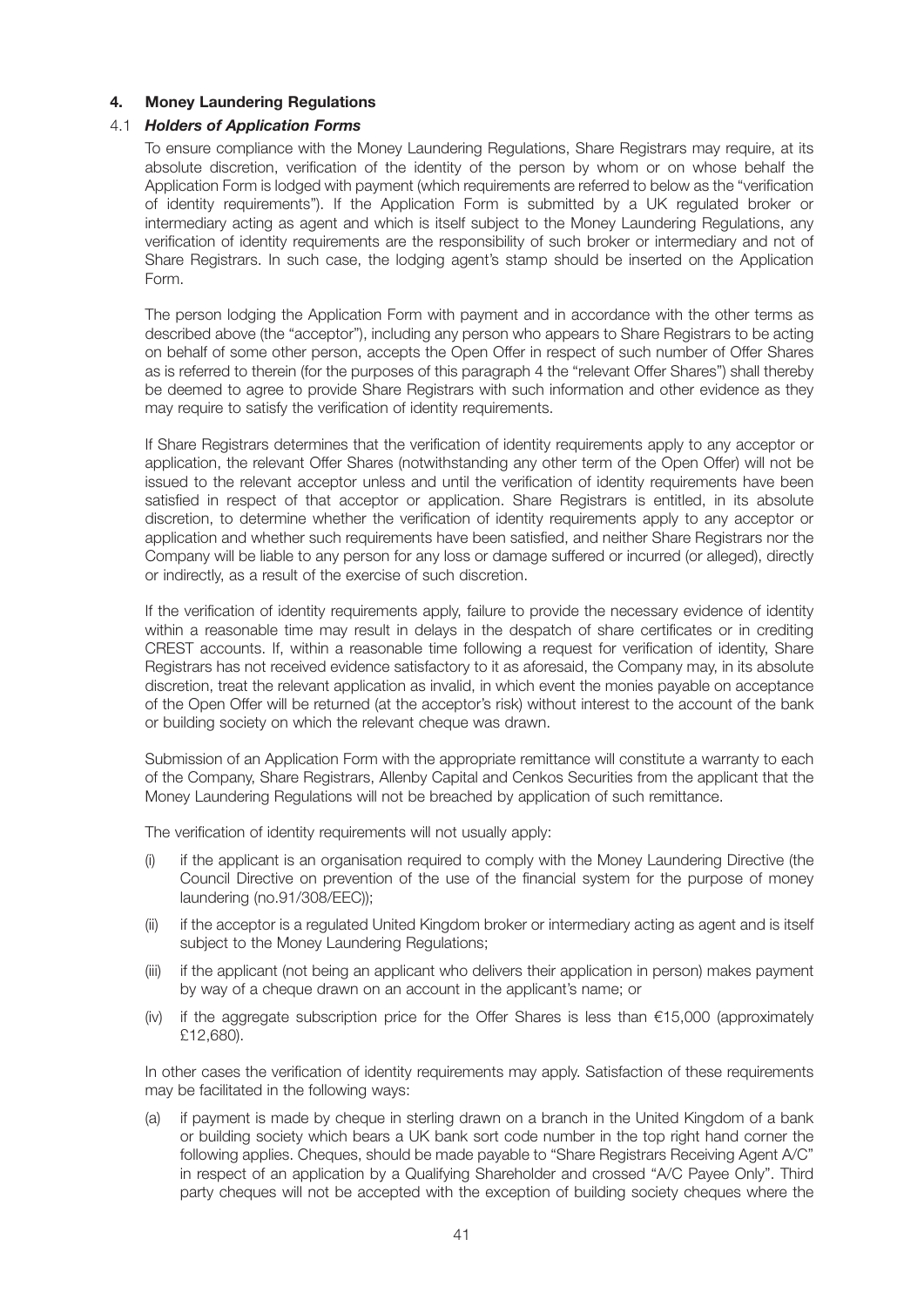## 4. Money Laundering Regulations

### 4.1 *Holders of Application Forms*

To ensure compliance with the Money Laundering Regulations, Share Registrars may require, at its absolute discretion, verification of the identity of the person by whom or on whose behalf the Application Form is lodged with payment (which requirements are referred to below as the "verification of identity requirements"). If the Application Form is submitted by a UK regulated broker or intermediary acting as agent and which is itself subject to the Money Laundering Regulations, any verification of identity requirements are the responsibility of such broker or intermediary and not of Share Registrars. In such case, the lodging agent's stamp should be inserted on the Application Form.

The person lodging the Application Form with payment and in accordance with the other terms as described above (the "acceptor"), including any person who appears to Share Registrars to be acting on behalf of some other person, accepts the Open Offer in respect of such number of Offer Shares as is referred to therein (for the purposes of this paragraph 4 the "relevant Offer Shares") shall thereby be deemed to agree to provide Share Registrars with such information and other evidence as they may require to satisfy the verification of identity requirements.

If Share Registrars determines that the verification of identity requirements apply to any acceptor or application, the relevant Offer Shares (notwithstanding any other term of the Open Offer) will not be issued to the relevant acceptor unless and until the verification of identity requirements have been satisfied in respect of that acceptor or application. Share Registrars is entitled, in its absolute discretion, to determine whether the verification of identity requirements apply to any acceptor or application and whether such requirements have been satisfied, and neither Share Registrars nor the Company will be liable to any person for any loss or damage suffered or incurred (or alleged), directly or indirectly, as a result of the exercise of such discretion.

If the verification of identity requirements apply, failure to provide the necessary evidence of identity within a reasonable time may result in delays in the despatch of share certificates or in crediting CREST accounts. If, within a reasonable time following a request for verification of identity, Share Registrars has not received evidence satisfactory to it as aforesaid, the Company may, in its absolute discretion, treat the relevant application as invalid, in which event the monies payable on acceptance of the Open Offer will be returned (at the acceptor's risk) without interest to the account of the bank or building society on which the relevant cheque was drawn.

Submission of an Application Form with the appropriate remittance will constitute a warranty to each of the Company, Share Registrars, Allenby Capital and Cenkos Securities from the applicant that the Money Laundering Regulations will not be breached by application of such remittance.

The verification of identity requirements will not usually apply:

(i) if the applicant is an organisation required to comply with the Money Laundering Directive (the Council Directive on prevention of the use of the financial system for the purpose of money laundering (no.91/308/EEC));

(ii) if the acceptor is a regulated United Kingdom broker or intermediary acting as agent and is itself subject to the Money Laundering Regulations;

(iii) if the applicant (not being an applicant who delivers their application in person) makes payment by way of a cheque drawn on an account in the applicant's name; or

(iv) if the aggregate subscription price for the Offer Shares is less than €15,000 (approximately £12,680).

In other cases the verification of identity requirements may apply. Satisfaction of these requirements may be facilitated in the following ways:

(a) if payment is made by cheque in sterling drawn on a branch in the United Kingdom of a bank or building society which bears a UK bank sort code number in the top right hand corner the following applies. Cheques, should be made payable to "Share Registrars Receiving Agent A/C" in respect of an application by a Qualifying Shareholder and crossed "A/C Payee Only". Third party cheques will not be accepted with the exception of building society cheques where the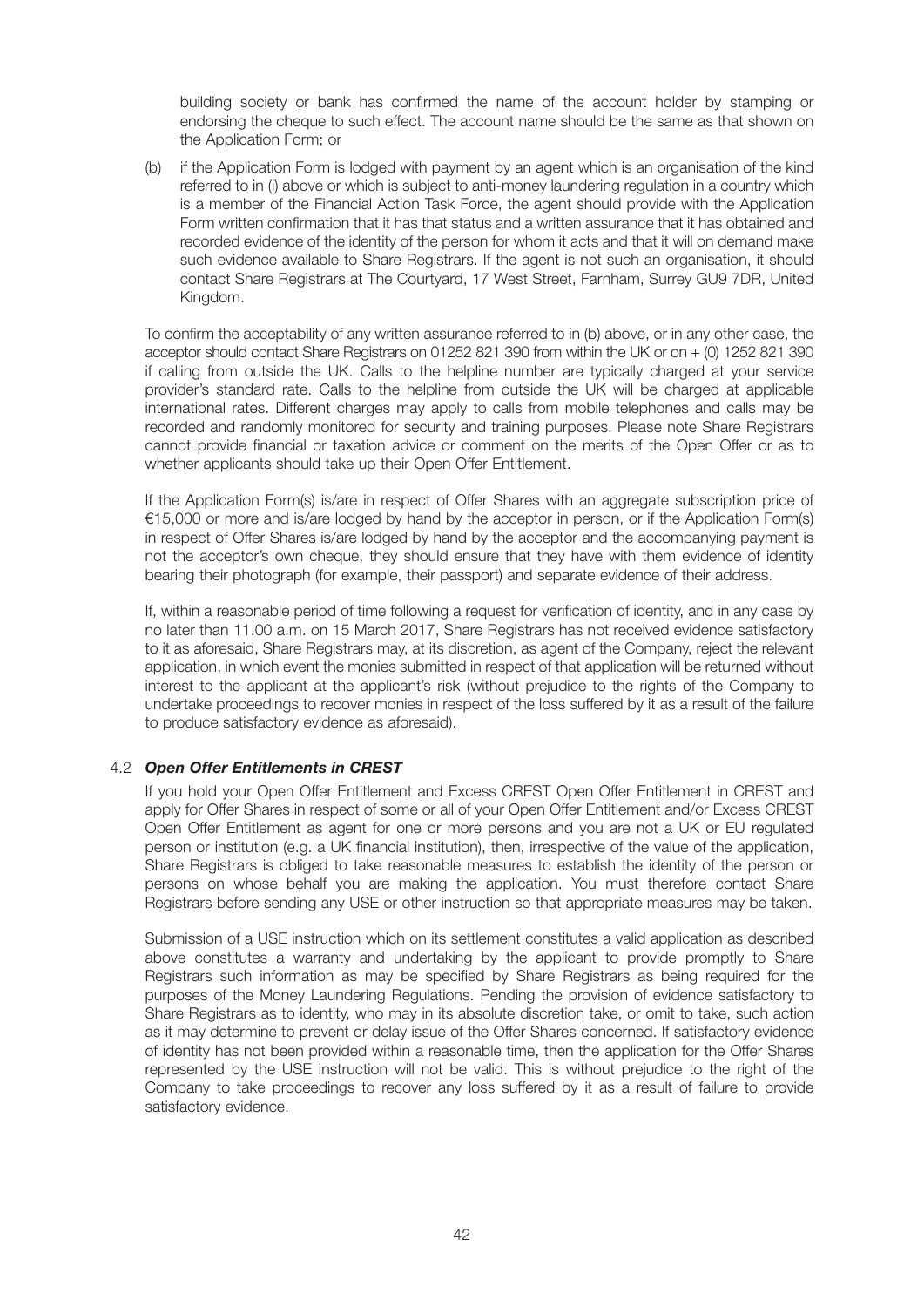building society or bank has confirmed the name of the account holder by stamping or endorsing the cheque to such effect. The account name should be the same as that shown on the Application Form; or

(b) if the Application Form is lodged with payment by an agent which is an organisation of the kind referred to in (i) above or which is subject to anti-money laundering regulation in a country which is a member of the Financial Action Task Force, the agent should provide with the Application Form written confirmation that it has that status and a written assurance that it has obtained and recorded evidence of the identity of the person for whom it acts and that it will on demand make such evidence available to Share Registrars. If the agent is not such an organisation, it should contact Share Registrars at The Courtyard, 17 West Street, Farnham, Surrey GU9 7DR, United Kingdom.

To confirm the acceptability of any written assurance referred to in (b) above, or in any other case, the acceptor should contact Share Registrars on 01252 821 390 from within the UK or on + (0) 1252 821 390 if calling from outside the UK. Calls to the helpline number are typically charged at your service provider's standard rate. Calls to the helpline from outside the UK will be charged at applicable international rates. Different charges may apply to calls from mobile telephones and calls may be recorded and randomly monitored for security and training purposes. Please note Share Registrars cannot provide financial or taxation advice or comment on the merits of the Open Offer or as to whether applicants should take up their Open Offer Entitlement.

If the Application Form(s) is/are in respect of Offer Shares with an aggregate subscription price of €15,000 or more and is/are lodged by hand by the acceptor in person, or if the Application Form(s) in respect of Offer Shares is/are lodged by hand by the acceptor and the accompanying payment is not the acceptor's own cheque, they should ensure that they have with them evidence of identity bearing their photograph (for example, their passport) and separate evidence of their address.

If, within a reasonable period of time following a request for verification of identity, and in any case by no later than 11.00 a.m. on 15 March 2017, Share Registrars has not received evidence satisfactory to it as aforesaid, Share Registrars may, at its discretion, as agent of the Company, reject the relevant application, in which event the monies submitted in respect of that application will be returned without interest to the applicant at the applicant's risk (without prejudice to the rights of the Company to undertake proceedings to recover monies in respect of the loss suffered by it as a result of the failure to produce satisfactory evidence as aforesaid).

### 4.2 *Open Offer Entitlements in CREST*

If you hold your Open Offer Entitlement and Excess CREST Open Offer Entitlement in CREST and apply for Offer Shares in respect of some or all of your Open Offer Entitlement and/or Excess CREST Open Offer Entitlement as agent for one or more persons and you are not a UK or EU regulated person or institution (e.g. a UK financial institution), then, irrespective of the value of the application, Share Registrars is obliged to take reasonable measures to establish the identity of the person or persons on whose behalf you are making the application. You must therefore contact Share Registrars before sending any USE or other instruction so that appropriate measures may be taken.

Submission of a USE instruction which on its settlement constitutes a valid application as described above constitutes a warranty and undertaking by the applicant to provide promptly to Share Registrars such information as may be specified by Share Registrars as being required for the purposes of the Money Laundering Regulations. Pending the provision of evidence satisfactory to Share Registrars as to identity, who may in its absolute discretion take, or omit to take, such action as it may determine to prevent or delay issue of the Offer Shares concerned. If satisfactory evidence of identity has not been provided within a reasonable time, then the application for the Offer Shares represented by the USE instruction will not be valid. This is without prejudice to the right of the Company to take proceedings to recover any loss suffered by it as a result of failure to provide satisfactory evidence.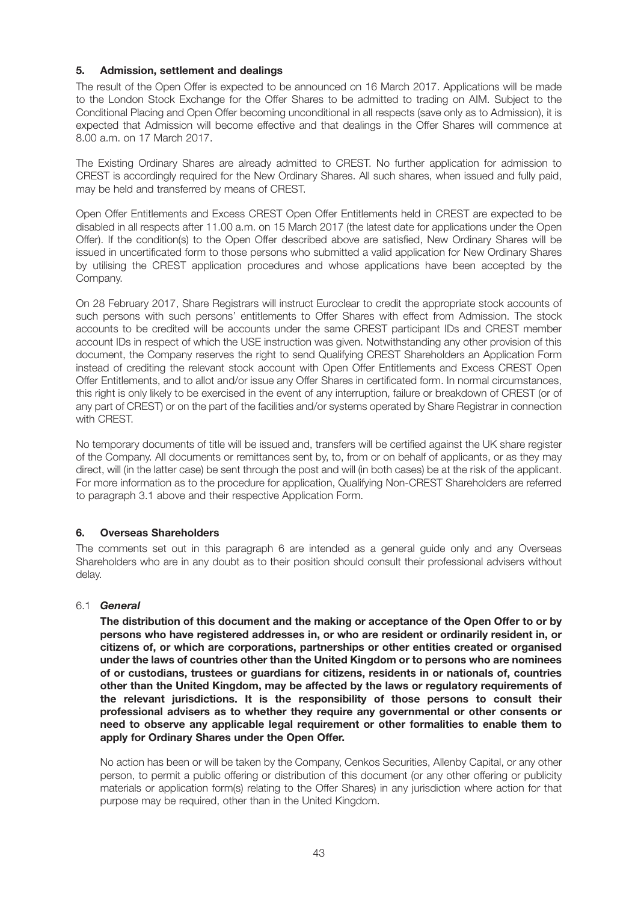## 5. Admission, settlement and dealings

The result of the Open Offer is expected to be announced on 16 March 2017. Applications will be made to the London Stock Exchange for the Offer Shares to be admitted to trading on AIM. Subject to the Conditional Placing and Open Offer becoming unconditional in all respects (save only as to Admission), it is expected that Admission will become effective and that dealings in the Offer Shares will commence at 8.00 a.m. on 17 March 2017.

The Existing Ordinary Shares are already admitted to CREST. No further application for admission to CREST is accordingly required for the New Ordinary Shares. All such shares, when issued and fully paid, may be held and transferred by means of CREST.

Open Offer Entitlements and Excess CREST Open Offer Entitlements held in CREST are expected to be disabled in all respects after 11.00 a.m. on 15 March 2017 (the latest date for applications under the Open Offer). If the condition(s) to the Open Offer described above are satisfied, New Ordinary Shares will be issued in uncertificated form to those persons who submitted a valid application for New Ordinary Shares by utilising the CREST application procedures and whose applications have been accepted by the Company.

On 28 February 2017, Share Registrars will instruct Euroclear to credit the appropriate stock accounts of such persons with such persons' entitlements to Offer Shares with effect from Admission. The stock accounts to be credited will be accounts under the same CREST participant IDs and CREST member account IDs in respect of which the USE instruction was given. Notwithstanding any other provision of this document, the Company reserves the right to send Qualifying CREST Shareholders an Application Form instead of crediting the relevant stock account with Open Offer Entitlements and Excess CREST Open Offer Entitlements, and to allot and/or issue any Offer Shares in certificated form. In normal circumstances, this right is only likely to be exercised in the event of any interruption, failure or breakdown of CREST (or of any part of CREST) or on the part of the facilities and/or systems operated by Share Registrar in connection with CREST.

No temporary documents of title will be issued and, transfers will be certified against the UK share register of the Company. All documents or remittances sent by, to, from or on behalf of applicants, or as they may direct, will (in the latter case) be sent through the post and will (in both cases) be at the risk of the applicant. For more information as to the procedure for application, Qualifying Non-CREST Shareholders are referred to paragraph 3.1 above and their respective Application Form.

## 6. Overseas Shareholders

The comments set out in this paragraph 6 are intended as a general guide only and any Overseas Shareholders who are in any doubt as to their position should consult their professional advisers without delay.

### 6.1 *General*

**The distribution of this document and the making or acceptance of the Open Offer to or by persons who have registered addresses in, or who are resident or ordinarily resident in, or citizens of, or which are corporations, partnerships or other entities created or organised under the laws of countries other than the United Kingdom or to persons who are nominees of or custodians, trustees or guardians for citizens, residents in or nationals of, countries other than the United Kingdom, may be affected by the laws or regulatory requirements of the relevant jurisdictions. It is the responsibility of those persons to consult their professional advisers as to whether they require any governmental or other consents or need to observe any applicable legal requirement or other formalities to enable them to apply for Ordinary Shares under the Open Offer.**

No action has been or will be taken by the Company, Cenkos Securities, Allenby Capital, or any other person, to permit a public offering or distribution of this document (or any other offering or publicity materials or application form(s) relating to the Offer Shares) in any jurisdiction where action for that purpose may be required, other than in the United Kingdom.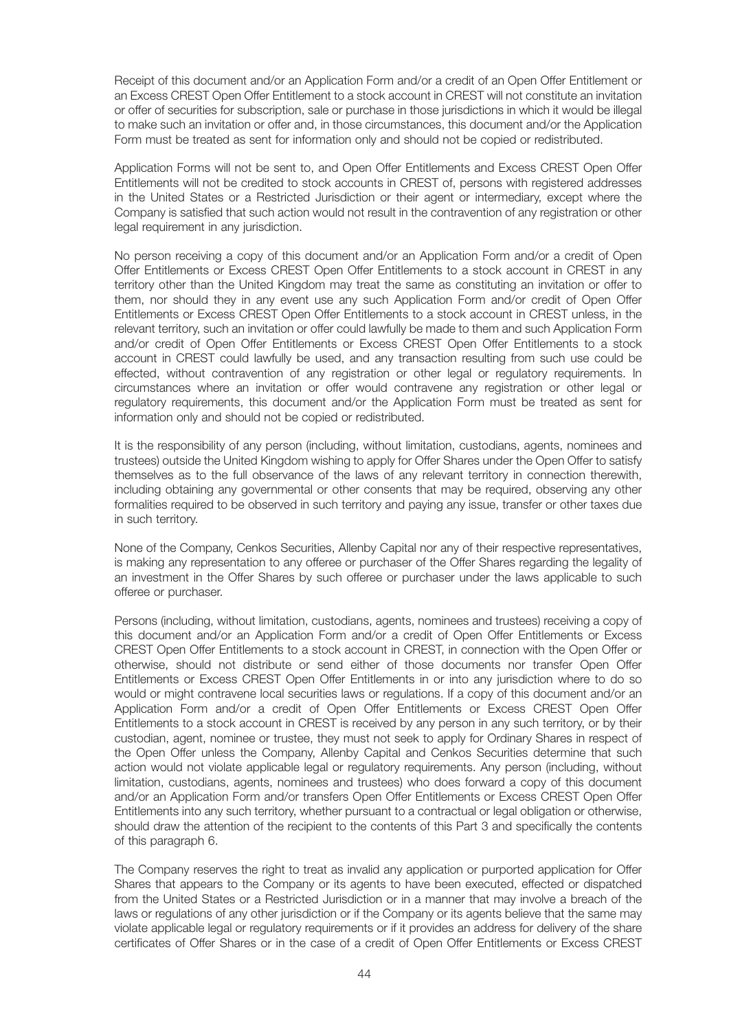Receipt of this document and/or an Application Form and/or a credit of an Open Offer Entitlement or an Excess CREST Open Offer Entitlement to a stock account in CREST will not constitute an invitation or offer of securities for subscription, sale or purchase in those jurisdictions in which it would be illegal to make such an invitation or offer and, in those circumstances, this document and/or the Application Form must be treated as sent for information only and should not be copied or redistributed.

Application Forms will not be sent to, and Open Offer Entitlements and Excess CREST Open Offer Entitlements will not be credited to stock accounts in CREST of, persons with registered addresses in the United States or a Restricted Jurisdiction or their agent or intermediary, except where the Company is satisfied that such action would not result in the contravention of any registration or other legal requirement in any jurisdiction.

No person receiving a copy of this document and/or an Application Form and/or a credit of Open Offer Entitlements or Excess CREST Open Offer Entitlements to a stock account in CREST in any territory other than the United Kingdom may treat the same as constituting an invitation or offer to them, nor should they in any event use any such Application Form and/or credit of Open Offer Entitlements or Excess CREST Open Offer Entitlements to a stock account in CREST unless, in the relevant territory, such an invitation or offer could lawfully be made to them and such Application Form and/or credit of Open Offer Entitlements or Excess CREST Open Offer Entitlements to a stock account in CREST could lawfully be used, and any transaction resulting from such use could be effected, without contravention of any registration or other legal or regulatory requirements. In circumstances where an invitation or offer would contravene any registration or other legal or regulatory requirements, this document and/or the Application Form must be treated as sent for information only and should not be copied or redistributed.

It is the responsibility of any person (including, without limitation, custodians, agents, nominees and trustees) outside the United Kingdom wishing to apply for Offer Shares under the Open Offer to satisfy themselves as to the full observance of the laws of any relevant territory in connection therewith, including obtaining any governmental or other consents that may be required, observing any other formalities required to be observed in such territory and paying any issue, transfer or other taxes due in such territory.

None of the Company, Cenkos Securities, Allenby Capital nor any of their respective representatives, is making any representation to any offeree or purchaser of the Offer Shares regarding the legality of an investment in the Offer Shares by such offeree or purchaser under the laws applicable to such offeree or purchaser.

Persons (including, without limitation, custodians, agents, nominees and trustees) receiving a copy of this document and/or an Application Form and/or a credit of Open Offer Entitlements or Excess CREST Open Offer Entitlements to a stock account in CREST, in connection with the Open Offer or otherwise, should not distribute or send either of those documents nor transfer Open Offer Entitlements or Excess CREST Open Offer Entitlements in or into any jurisdiction where to do so would or might contravene local securities laws or regulations. If a copy of this document and/or an Application Form and/or a credit of Open Offer Entitlements or Excess CREST Open Offer Entitlements to a stock account in CREST is received by any person in any such territory, or by their custodian, agent, nominee or trustee, they must not seek to apply for Ordinary Shares in respect of the Open Offer unless the Company, Allenby Capital and Cenkos Securities determine that such action would not violate applicable legal or regulatory requirements. Any person (including, without limitation, custodians, agents, nominees and trustees) who does forward a copy of this document and/or an Application Form and/or transfers Open Offer Entitlements or Excess CREST Open Offer Entitlements into any such territory, whether pursuant to a contractual or legal obligation or otherwise, should draw the attention of the recipient to the contents of this Part 3 and specifically the contents of this paragraph 6.

The Company reserves the right to treat as invalid any application or purported application for Offer Shares that appears to the Company or its agents to have been executed, effected or dispatched from the United States or a Restricted Jurisdiction or in a manner that may involve a breach of the laws or regulations of any other jurisdiction or if the Company or its agents believe that the same may violate applicable legal or regulatory requirements or if it provides an address for delivery of the share certificates of Offer Shares or in the case of a credit of Open Offer Entitlements or Excess CREST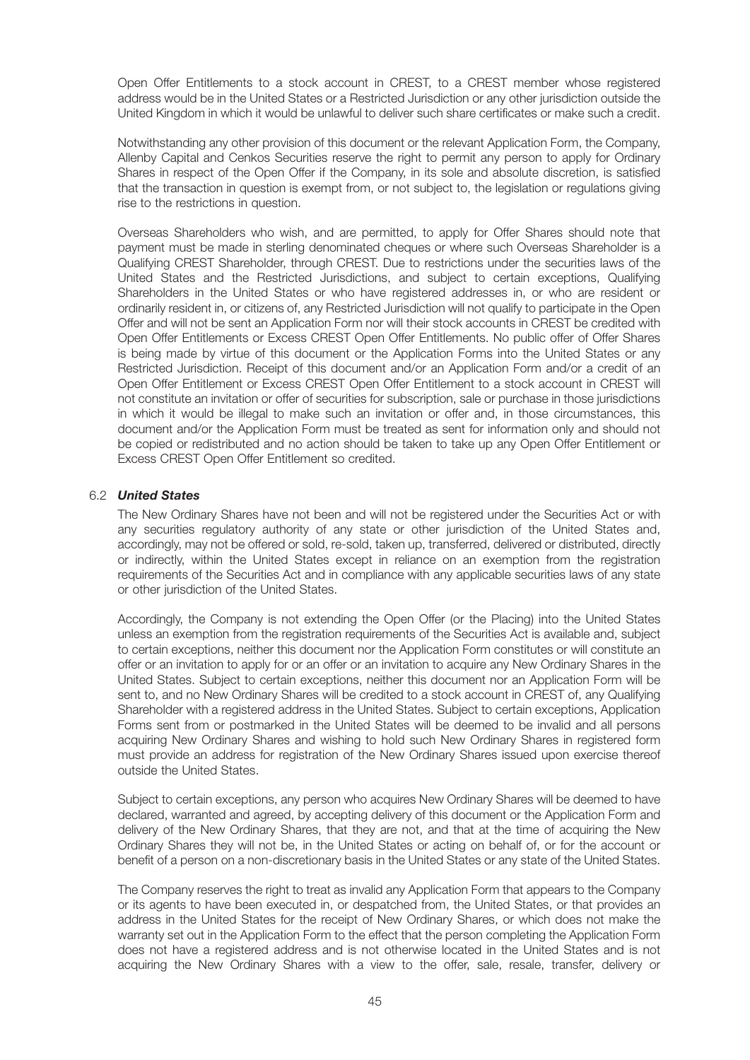Open Offer Entitlements to a stock account in CREST, to a CREST member whose registered address would be in the United States or a Restricted Jurisdiction or any other jurisdiction outside the United Kingdom in which it would be unlawful to deliver such share certificates or make such a credit.

Notwithstanding any other provision of this document or the relevant Application Form, the Company, Allenby Capital and Cenkos Securities reserve the right to permit any person to apply for Ordinary Shares in respect of the Open Offer if the Company, in its sole and absolute discretion, is satisfied that the transaction in question is exempt from, or not subject to, the legislation or regulations giving rise to the restrictions in question.

Overseas Shareholders who wish, and are permitted, to apply for Offer Shares should note that payment must be made in sterling denominated cheques or where such Overseas Shareholder is a Qualifying CREST Shareholder, through CREST. Due to restrictions under the securities laws of the United States and the Restricted Jurisdictions, and subject to certain exceptions, Qualifying Shareholders in the United States or who have registered addresses in, or who are resident or ordinarily resident in, or citizens of, any Restricted Jurisdiction will not qualify to participate in the Open Offer and will not be sent an Application Form nor will their stock accounts in CREST be credited with Open Offer Entitlements or Excess CREST Open Offer Entitlements. No public offer of Offer Shares is being made by virtue of this document or the Application Forms into the United States or any Restricted Jurisdiction. Receipt of this document and/or an Application Form and/or a credit of an Open Offer Entitlement or Excess CREST Open Offer Entitlement to a stock account in CREST will not constitute an invitation or offer of securities for subscription, sale or purchase in those jurisdictions in which it would be illegal to make such an invitation or offer and, in those circumstances, this document and/or the Application Form must be treated as sent for information only and should not be copied or redistributed and no action should be taken to take up any Open Offer Entitlement or Excess CREST Open Offer Entitlement so credited.

### 6.2 ***United States***

The New Ordinary Shares have not been and will not be registered under the Securities Act or with any securities regulatory authority of any state or other jurisdiction of the United States and, accordingly, may not be offered or sold, re-sold, taken up, transferred, delivered or distributed, directly or indirectly, within the United States except in reliance on an exemption from the registration requirements of the Securities Act and in compliance with any applicable securities laws of any state or other jurisdiction of the United States.

Accordingly, the Company is not extending the Open Offer (or the Placing) into the United States unless an exemption from the registration requirements of the Securities Act is available and, subject to certain exceptions, neither this document nor the Application Form constitutes or will constitute an offer or an invitation to apply for or an offer or an invitation to acquire any New Ordinary Shares in the United States. Subject to certain exceptions, neither this document nor an Application Form will be sent to, and no New Ordinary Shares will be credited to a stock account in CREST of, any Qualifying Shareholder with a registered address in the United States. Subject to certain exceptions, Application Forms sent from or postmarked in the United States will be deemed to be invalid and all persons acquiring New Ordinary Shares and wishing to hold such New Ordinary Shares in registered form must provide an address for registration of the New Ordinary Shares issued upon exercise thereof outside the United States.

Subject to certain exceptions, any person who acquires New Ordinary Shares will be deemed to have declared, warranted and agreed, by accepting delivery of this document or the Application Form and delivery of the New Ordinary Shares, that they are not, and that at the time of acquiring the New Ordinary Shares they will not be, in the United States or acting on behalf of, or for the account or benefit of a person on a non-discretionary basis in the United States or any state of the United States.

The Company reserves the right to treat as invalid any Application Form that appears to the Company or its agents to have been executed in, or despatched from, the United States, or that provides an address in the United States for the receipt of New Ordinary Shares, or which does not make the warranty set out in the Application Form to the effect that the person completing the Application Form does not have a registered address and is not otherwise located in the United States and is not acquiring the New Ordinary Shares with a view to the offer, sale, resale, transfer, delivery or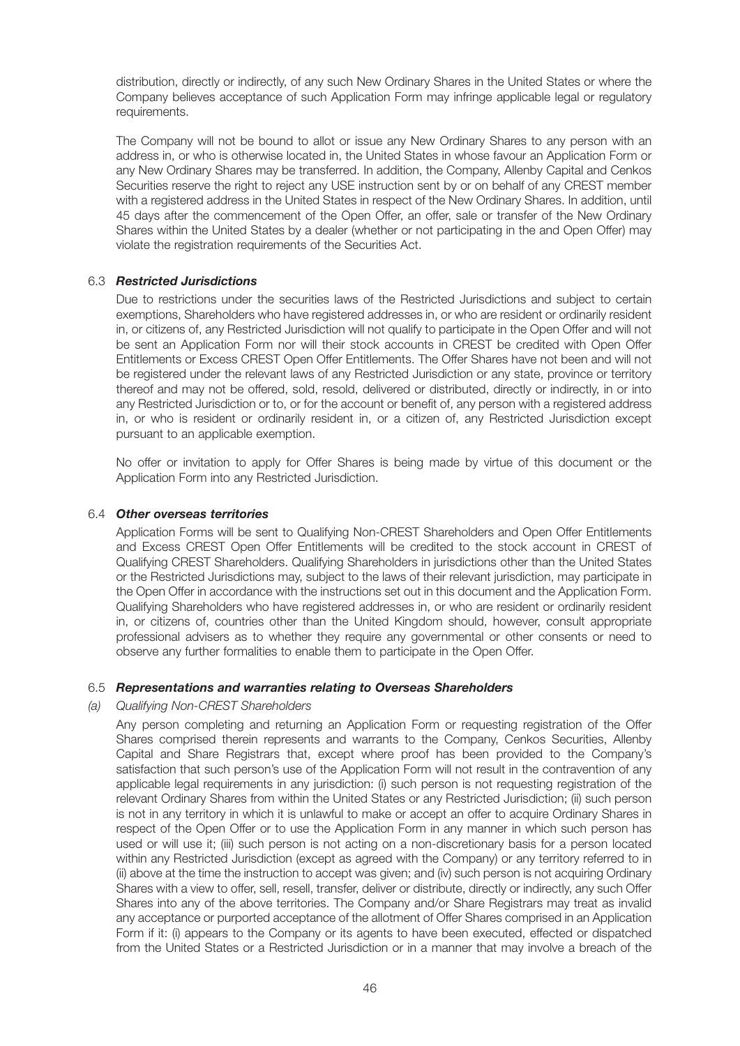distribution, directly or indirectly, of any such New Ordinary Shares in the United States or where the Company believes acceptance of such Application Form may infringe applicable legal or regulatory requirements.

The Company will not be bound to allot or issue any New Ordinary Shares to any person with an address in, or who is otherwise located in, the United States in whose favour an Application Form or any New Ordinary Shares may be transferred. In addition, the Company, Allenby Capital and Cenkos Securities reserve the right to reject any USE instruction sent by or on behalf of any CREST member with a registered address in the United States in respect of the New Ordinary Shares. In addition, until 45 days after the commencement of the Open Offer, an offer, sale or transfer of the New Ordinary Shares within the United States by a dealer (whether or not participating in the and Open Offer) may violate the registration requirements of the Securities Act.

### 6.3 *Restricted Jurisdictions*

Due to restrictions under the securities laws of the Restricted Jurisdictions and subject to certain exemptions, Shareholders who have registered addresses in, or who are resident or ordinarily resident in, or citizens of, any Restricted Jurisdiction will not qualify to participate in the Open Offer and will not be sent an Application Form nor will their stock accounts in CREST be credited with Open Offer Entitlements or Excess CREST Open Offer Entitlements. The Offer Shares have not been and will not be registered under the relevant laws of any Restricted Jurisdiction or any state, province or territory thereof and may not be offered, sold, resold, delivered or distributed, directly or indirectly, in or into any Restricted Jurisdiction or to, or for the account or benefit of, any person with a registered address in, or who is resident or ordinarily resident in, or a citizen of, any Restricted Jurisdiction except pursuant to an applicable exemption.

No offer or invitation to apply for Offer Shares is being made by virtue of this document or the Application Form into any Restricted Jurisdiction.

### 6.4 *Other overseas territories*

Application Forms will be sent to Qualifying Non-CREST Shareholders and Open Offer Entitlements and Excess CREST Open Offer Entitlements will be credited to the stock account in CREST of Qualifying CREST Shareholders. Qualifying Shareholders in jurisdictions other than the United States or the Restricted Jurisdictions may, subject to the laws of their relevant jurisdiction, may participate in the Open Offer in accordance with the instructions set out in this document and the Application Form. Qualifying Shareholders who have registered addresses in, or who are resident or ordinarily resident in, or citizens of, countries other than the United Kingdom should, however, consult appropriate professional advisers as to whether they require any governmental or other consents or need to observe any further formalities to enable them to participate in the Open Offer.

### 6.5 *Representations and warranties relating to Overseas Shareholders*

*(a) Qualifying Non-CREST Shareholders*

Any person completing and returning an Application Form or requesting registration of the Offer Shares comprised therein represents and warrants to the Company, Cenkos Securities, Allenby Capital and Share Registrars that, except where proof has been provided to the Company's satisfaction that such person's use of the Application Form will not result in the contravention of any applicable legal requirements in any jurisdiction: (i) such person is not requesting registration of the relevant Ordinary Shares from within the United States or any Restricted Jurisdiction; (ii) such person is not in any territory in which it is unlawful to make or accept an offer to acquire Ordinary Shares in respect of the Open Offer or to use the Application Form in any manner in which such person has used or will use it; (iii) such person is not acting on a non-discretionary basis for a person located within any Restricted Jurisdiction (except as agreed with the Company) or any territory referred to in (ii) above at the time the instruction to accept was given; and (iv) such person is not acquiring Ordinary Shares with a view to offer, sell, resell, transfer, deliver or distribute, directly or indirectly, any such Offer Shares into any of the above territories. The Company and/or Share Registrars may treat as invalid any acceptance or purported acceptance of the allotment of Offer Shares comprised in an Application Form if it: (i) appears to the Company or its agents to have been executed, effected or dispatched from the United States or a Restricted Jurisdiction or in a manner that may involve a breach of the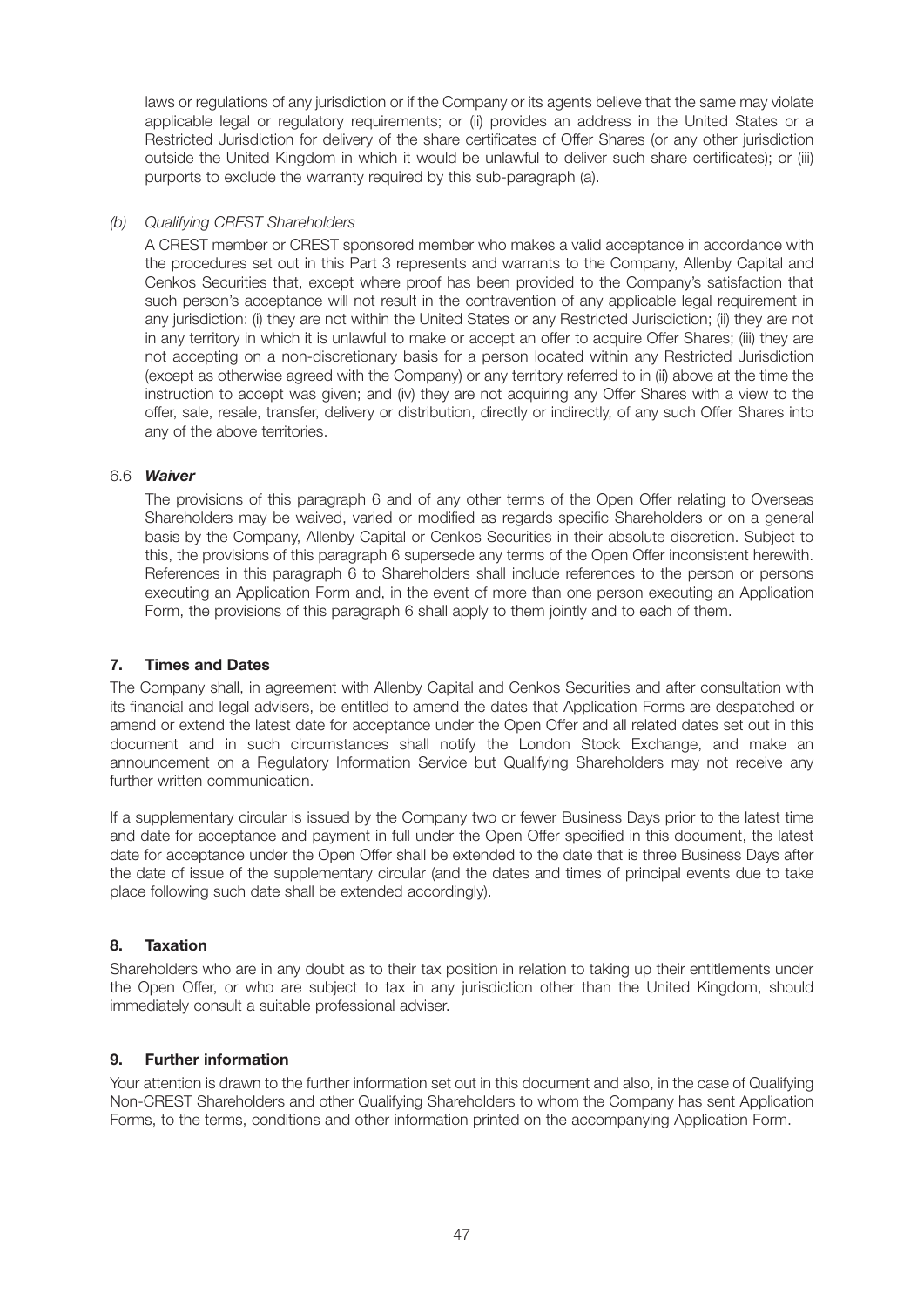laws or regulations of any jurisdiction or if the Company or its agents believe that the same may violate applicable legal or regulatory requirements; or (ii) provides an address in the United States or a Restricted Jurisdiction for delivery of the share certificates of Offer Shares (or any other jurisdiction outside the United Kingdom in which it would be unlawful to deliver such share certificates); or (iii) purports to exclude the warranty required by this sub-paragraph (a).

*(b) Qualifying CREST Shareholders*

A CREST member or CREST sponsored member who makes a valid acceptance in accordance with the procedures set out in this Part 3 represents and warrants to the Company, Allenby Capital and Cenkos Securities that, except where proof has been provided to the Company's satisfaction that such person's acceptance will not result in the contravention of any applicable legal requirement in any jurisdiction: (i) they are not within the United States or any Restricted Jurisdiction; (ii) they are not in any territory in which it is unlawful to make or accept an offer to acquire Offer Shares; (iii) they are not accepting on a non-discretionary basis for a person located within any Restricted Jurisdiction (except as otherwise agreed with the Company) or any territory referred to in (ii) above at the time the instruction to accept was given; and (iv) they are not acquiring any Offer Shares with a view to the offer, sale, resale, transfer, delivery or distribution, directly or indirectly, of any such Offer Shares into any of the above territories.

6.6 ***Waiver***

The provisions of this paragraph 6 and of any other terms of the Open Offer relating to Overseas Shareholders may be waived, varied or modified as regards specific Shareholders or on a general basis by the Company, Allenby Capital or Cenkos Securities in their absolute discretion. Subject to this, the provisions of this paragraph 6 supersede any terms of the Open Offer inconsistent herewith. References in this paragraph 6 to Shareholders shall include references to the person or persons executing an Application Form and, in the event of more than one person executing an Application Form, the provisions of this paragraph 6 shall apply to them jointly and to each of them.

## 7. Times and Dates

The Company shall, in agreement with Allenby Capital and Cenkos Securities and after consultation with its financial and legal advisers, be entitled to amend the dates that Application Forms are despatched or amend or extend the latest date for acceptance under the Open Offer and all related dates set out in this document and in such circumstances shall notify the London Stock Exchange, and make an announcement on a Regulatory Information Service but Qualifying Shareholders may not receive any further written communication.

If a supplementary circular is issued by the Company two or fewer Business Days prior to the latest time and date for acceptance and payment in full under the Open Offer specified in this document, the latest date for acceptance under the Open Offer shall be extended to the date that is three Business Days after the date of issue of the supplementary circular (and the dates and times of principal events due to take place following such date shall be extended accordingly).

## 8. Taxation

Shareholders who are in any doubt as to their tax position in relation to taking up their entitlements under the Open Offer, or who are subject to tax in any jurisdiction other than the United Kingdom, should immediately consult a suitable professional adviser.

## 9. Further information

Your attention is drawn to the further information set out in this document and also, in the case of Qualifying Non-CREST Shareholders and other Qualifying Shareholders to whom the Company has sent Application Forms, to the terms, conditions and other information printed on the accompanying Application Form.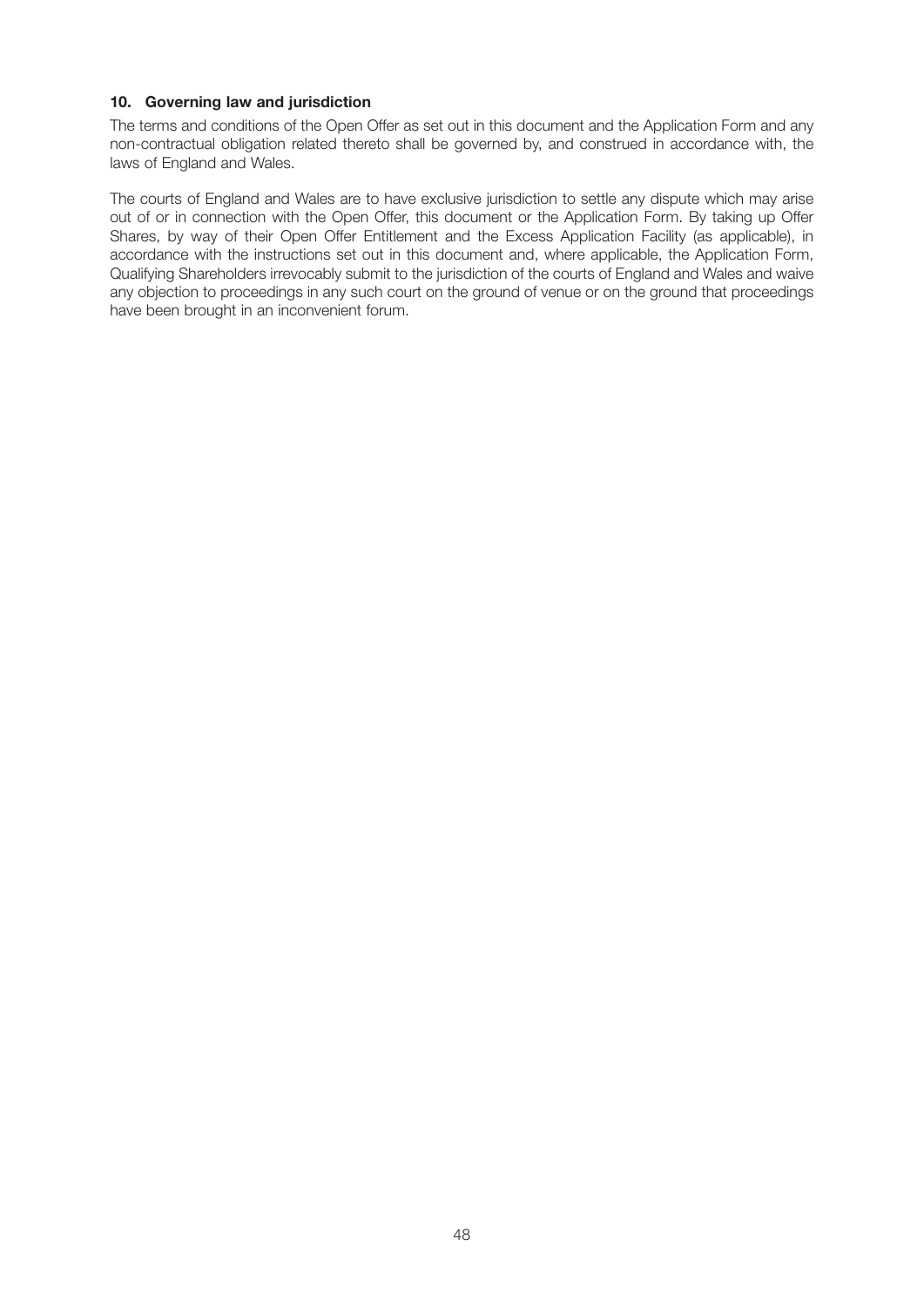### 10. Governing law and jurisdiction

The terms and conditions of the Open Offer as set out in this document and the Application Form and any non-contractual obligation related thereto shall be governed by, and construed in accordance with, the laws of England and Wales.

The courts of England and Wales are to have exclusive jurisdiction to settle any dispute which may arise out of or in connection with the Open Offer, this document or the Application Form. By taking up Offer Shares, by way of their Open Offer Entitlement and the Excess Application Facility (as applicable), in accordance with the instructions set out in this document and, where applicable, the Application Form, Qualifying Shareholders irrevocably submit to the jurisdiction of the courts of England and Wales and waive any objection to proceedings in any such court on the ground of venue or on the ground that proceedings have been brought in an inconvenient forum.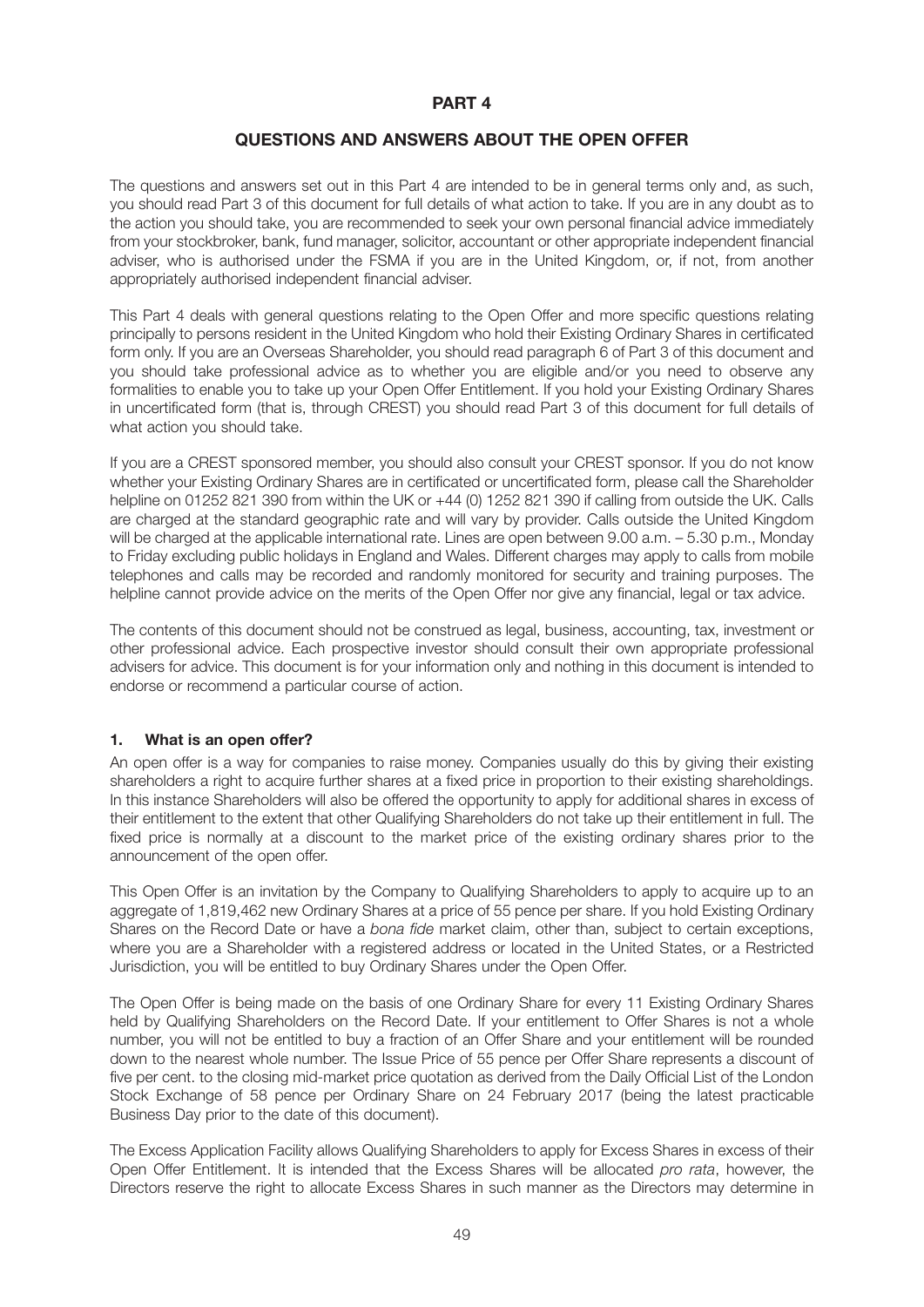# PART 4

## QUESTIONS AND ANSWERS ABOUT THE OPEN OFFER

The questions and answers set out in this Part 4 are intended to be in general terms only and, as such, you should read Part 3 of this document for full details of what action to take. If you are in any doubt as to the action you should take, you are recommended to seek your own personal financial advice immediately from your stockbroker, bank, fund manager, solicitor, accountant or other appropriate independent financial adviser, who is authorised under the FSMA if you are in the United Kingdom, or, if not, from another appropriately authorised independent financial adviser.

This Part 4 deals with general questions relating to the Open Offer and more specific questions relating principally to persons resident in the United Kingdom who hold their Existing Ordinary Shares in certificated form only. If you are an Overseas Shareholder, you should read paragraph 6 of Part 3 of this document and you should take professional advice as to whether you are eligible and/or you need to observe any formalities to enable you to take up your Open Offer Entitlement. If you hold your Existing Ordinary Shares in uncertificated form (that is, through CREST) you should read Part 3 of this document for full details of what action you should take.

If you are a CREST sponsored member, you should also consult your CREST sponsor. If you do not know whether your Existing Ordinary Shares are in certificated or uncertificated form, please call the Shareholder helpline on 01252 821 390 from within the UK or +44 (0) 1252 821 390 if calling from outside the UK. Calls are charged at the standard geographic rate and will vary by provider. Calls outside the United Kingdom will be charged at the applicable international rate. Lines are open between 9.00 a.m. – 5.30 p.m., Monday to Friday excluding public holidays in England and Wales. Different charges may apply to calls from mobile telephones and calls may be recorded and randomly monitored for security and training purposes. The helpline cannot provide advice on the merits of the Open Offer nor give any financial, legal or tax advice.

The contents of this document should not be construed as legal, business, accounting, tax, investment or other professional advice. Each prospective investor should consult their own appropriate professional advisers for advice. This document is for your information only and nothing in this document is intended to endorse or recommend a particular course of action.

### 1. What is an open offer?

An open offer is a way for companies to raise money. Companies usually do this by giving their existing shareholders a right to acquire further shares at a fixed price in proportion to their existing shareholdings. In this instance Shareholders will also be offered the opportunity to apply for additional shares in excess of their entitlement to the extent that other Qualifying Shareholders do not take up their entitlement in full. The fixed price is normally at a discount to the market price of the existing ordinary shares prior to the announcement of the open offer.

This Open Offer is an invitation by the Company to Qualifying Shareholders to apply to acquire up to an aggregate of 1,819,462 new Ordinary Shares at a price of 55 pence per share. If you hold Existing Ordinary Shares on the Record Date or have a *bona fide* market claim, other than, subject to certain exceptions, where you are a Shareholder with a registered address or located in the United States, or a Restricted Jurisdiction, you will be entitled to buy Ordinary Shares under the Open Offer.

The Open Offer is being made on the basis of one Ordinary Share for every 11 Existing Ordinary Shares held by Qualifying Shareholders on the Record Date. If your entitlement to Offer Shares is not a whole number, you will not be entitled to buy a fraction of an Offer Share and your entitlement will be rounded down to the nearest whole number. The Issue Price of 55 pence per Offer Share represents a discount of five per cent. to the closing mid-market price quotation as derived from the Daily Official List of the London Stock Exchange of 58 pence per Ordinary Share on 24 February 2017 (being the latest practicable Business Day prior to the date of this document).

The Excess Application Facility allows Qualifying Shareholders to apply for Excess Shares in excess of their Open Offer Entitlement. It is intended that the Excess Shares will be allocated *pro rata*, however, the Directors reserve the right to allocate Excess Shares in such manner as the Directors may determine in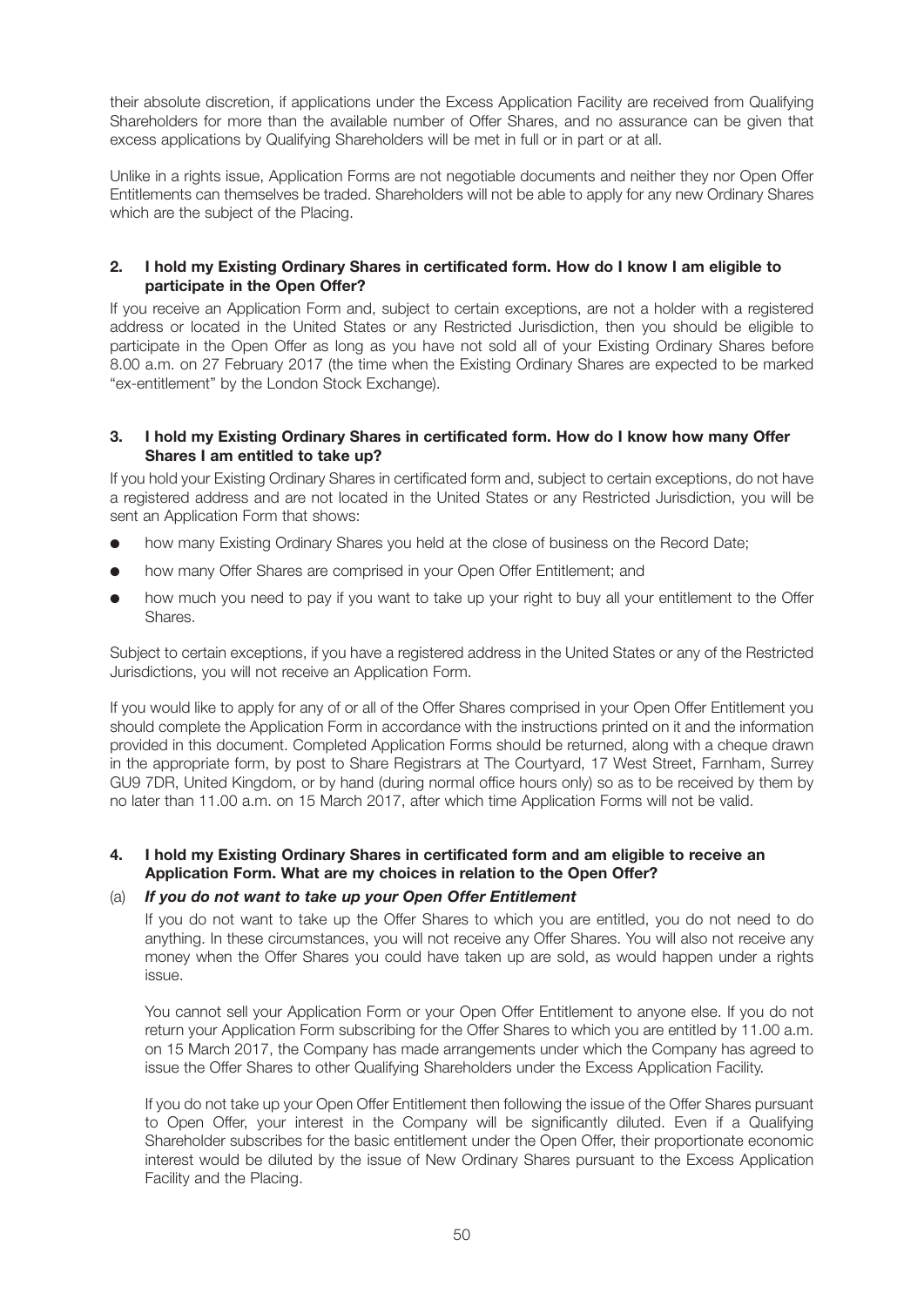their absolute discretion, if applications under the Excess Application Facility are received from Qualifying Shareholders for more than the available number of Offer Shares, and no assurance can be given that excess applications by Qualifying Shareholders will be met in full or in part or at all.

Unlike in a rights issue, Application Forms are not negotiable documents and neither they nor Open Offer Entitlements can themselves be traded. Shareholders will not be able to apply for any new Ordinary Shares which are the subject of the Placing.

**2. I hold my Existing Ordinary Shares in certificated form. How do I know I am eligible to participate in the Open Offer?**

If you receive an Application Form and, subject to certain exceptions, are not a holder with a registered address or located in the United States or any Restricted Jurisdiction, then you should be eligible to participate in the Open Offer as long as you have not sold all of your Existing Ordinary Shares before 8.00 a.m. on 27 February 2017 (the time when the Existing Ordinary Shares are expected to be marked "ex-entitlement" by the London Stock Exchange).

**3. I hold my Existing Ordinary Shares in certificated form. How do I know how many Offer Shares I am entitled to take up?**

If you hold your Existing Ordinary Shares in certificated form and, subject to certain exceptions, do not have a registered address and are not located in the United States or any Restricted Jurisdiction, you will be sent an Application Form that shows:

- how many Existing Ordinary Shares you held at the close of business on the Record Date;
- how many Offer Shares are comprised in your Open Offer Entitlement; and
- how much you need to pay if you want to take up your right to buy all your entitlement to the Offer Shares.

Subject to certain exceptions, if you have a registered address in the United States or any of the Restricted Jurisdictions, you will not receive an Application Form.

If you would like to apply for any of or all of the Offer Shares comprised in your Open Offer Entitlement you should complete the Application Form in accordance with the instructions printed on it and the information provided in this document. Completed Application Forms should be returned, along with a cheque drawn in the appropriate form, by post to Share Registrars at The Courtyard, 17 West Street, Farnham, Surrey GU9 7DR, United Kingdom, or by hand (during normal office hours only) so as to be received by them by no later than 11.00 a.m. on 15 March 2017, after which time Application Forms will not be valid.

**4. I hold my Existing Ordinary Shares in certificated form and am eligible to receive an Application Form. What are my choices in relation to the Open Offer?**

(a) ***If you do not want to take up your Open Offer Entitlement***

If you do not want to take up the Offer Shares to which you are entitled, you do not need to do anything. In these circumstances, you will not receive any Offer Shares. You will also not receive any money when the Offer Shares you could have taken up are sold, as would happen under a rights issue.

You cannot sell your Application Form or your Open Offer Entitlement to anyone else. If you do not return your Application Form subscribing for the Offer Shares to which you are entitled by 11.00 a.m. on 15 March 2017, the Company has made arrangements under which the Company has agreed to issue the Offer Shares to other Qualifying Shareholders under the Excess Application Facility.

If you do not take up your Open Offer Entitlement then following the issue of the Offer Shares pursuant to Open Offer, your interest in the Company will be significantly diluted. Even if a Qualifying Shareholder subscribes for the basic entitlement under the Open Offer, their proportionate economic interest would be diluted by the issue of New Ordinary Shares pursuant to the Excess Application Facility and the Placing.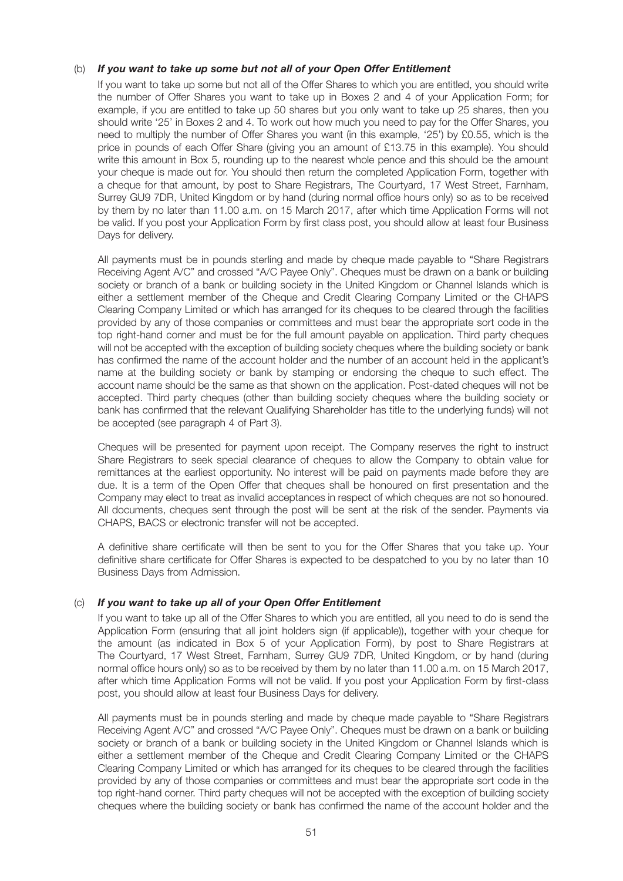(b) ***If you want to take up some but not all of your Open Offer Entitlement***

If you want to take up some but not all of the Offer Shares to which you are entitled, you should write the number of Offer Shares you want to take up in Boxes 2 and 4 of your Application Form; for example, if you are entitled to take up 50 shares but you only want to take up 25 shares, then you should write '25' in Boxes 2 and 4. To work out how much you need to pay for the Offer Shares, you need to multiply the number of Offer Shares you want (in this example, '25') by £0.55, which is the price in pounds of each Offer Share (giving you an amount of £13.75 in this example). You should write this amount in Box 5, rounding up to the nearest whole pence and this should be the amount your cheque is made out for. You should then return the completed Application Form, together with a cheque for that amount, by post to Share Registrars, The Courtyard, 17 West Street, Farnham, Surrey GU9 7DR, United Kingdom or by hand (during normal office hours only) so as to be received by them by no later than 11.00 a.m. on 15 March 2017, after which time Application Forms will not be valid. If you post your Application Form by first class post, you should allow at least four Business Days for delivery.

All payments must be in pounds sterling and made by cheque made payable to "Share Registrars Receiving Agent A/C" and crossed "A/C Payee Only". Cheques must be drawn on a bank or building society or branch of a bank or building society in the United Kingdom or Channel Islands which is either a settlement member of the Cheque and Credit Clearing Company Limited or the CHAPS Clearing Company Limited or which has arranged for its cheques to be cleared through the facilities provided by any of those companies or committees and must bear the appropriate sort code in the top right-hand corner and must be for the full amount payable on application. Third party cheques will not be accepted with the exception of building society cheques where the building society or bank has confirmed the name of the account holder and the number of an account held in the applicant's name at the building society or bank by stamping or endorsing the cheque to such effect. The account name should be the same as that shown on the application. Post-dated cheques will not be accepted. Third party cheques (other than building society cheques where the building society or bank has confirmed that the relevant Qualifying Shareholder has title to the underlying funds) will not be accepted (see paragraph 4 of Part 3).

Cheques will be presented for payment upon receipt. The Company reserves the right to instruct Share Registrars to seek special clearance of cheques to allow the Company to obtain value for remittances at the earliest opportunity. No interest will be paid on payments made before they are due. It is a term of the Open Offer that cheques shall be honoured on first presentation and the Company may elect to treat as invalid acceptances in respect of which cheques are not so honoured. All documents, cheques sent through the post will be sent at the risk of the sender. Payments via CHAPS, BACS or electronic transfer will not be accepted.

A definitive share certificate will then be sent to you for the Offer Shares that you take up. Your definitive share certificate for Offer Shares is expected to be despatched to you by no later than 10 Business Days from Admission.

(c) ***If you want to take up all of your Open Offer Entitlement***

If you want to take up all of the Offer Shares to which you are entitled, all you need to do is send the Application Form (ensuring that all joint holders sign (if applicable)), together with your cheque for the amount (as indicated in Box 5 of your Application Form), by post to Share Registrars at The Courtyard, 17 West Street, Farnham, Surrey GU9 7DR, United Kingdom, or by hand (during normal office hours only) so as to be received by them by no later than 11.00 a.m. on 15 March 2017, after which time Application Forms will not be valid. If you post your Application Form by first-class post, you should allow at least four Business Days for delivery.

All payments must be in pounds sterling and made by cheque made payable to "Share Registrars Receiving Agent A/C" and crossed "A/C Payee Only". Cheques must be drawn on a bank or building society or branch of a bank or building society in the United Kingdom or Channel Islands which is either a settlement member of the Cheque and Credit Clearing Company Limited or the CHAPS Clearing Company Limited or which has arranged for its cheques to be cleared through the facilities provided by any of those companies or committees and must bear the appropriate sort code in the top right-hand corner. Third party cheques will not be accepted with the exception of building society cheques where the building society or bank has confirmed the name of the account holder and the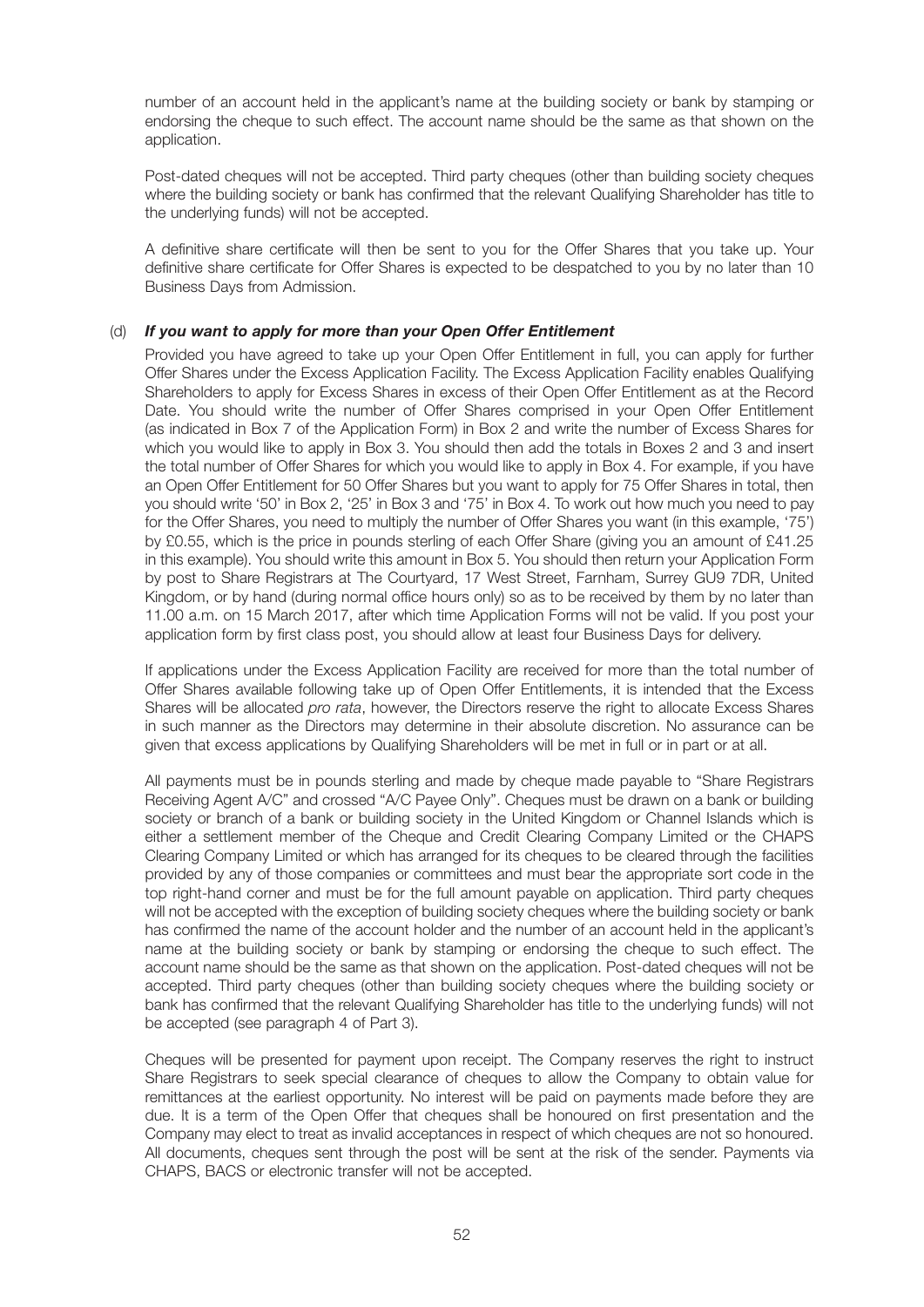number of an account held in the applicant's name at the building society or bank by stamping or endorsing the cheque to such effect. The account name should be the same as that shown on the application.

Post-dated cheques will not be accepted. Third party cheques (other than building society cheques where the building society or bank has confirmed that the relevant Qualifying Shareholder has title to the underlying funds) will not be accepted.

A definitive share certificate will then be sent to you for the Offer Shares that you take up. Your definitive share certificate for Offer Shares is expected to be despatched to you by no later than 10 Business Days from Admission.

(d) ***If you want to apply for more than your Open Offer Entitlement***

Provided you have agreed to take up your Open Offer Entitlement in full, you can apply for further Offer Shares under the Excess Application Facility. The Excess Application Facility enables Qualifying Shareholders to apply for Excess Shares in excess of their Open Offer Entitlement as at the Record Date. You should write the number of Offer Shares comprised in your Open Offer Entitlement (as indicated in Box 7 of the Application Form) in Box 2 and write the number of Excess Shares for which you would like to apply in Box 3. You should then add the totals in Boxes 2 and 3 and insert the total number of Offer Shares for which you would like to apply in Box 4. For example, if you have an Open Offer Entitlement for 50 Offer Shares but you want to apply for 75 Offer Shares in total, then you should write '50' in Box 2, '25' in Box 3 and '75' in Box 4. To work out how much you need to pay for the Offer Shares, you need to multiply the number of Offer Shares you want (in this example, '75') by £0.55, which is the price in pounds sterling of each Offer Share (giving you an amount of £41.25 in this example). You should write this amount in Box 5. You should then return your Application Form by post to Share Registrars at The Courtyard, 17 West Street, Farnham, Surrey GU9 7DR, United Kingdom, or by hand (during normal office hours only) so as to be received by them by no later than 11.00 a.m. on 15 March 2017, after which time Application Forms will not be valid. If you post your application form by first class post, you should allow at least four Business Days for delivery.

If applications under the Excess Application Facility are received for more than the total number of Offer Shares available following take up of Open Offer Entitlements, it is intended that the Excess Shares will be allocated *pro rata*, however, the Directors reserve the right to allocate Excess Shares in such manner as the Directors may determine in their absolute discretion. No assurance can be given that excess applications by Qualifying Shareholders will be met in full or in part or at all.

All payments must be in pounds sterling and made by cheque made payable to "Share Registrars Receiving Agent A/C" and crossed "A/C Payee Only". Cheques must be drawn on a bank or building society or branch of a bank or building society in the United Kingdom or Channel Islands which is either a settlement member of the Cheque and Credit Clearing Company Limited or the CHAPS Clearing Company Limited or which has arranged for its cheques to be cleared through the facilities provided by any of those companies or committees and must bear the appropriate sort code in the top right-hand corner and must be for the full amount payable on application. Third party cheques will not be accepted with the exception of building society cheques where the building society or bank has confirmed the name of the account holder and the number of an account held in the applicant's name at the building society or bank by stamping or endorsing the cheque to such effect. The account name should be the same as that shown on the application. Post-dated cheques will not be accepted. Third party cheques (other than building society cheques where the building society or bank has confirmed that the relevant Qualifying Shareholder has title to the underlying funds) will not be accepted (see paragraph 4 of Part 3).

Cheques will be presented for payment upon receipt. The Company reserves the right to instruct Share Registrars to seek special clearance of cheques to allow the Company to obtain value for remittances at the earliest opportunity. No interest will be paid on payments made before they are due. It is a term of the Open Offer that cheques shall be honoured on first presentation and the Company may elect to treat as invalid acceptances in respect of which cheques are not so honoured. All documents, cheques sent through the post will be sent at the risk of the sender. Payments via CHAPS, BACS or electronic transfer will not be accepted.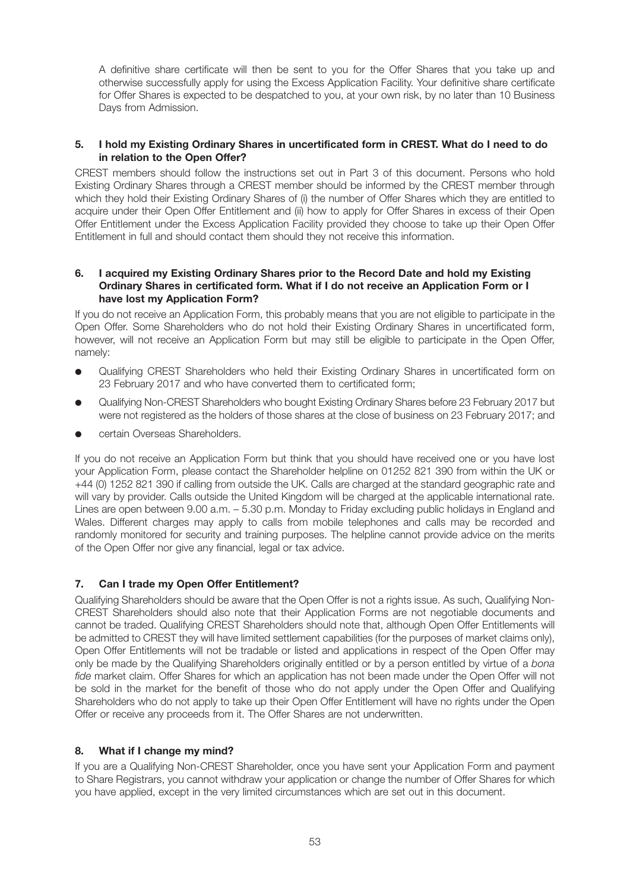A definitive share certificate will then be sent to you for the Offer Shares that you take up and otherwise successfully apply for using the Excess Application Facility. Your definitive share certificate for Offer Shares is expected to be despatched to you, at your own risk, by no later than 10 Business Days from Admission.

**5. I hold my Existing Ordinary Shares in uncertificated form in CREST. What do I need to do in relation to the Open Offer?**

CREST members should follow the instructions set out in Part 3 of this document. Persons who hold Existing Ordinary Shares through a CREST member should be informed by the CREST member through which they hold their Existing Ordinary Shares of (i) the number of Offer Shares which they are entitled to acquire under their Open Offer Entitlement and (ii) how to apply for Offer Shares in excess of their Open Offer Entitlement under the Excess Application Facility provided they choose to take up their Open Offer Entitlement in full and should contact them should they not receive this information.

**6. I acquired my Existing Ordinary Shares prior to the Record Date and hold my Existing Ordinary Shares in certificated form. What if I do not receive an Application Form or I have lost my Application Form?**

If you do not receive an Application Form, this probably means that you are not eligible to participate in the Open Offer. Some Shareholders who do not hold their Existing Ordinary Shares in uncertificated form, however, will not receive an Application Form but may still be eligible to participate in the Open Offer, namely:

- Qualifying CREST Shareholders who held their Existing Ordinary Shares in uncertificated form on 23 February 2017 and who have converted them to certificated form;
- Qualifying Non-CREST Shareholders who bought Existing Ordinary Shares before 23 February 2017 but were not registered as the holders of those shares at the close of business on 23 February 2017; and
- certain Overseas Shareholders.

If you do not receive an Application Form but think that you should have received one or you have lost your Application Form, please contact the Shareholder helpline on 01252 821 390 from within the UK or +44 (0) 1252 821 390 if calling from outside the UK. Calls are charged at the standard geographic rate and will vary by provider. Calls outside the United Kingdom will be charged at the applicable international rate. Lines are open between 9.00 a.m. – 5.30 p.m. Monday to Friday excluding public holidays in England and Wales. Different charges may apply to calls from mobile telephones and calls may be recorded and randomly monitored for security and training purposes. The helpline cannot provide advice on the merits of the Open Offer nor give any financial, legal or tax advice.

**7. Can I trade my Open Offer Entitlement?**

Qualifying Shareholders should be aware that the Open Offer is not a rights issue. As such, Qualifying Non-CREST Shareholders should also note that their Application Forms are not negotiable documents and cannot be traded. Qualifying CREST Shareholders should note that, although Open Offer Entitlements will be admitted to CREST they will have limited settlement capabilities (for the purposes of market claims only), Open Offer Entitlements will not be tradable or listed and applications in respect of the Open Offer may only be made by the Qualifying Shareholders originally entitled or by a person entitled by virtue of a *bona fide* market claim. Offer Shares for which an application has not been made under the Open Offer will not be sold in the market for the benefit of those who do not apply under the Open Offer and Qualifying Shareholders who do not apply to take up their Open Offer Entitlement will have no rights under the Open Offer or receive any proceeds from it. The Offer Shares are not underwritten.

**8. What if I change my mind?**

If you are a Qualifying Non-CREST Shareholder, once you have sent your Application Form and payment to Share Registrars, you cannot withdraw your application or change the number of Offer Shares for which you have applied, except in the very limited circumstances which are set out in this document.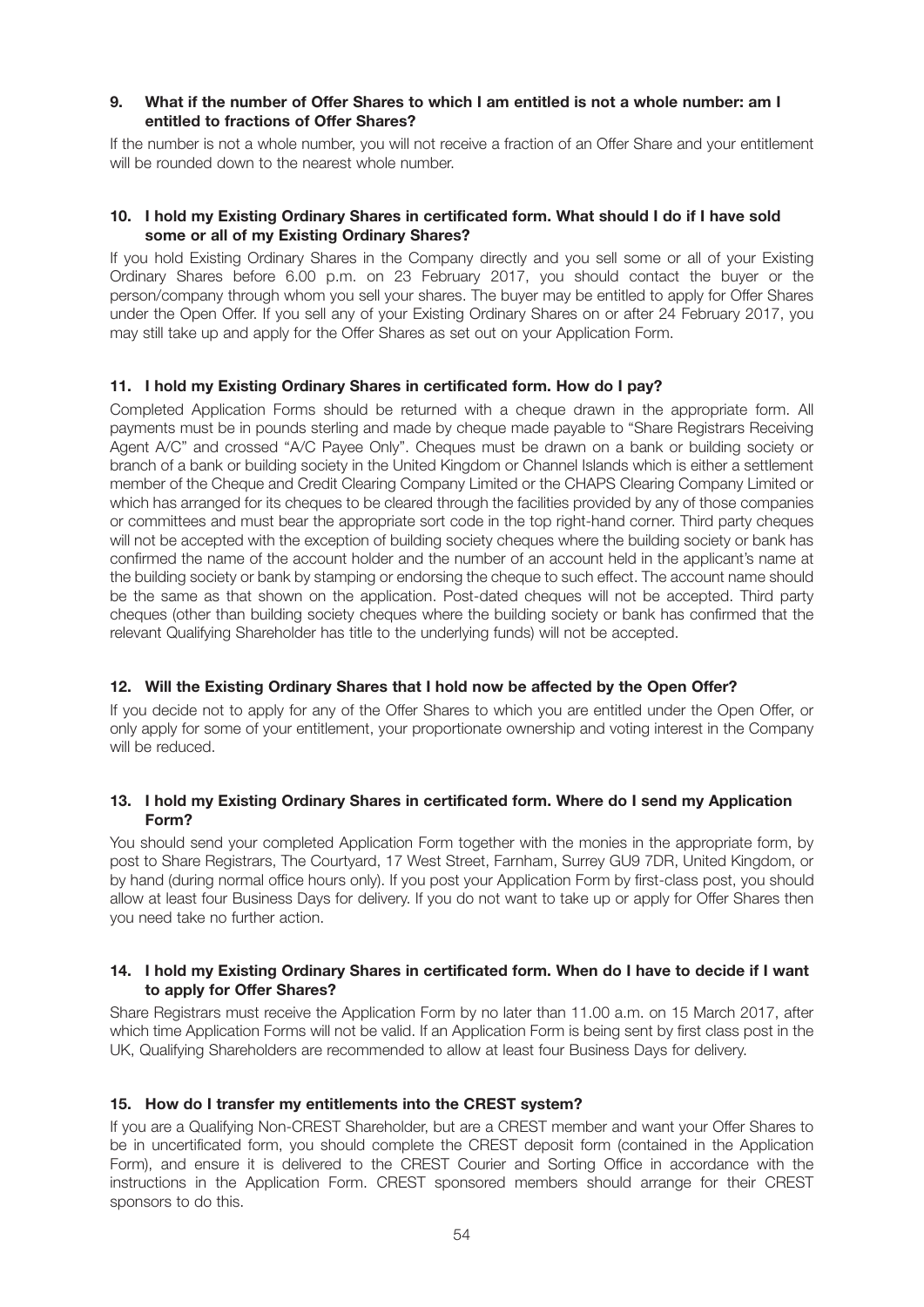**9. What if the number of Offer Shares to which I am entitled is not a whole number: am I entitled to fractions of Offer Shares?**

If the number is not a whole number, you will not receive a fraction of an Offer Share and your entitlement will be rounded down to the nearest whole number.

**10. I hold my Existing Ordinary Shares in certificated form. What should I do if I have sold some or all of my Existing Ordinary Shares?**

If you hold Existing Ordinary Shares in the Company directly and you sell some or all of your Existing Ordinary Shares before 6.00 p.m. on 23 February 2017, you should contact the buyer or the person/company through whom you sell your shares. The buyer may be entitled to apply for Offer Shares under the Open Offer. If you sell any of your Existing Ordinary Shares on or after 24 February 2017, you may still take up and apply for the Offer Shares as set out on your Application Form.

**11. I hold my Existing Ordinary Shares in certificated form. How do I pay?**

Completed Application Forms should be returned with a cheque drawn in the appropriate form. All payments must be in pounds sterling and made by cheque made payable to "Share Registrars Receiving Agent A/C" and crossed "A/C Payee Only". Cheques must be drawn on a bank or building society or branch of a bank or building society in the United Kingdom or Channel Islands which is either a settlement member of the Cheque and Credit Clearing Company Limited or the CHAPS Clearing Company Limited or which has arranged for its cheques to be cleared through the facilities provided by any of those companies or committees and must bear the appropriate sort code in the top right-hand corner. Third party cheques will not be accepted with the exception of building society cheques where the building society or bank has confirmed the name of the account holder and the number of an account held in the applicant's name at the building society or bank by stamping or endorsing the cheque to such effect. The account name should be the same as that shown on the application. Post-dated cheques will not be accepted. Third party cheques (other than building society cheques where the building society or bank has confirmed that the relevant Qualifying Shareholder has title to the underlying funds) will not be accepted.

**12. Will the Existing Ordinary Shares that I hold now be affected by the Open Offer?**

If you decide not to apply for any of the Offer Shares to which you are entitled under the Open Offer, or only apply for some of your entitlement, your proportionate ownership and voting interest in the Company will be reduced.

**13. I hold my Existing Ordinary Shares in certificated form. Where do I send my Application Form?**

You should send your completed Application Form together with the monies in the appropriate form, by post to Share Registrars, The Courtyard, 17 West Street, Farnham, Surrey GU9 7DR, United Kingdom, or by hand (during normal office hours only). If you post your Application Form by first-class post, you should allow at least four Business Days for delivery. If you do not want to take up or apply for Offer Shares then you need take no further action.

**14. I hold my Existing Ordinary Shares in certificated form. When do I have to decide if I want to apply for Offer Shares?**

Share Registrars must receive the Application Form by no later than 11.00 a.m. on 15 March 2017, after which time Application Forms will not be valid. If an Application Form is being sent by first class post in the UK, Qualifying Shareholders are recommended to allow at least four Business Days for delivery.

**15. How do I transfer my entitlements into the CREST system?**

If you are a Qualifying Non-CREST Shareholder, but are a CREST member and want your Offer Shares to be in uncertificated form, you should complete the CREST deposit form (contained in the Application Form), and ensure it is delivered to the CREST Courier and Sorting Office in accordance with the instructions in the Application Form. CREST sponsored members should arrange for their CREST sponsors to do this.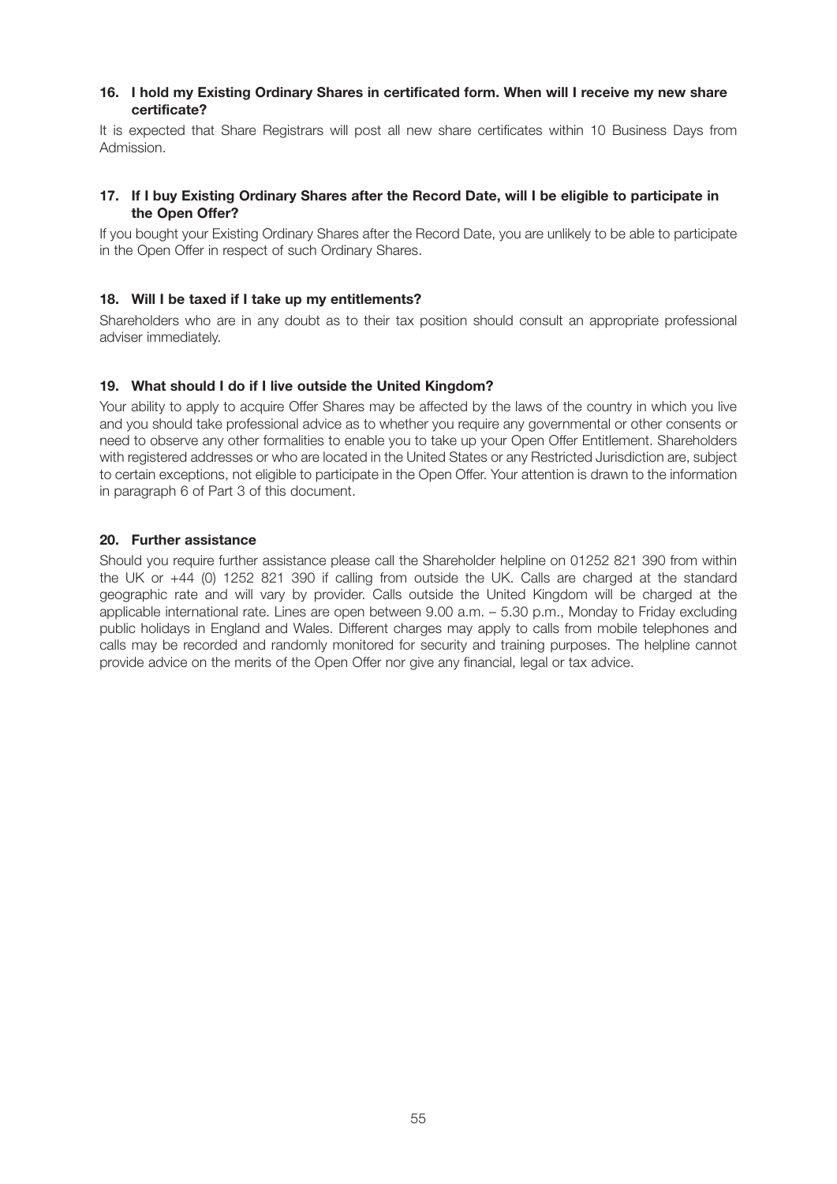**16. I hold my Existing Ordinary Shares in certificated form. When will I receive my new share certificate?**

It is expected that Share Registrars will post all new share certificates within 10 Business Days from Admission.

**17. If I buy Existing Ordinary Shares after the Record Date, will I be eligible to participate in the Open Offer?**

If you bought your Existing Ordinary Shares after the Record Date, you are unlikely to be able to participate in the Open Offer in respect of such Ordinary Shares.

**18. Will I be taxed if I take up my entitlements?**

Shareholders who are in any doubt as to their tax position should consult an appropriate professional adviser immediately.

**19. What should I do if I live outside the United Kingdom?**

Your ability to apply to acquire Offer Shares may be affected by the laws of the country in which you live and you should take professional advice as to whether you require any governmental or other consents or need to observe any other formalities to enable you to take up your Open Offer Entitlement. Shareholders with registered addresses or who are located in the United States or any Restricted Jurisdiction are, subject to certain exceptions, not eligible to participate in the Open Offer. Your attention is drawn to the information in paragraph 6 of Part 3 of this document.

**20. Further assistance**

Should you require further assistance please call the Shareholder helpline on 01252 821 390 from within the UK or +44 (0) 1252 821 390 if calling from outside the UK. Calls are charged at the standard geographic rate and will vary by provider. Calls outside the United Kingdom will be charged at the applicable international rate. Lines are open between 9.00 a.m. – 5.30 p.m., Monday to Friday excluding public holidays in England and Wales. Different charges may apply to calls from mobile telephones and calls may be recorded and randomly monitored for security and training purposes. The helpline cannot provide advice on the merits of the Open Offer nor give any financial, legal or tax advice.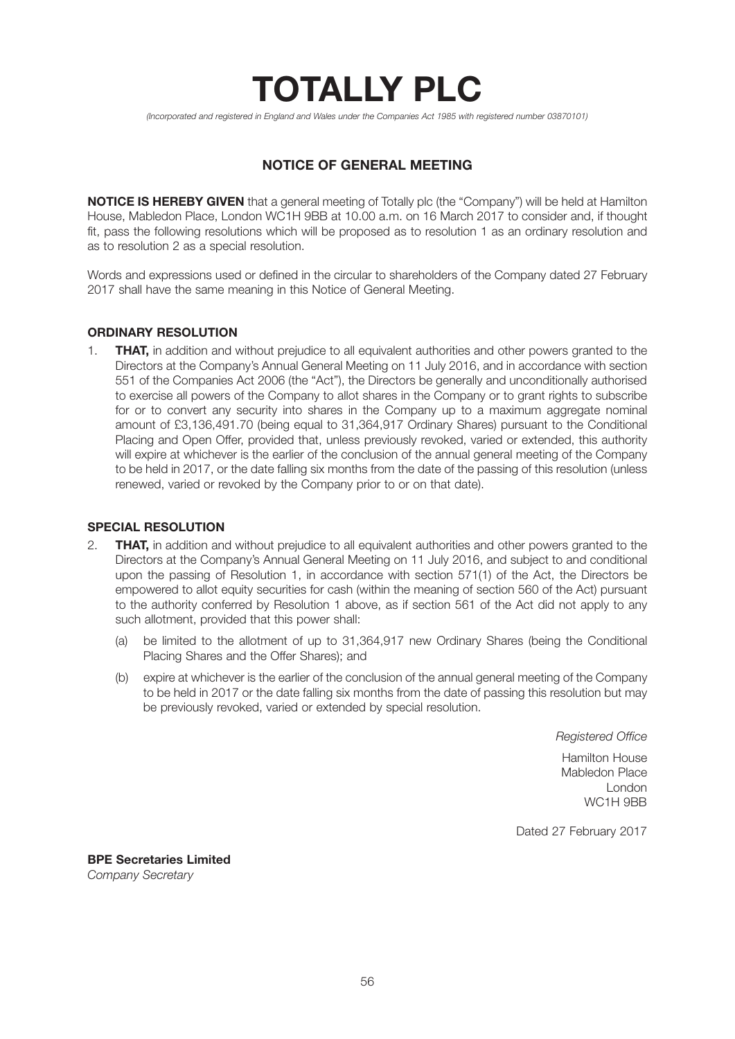# TOTALLY PLC

*(Incorporated and registered in England and Wales under the Companies Act 1985 with registered number 03870101)*

## NOTICE OF GENERAL MEETING

**NOTICE IS HEREBY GIVEN** that a general meeting of Totally plc (the "Company") will be held at Hamilton House, Mabledon Place, London WC1H 9BB at 10.00 a.m. on 16 March 2017 to consider and, if thought fit, pass the following resolutions which will be proposed as to resolution 1 as an ordinary resolution and as to resolution 2 as a special resolution.

Words and expressions used or defined in the circular to shareholders of the Company dated 27 February 2017 shall have the same meaning in this Notice of General Meeting.

### ORDINARY RESOLUTION

1. **THAT,** in addition and without prejudice to all equivalent authorities and other powers granted to the Directors at the Company's Annual General Meeting on 11 July 2016, and in accordance with section 551 of the Companies Act 2006 (the "Act"), the Directors be generally and unconditionally authorised to exercise all powers of the Company to allot shares in the Company or to grant rights to subscribe for or to convert any security into shares in the Company up to a maximum aggregate nominal amount of £3,136,491.70 (being equal to 31,364,917 Ordinary Shares) pursuant to the Conditional Placing and Open Offer, provided that, unless previously revoked, varied or extended, this authority will expire at whichever is the earlier of the conclusion of the annual general meeting of the Company to be held in 2017, or the date falling six months from the date of the passing of this resolution (unless renewed, varied or revoked by the Company prior to or on that date).

### SPECIAL RESOLUTION

2. **THAT,** in addition and without prejudice to all equivalent authorities and other powers granted to the Directors at the Company's Annual General Meeting on 11 July 2016, and subject to and conditional upon the passing of Resolution 1, in accordance with section 571(1) of the Act, the Directors be empowered to allot equity securities for cash (within the meaning of section 560 of the Act) pursuant to the authority conferred by Resolution 1 above, as if section 561 of the Act did not apply to any such allotment, provided that this power shall:

   (a) be limited to the allotment of up to 31,364,917 new Ordinary Shares (being the Conditional Placing Shares and the Offer Shares); and

   (b) expire at whichever is the earlier of the conclusion of the annual general meeting of the Company to be held in 2017 or the date falling six months from the date of passing this resolution but may be previously revoked, varied or extended by special resolution.

*Registered Office*

Hamilton House
Mabledon Place
London
WC1H 9BB

Dated 27 February 2017

**BPE Secretaries Limited**
*Company Secretary*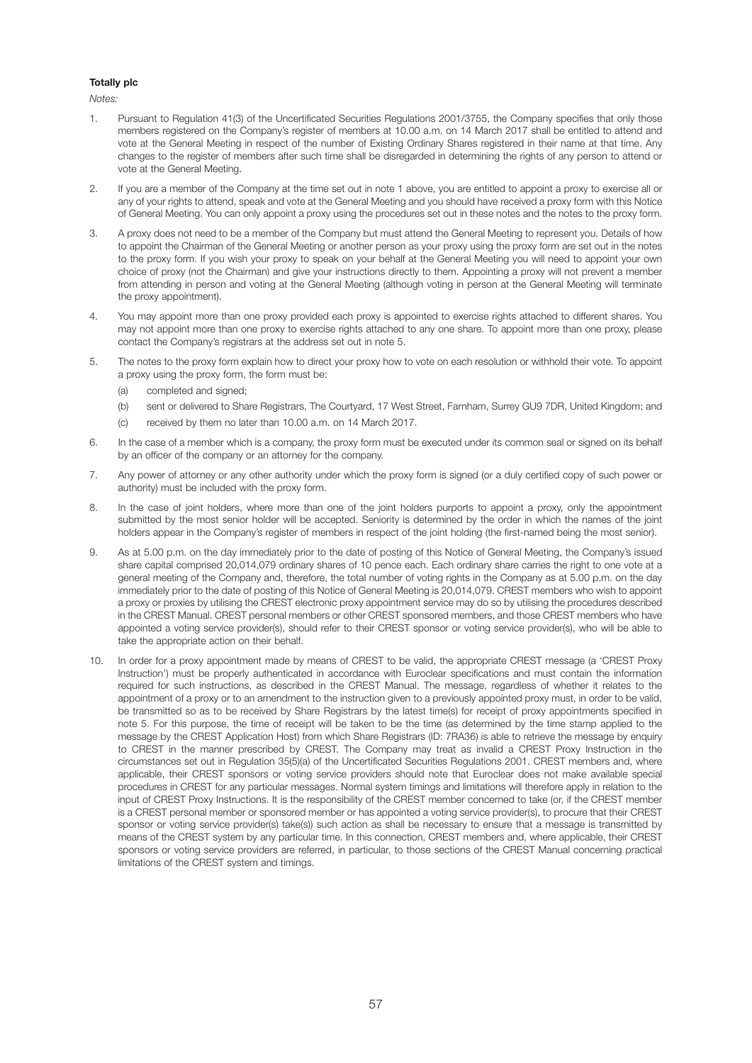**Totally plc**

*Notes:*

1. Pursuant to Regulation 41(3) of the Uncertificated Securities Regulations 2001/3755, the Company specifies that only those members registered on the Company's register of members at 10.00 a.m. on 14 March 2017 shall be entitled to attend and vote at the General Meeting in respect of the number of Existing Ordinary Shares registered in their name at that time. Any changes to the register of members after such time shall be disregarded in determining the rights of any person to attend or vote at the General Meeting.

2. If you are a member of the Company at the time set out in note 1 above, you are entitled to appoint a proxy to exercise all or any of your rights to attend, speak and vote at the General Meeting and you should have received a proxy form with this Notice of General Meeting. You can only appoint a proxy using the procedures set out in these notes and the notes to the proxy form.

3. A proxy does not need to be a member of the Company but must attend the General Meeting to represent you. Details of how to appoint the Chairman of the General Meeting or another person as your proxy using the proxy form are set out in the notes to the proxy form. If you wish your proxy to speak on your behalf at the General Meeting you will need to appoint your own choice of proxy (not the Chairman) and give your instructions directly to them. Appointing a proxy will not prevent a member from attending in person and voting at the General Meeting (although voting in person at the General Meeting will terminate the proxy appointment).

4. You may appoint more than one proxy provided each proxy is appointed to exercise rights attached to different shares. You may not appoint more than one proxy to exercise rights attached to any one share. To appoint more than one proxy, please contact the Company's registrars at the address set out in note 5.

5. The notes to the proxy form explain how to direct your proxy how to vote on each resolution or withhold their vote. To appoint a proxy using the proxy form, the form must be:
   (a) completed and signed;
   (b) sent or delivered to Share Registrars, The Courtyard, 17 West Street, Farnham, Surrey GU9 7DR, United Kingdom; and
   (c) received by them no later than 10.00 a.m. on 14 March 2017.

6. In the case of a member which is a company, the proxy form must be executed under its common seal or signed on its behalf by an officer of the company or an attorney for the company.

7. Any power of attorney or any other authority under which the proxy form is signed (or a duly certified copy of such power or authority) must be included with the proxy form.

8. In the case of joint holders, where more than one of the joint holders purports to appoint a proxy, only the appointment submitted by the most senior holder will be accepted. Seniority is determined by the order in which the names of the joint holders appear in the Company's register of members in respect of the joint holding (the first-named being the most senior).

9. As at 5.00 p.m. on the day immediately prior to the date of posting of this Notice of General Meeting, the Company's issued share capital comprised 20,014,079 ordinary shares of 10 pence each. Each ordinary share carries the right to one vote at a general meeting of the Company and, therefore, the total number of voting rights in the Company as at 5.00 p.m. on the day immediately prior to the date of posting of this Notice of General Meeting is 20,014,079. CREST members who wish to appoint a proxy or proxies by utilising the CREST electronic proxy appointment service may do so by utilising the procedures described in the CREST Manual. CREST personal members or other CREST sponsored members, and those CREST members who have appointed a voting service provider(s), should refer to their CREST sponsor or voting service provider(s), who will be able to take the appropriate action on their behalf.

10. In order for a proxy appointment made by means of CREST to be valid, the appropriate CREST message (a 'CREST Proxy Instruction') must be properly authenticated in accordance with Euroclear specifications and must contain the information required for such instructions, as described in the CREST Manual. The message, regardless of whether it relates to the appointment of a proxy or to an amendment to the instruction given to a previously appointed proxy must, in order to be valid, be transmitted so as to be received by Share Registrars by the latest time(s) for receipt of proxy appointments specified in note 5. For this purpose, the time of receipt will be taken to be the time (as determined by the time stamp applied to the message by the CREST Application Host) from which Share Registrars (ID: 7RA36) is able to retrieve the message by enquiry to CREST in the manner prescribed by CREST. The Company may treat as invalid a CREST Proxy Instruction in the circumstances set out in Regulation 35(5)(a) of the Uncertificated Securities Regulations 2001. CREST members and, where applicable, their CREST sponsors or voting service providers should note that Euroclear does not make available special procedures in CREST for any particular messages. Normal system timings and limitations will therefore apply in relation to the input of CREST Proxy Instructions. It is the responsibility of the CREST member concerned to take (or, if the CREST member is a CREST personal member or sponsored member or has appointed a voting service provider(s), to procure that their CREST sponsor or voting service provider(s) take(s)) such action as shall be necessary to ensure that a message is transmitted by means of the CREST system by any particular time. In this connection, CREST members and, where applicable, their CREST sponsors or voting service providers are referred, in particular, to those sections of the CREST Manual concerning practical limitations of the CREST system and timings.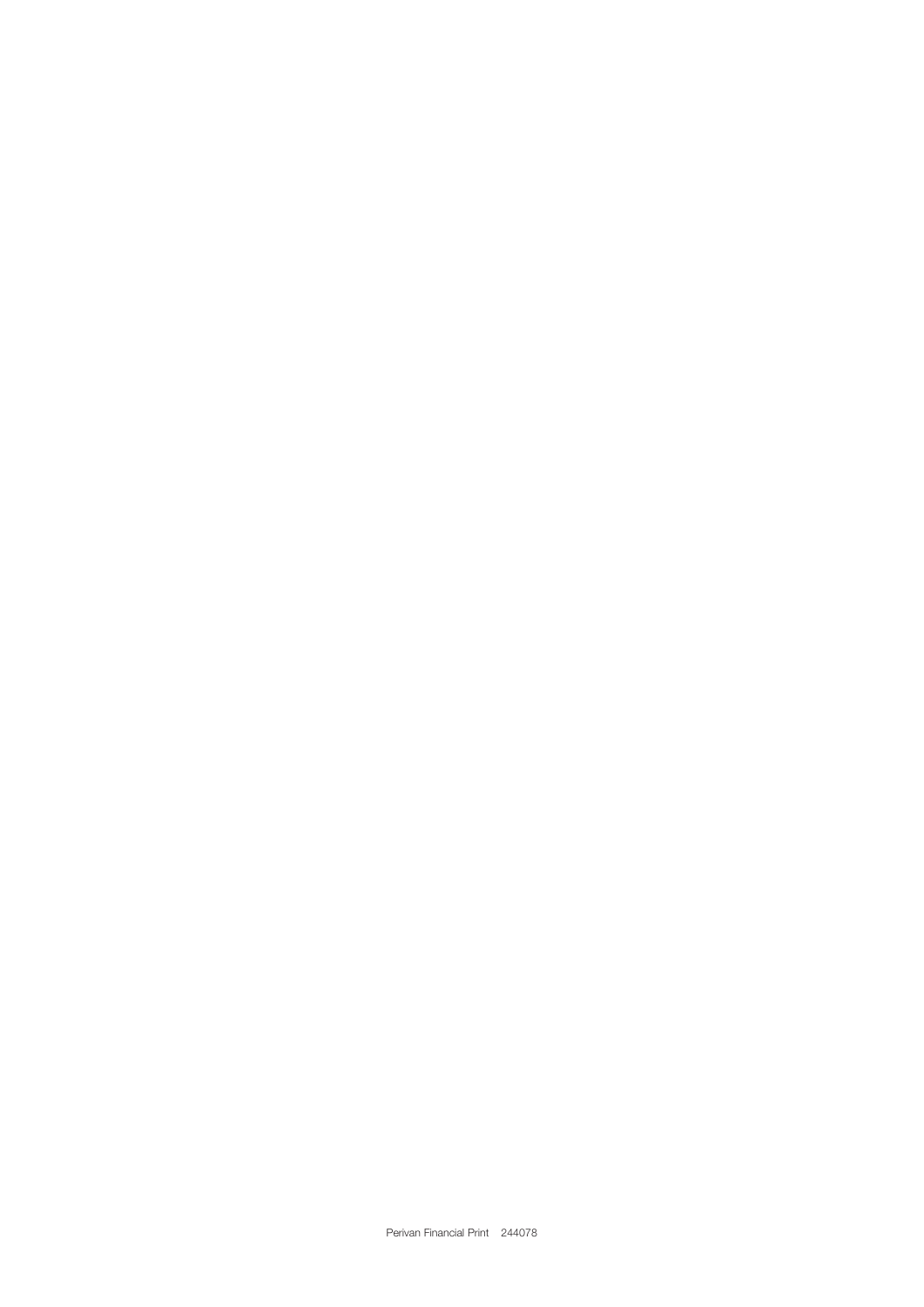Perivan Financial Print 244078